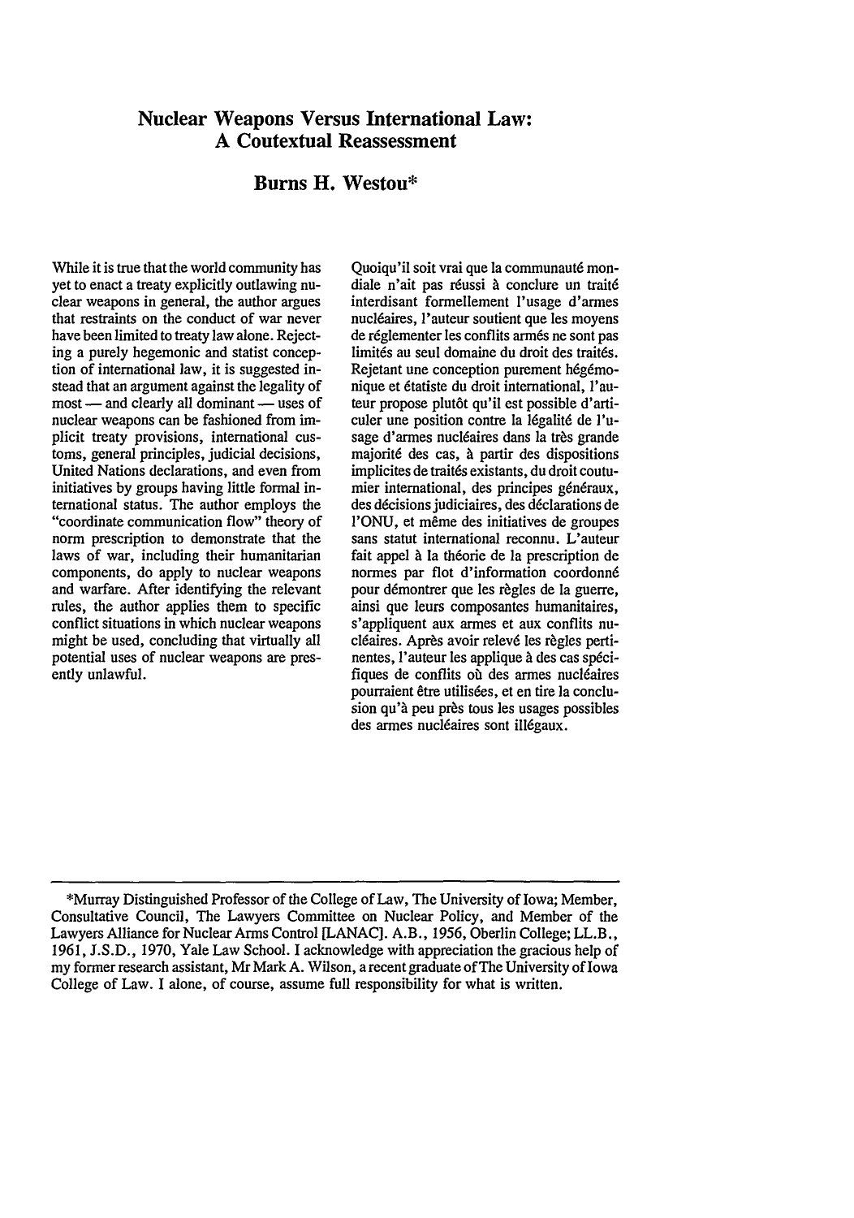# Nuclear Weapons Versus International Law: A Coutextual Reassessment

## Burns H. Westou*

While it is true that the world community has yet to enact a treaty explicitly outlawing nuclear weapons in general, the author argues that restraints on the conduct of war never have been limited to treaty law alone. Rejecting a purely hegemonic and statist conception of international law, it is suggested instead that an argument against the legality of most — and clearly all dominant — uses of nuclear weapons can be fashioned from implicit treaty provisions, international customs, general principles, judicial decisions, United Nations declarations, and even from initiatives by groups having little formal international status. The author employs the "coordinate communication flow" theory of norm prescription to demonstrate that the laws of war, including their humanitarian components, do apply to nuclear weapons and warfare. After identifying the relevant rules, the author applies them to specific conflict situations in which nuclear weapons might be used, concluding that virtually all potential uses of nuclear weapons are presently unlawful.

Quoiqu'il soit vrai que la communauté mondiale n'ait pas réussi à conclure un traité interdisant formellement l'usage d'armes nucléaires, l'auteur soutient que les moyens de réglementer les conflits armés ne sont pas limités au seul domaine du droit des traités. Rejetant une conception purement hégémonique et étatiste du droit international, l'auteur propose plutôt qu'il est possible d'articuler une position contre la légalité de l'usage d'armes nucléaires dans la très grande majorité des cas, à partir des dispositions implicites de traités existants, du droit coutumier international, des principes généraux, des décisions judiciaires, des déclarations de l'ONU, et même des initiatives de groupes sans statut international reconnu. L'auteur fait appel à la théorie de la prescription de normes par flot d'information coordonné pour démontrer que les règles de la guerre, ainsi que leurs composantes humanitaires, s'appliquent aux armes et aux conflits nucléaires. Après avoir relevé les règles pertinentes, l'auteur les applique à des cas spécifiques de conflits où des armes nucléaires pourraient être utilisées, et en tire la conclusion qu'à peu près tous les usages possibles des armes nucléaires sont illégaux.

---

*Murray Distinguished Professor of the College of Law, The University of Iowa; Member, Consultative Council, The Lawyers Committee on Nuclear Policy, and Member of the Lawyers Alliance for Nuclear Arms Control [LANAC]. A.B., 1956, Oberlin College; LL.B., 1961, J.S.D., 1970, Yale Law School. I acknowledge with appreciation the gracious help of my former research assistant, Mr Mark A. Wilson, a recent graduate of The University of Iowa College of Law. I alone, of course, assume full responsibility for what is written.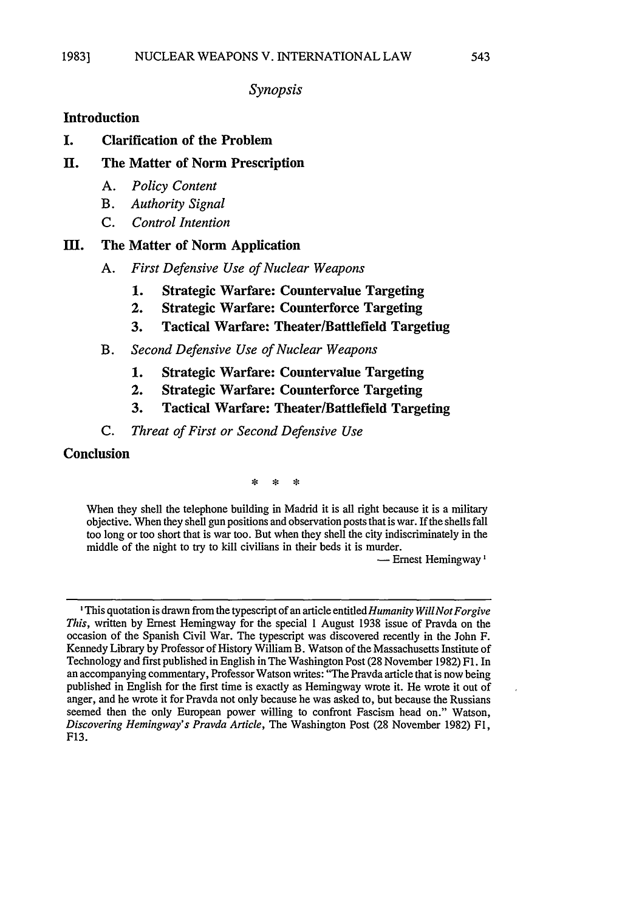*Synopsis*

**Introduction**

**I. Clarification of the Problem**

**II. The Matter of Norm Prescription**

- A. *Policy Content*
- B. *Authority Signal*
- C. *Control Intention*

**III. The Matter of Norm Application**

- A. *First Defensive Use of Nuclear Weapons*
  1. **Strategic Warfare: Countervalue Targeting**
  2. **Strategic Warfare: Counterforce Targeting**
  3. **Tactical Warfare: Theater/Battlefield Targetiug**
- B. *Second Defensive Use of Nuclear Weapons*
  1. **Strategic Warfare: Countervalue Targeting**
  2. **Strategic Warfare: Counterforce Targeting**
  3. **Tactical Warfare: Theater/Battlefield Targeting**
- C. *Threat of First or Second Defensive Use*

**Conclusion**

\* \* \*

When they shell the telephone building in Madrid it is all right because it is a military objective. When they shell gun positions and observation posts that is war. If the shells fall too long or too short that is war too. But when they shell the city indiscriminately in the middle of the night to try to kill civilians in their beds it is murder.

— Ernest Hemingway[1]

---

[1] This quotation is drawn from the typescript of an article entitled *Humanity Will Not Forgive This*, written by Ernest Hemingway for the special 1 August 1938 issue of Pravda on the occasion of the Spanish Civil War. The typescript was discovered recently in the John F. Kennedy Library by Professor of History William B. Watson of the Massachusetts Institute of Technology and first published in English in The Washington Post (28 November 1982) F1. In an accompanying commentary, Professor Watson writes: "The Pravda article that is now being published in English for the first time is exactly as Hemingway wrote it. He wrote it out of anger, and he wrote it for Pravda not only because he was asked to, but because the Russians seemed then the only European power willing to confront Fascism head on." Watson, *Discovering Hemingway's Pravda Article*, The Washington Post (28 November 1982) F1, F13.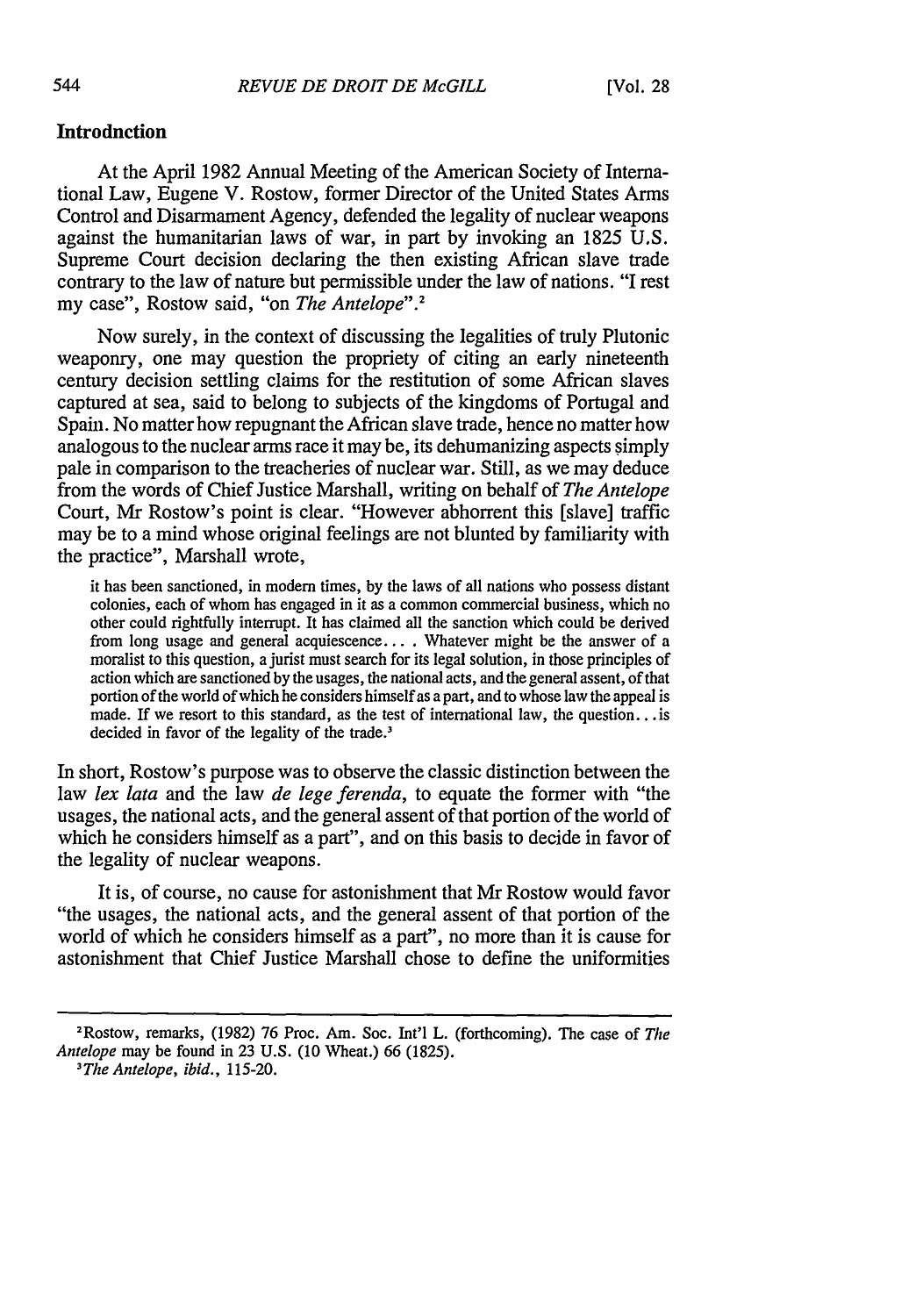## Introdnction

At the April 1982 Annual Meeting of the American Society of International Law, Eugene V. Rostow, former Director of the United States Arms Control and Disarmament Agency, defended the legality of nuclear weapons against the humanitarian laws of war, in part by invoking an 1825 U.S. Supreme Court decision declaring the then existing African slave trade contrary to the law of nature but permissible under the law of nations. "I rest my case", Rostow said, "on *The Antelope*".[2]

Now surely, in the context of discussing the legalities of truly Plutonic weaponry, one may question the propriety of citing an early nineteenth century decision settling claims for the restitution of some African slaves captured at sea, said to belong to subjects of the kingdoms of Portugal and Spain. No matter how repugnant the African slave trade, hence no matter how analogous to the nuclear arms race it may be, its dehumanizing aspects simply pale in comparison to the treacheries of nuclear war. Still, as we may deduce from the words of Chief Justice Marshall, writing on behalf of *The Antelope* Court, Mr Rostow's point is clear. "However abhorrent this [slave] traffic may be to a mind whose original feelings are not blunted by familiarity with the practice", Marshall wrote,

> it has been sanctioned, in modern times, by the laws of all nations who possess distant colonies, each of whom has engaged in it as a common commercial business, which no other could rightfully interrupt. It has claimed all the sanction which could be derived from long usage and general acquiescence. . . . Whatever might be the answer of a moralist to this question, a jurist must search for its legal solution, in those principles of action which are sanctioned by the usages, the national acts, and the general assent, of that portion of the world of which he considers himself as a part, and to whose law the appeal is made. If we resort to this standard, as the test of international law, the question. . . is decided in favor of the legality of the trade.[3]

In short, Rostow's purpose was to observe the classic distinction between the law *lex lata* and the law *de lege ferenda*, to equate the former with "the usages, the national acts, and the general assent of that portion of the world of which he considers himself as a part", and on this basis to decide in favor of the legality of nuclear weapons.

It is, of course, no cause for astonishment that Mr Rostow would favor "the usages, the national acts, and the general assent of that portion of the world of which he considers himself as a part", no more than it is cause for astonishment that Chief Justice Marshall chose to define the uniformities

---

[2] Rostow, remarks, (1982) 76 Proc. Am. Soc. Int'l L. (forthcoming). The case of *The Antelope* may be found in 23 U.S. (10 Wheat.) 66 (1825).

[3] *The Antelope*, *ibid.*, 115-20.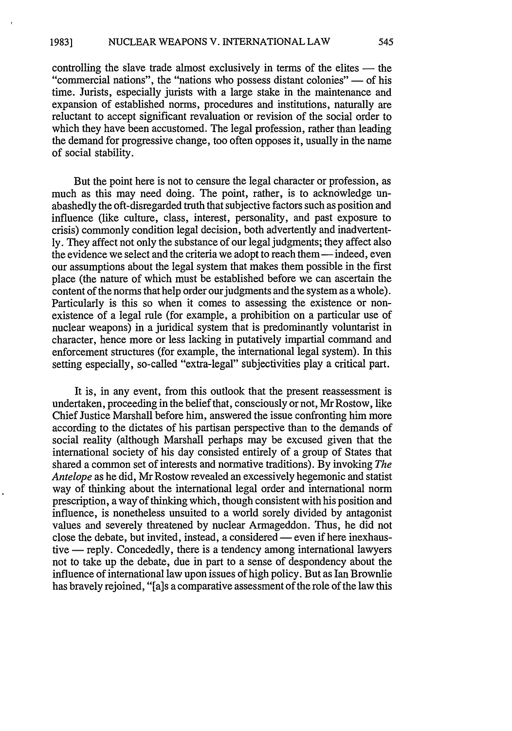controlling the slave trade almost exclusively in terms of the elites — the "commercial nations", the "nations who possess distant colonies" — of his time. Jurists, especially jurists with a large stake in the maintenance and expansion of established norms, procedures and institutions, naturally are reluctant to accept significant revaluation or revision of the social order to which they have been accustomed. The legal profession, rather than leading the demand for progressive change, too often opposes it, usually in the name of social stability.

But the point here is not to censure the legal character or profession, as much as this may need doing. The point, rather, is to acknowledge unabashedly the oft-disregarded truth that subjective factors such as position and influence (like culture, class, interest, personality, and past exposure to crisis) commonly condition legal decision, both advertently and inadvertently. They affect not only the substance of our legal judgments; they affect also the evidence we select and the criteria we adopt to reach them — indeed, even our assumptions about the legal system that makes them possible in the first place (the nature of which must be established before we can ascertain the content of the norms that help order our judgments and the system as a whole). Particularly is this so when it comes to assessing the existence or non-existence of a legal rule (for example, a prohibition on a particular use of nuclear weapons) in a juridical system that is predominantly voluntarist in character, hence more or less lacking in putatively impartial command and enforcement structures (for example, the international legal system). In this setting especially, so-called "extra-legal" subjectivities play a critical part.

It is, in any event, from this outlook that the present reassessment is undertaken, proceeding in the belief that, consciously or not, Mr Rostow, like Chief Justice Marshall before him, answered the issue confronting him more according to the dictates of his partisan perspective than to the demands of social reality (although Marshall perhaps may be excused given that the international society of his day consisted entirely of a group of States that shared a common set of interests and normative traditions). By invoking *The Antelope* as he did, Mr Rostow revealed an excessively hegemonic and statist way of thinking about the international legal order and international norm prescription, a way of thinking which, though consistent with his position and influence, is nonetheless unsuited to a world sorely divided by antagonist values and severely threatened by nuclear Armageddon. Thus, he did not close the debate, but invited, instead, a considered — even if here inexhaustive — reply. Concededly, there is a tendency among international lawyers not to take up the debate, due in part to a sense of despondency about the influence of international law upon issues of high policy. But as Ian Brownlie has bravely rejoined, "[a]s a comparative assessment of the role of the law this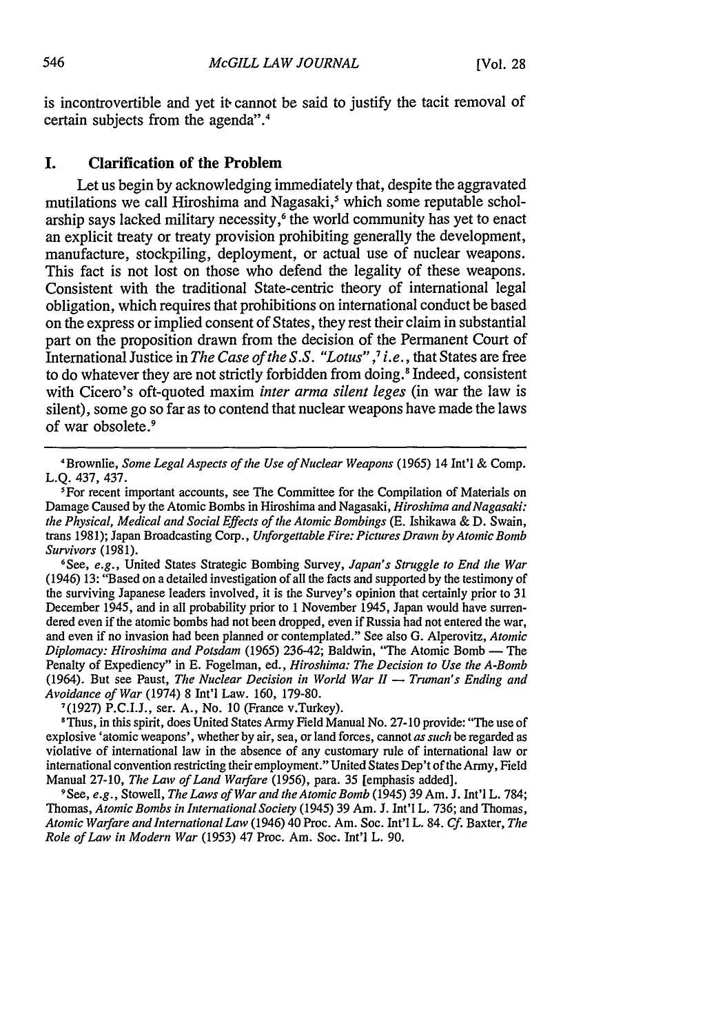is incontrovertible and yet it cannot be said to justify the tacit removal of certain subjects from the agenda".[4]

## I. Clarification of the Problem

Let us begin by acknowledging immediately that, despite the aggravated mutilations we call Hiroshima and Nagasaki,[5] which some reputable scholarship says lacked military necessity,[6] the world community has yet to enact an explicit treaty or treaty provision prohibiting generally the development, manufacture, stockpiling, deployment, or actual use of nuclear weapons. This fact is not lost on those who defend the legality of these weapons. Consistent with the traditional State-centric theory of international legal obligation, which requires that prohibitions on international conduct be based on the express or implied consent of States, they rest their claim in substantial part on the proposition drawn from the decision of the Permanent Court of International Justice in *The Case of the S.S. "Lotus"*,[7] *i.e.*, that States are free to do whatever they are not strictly forbidden from doing.[8] Indeed, consistent with Cicero's oft-quoted maxim *inter arma silent leges* (in war the law is silent), some go so far as to contend that nuclear weapons have made the laws of war obsolete.[9]

---

[4] Brownlie, *Some Legal Aspects of the Use of Nuclear Weapons* (1965) 14 Int'l & Comp. L.Q. 437, 437.

[5] For recent important accounts, see The Committee for the Compilation of Materials on Damage Caused by the Atomic Bombs in Hiroshima and Nagasaki, *Hiroshima and Nagasaki: the Physical, Medical and Social Effects of the Atomic Bombings* (E. Ishikawa & D. Swain, trans 1981); Japan Broadcasting Corp., *Unforgettable Fire: Pictures Drawn by Atomic Bomb Survivors* (1981).

[6] See, *e.g.*, United States Strategic Bombing Survey, *Japan's Struggle to End the War* (1946) 13: "Based on a detailed investigation of all the facts and supported by the testimony of the surviving Japanese leaders involved, it is the Survey's opinion that certainly prior to 31 December 1945, and in all probability prior to 1 November 1945, Japan would have surrendered even if the atomic bombs had not been dropped, even if Russia had not entered the war, and even if no invasion had been planned or contemplated." See also G. Alperovitz, *Atomic Diplomacy: Hiroshima and Potsdam* (1965) 236-42; Baldwin, "The Atomic Bomb — The Penalty of Expediency" in E. Fogelman, ed., *Hiroshima: The Decision to Use the A-Bomb* (1964). But see Paust, *The Nuclear Decision in World War II — Truman's Ending and Avoidance of War* (1974) 8 Int'l Law. 160, 179-80.

[7] (1927) P.C.I.J., ser. A., No. 10 (France v.Turkey).

[8] Thus, in this spirit, does United States Army Field Manual No. 27-10 provide: "The use of explosive 'atomic weapons', whether by air, sea, or land forces, cannot *as such* be regarded as violative of international law in the absence of any customary rule of international law or international convention restricting their employment." United States Dep't of the Army, Field Manual 27-10, *The Law of Land Warfare* (1956), para. 35 [emphasis added].

[9] See, *e.g.*, Stowell, *The Laws of War and the Atomic Bomb* (1945) 39 Am. J. Int'l L. 784; Thomas, *Atomic Bombs in International Society* (1945) 39 Am. J. Int'l L. 736; and Thomas, *Atomic Warfare and International Law* (1946) 40 Proc. Am. Soc. Int'l L. 84. *Cf.* Baxter, *The Role of Law in Modern War* (1953) 47 Proc. Am. Soc. Int'l L. 90.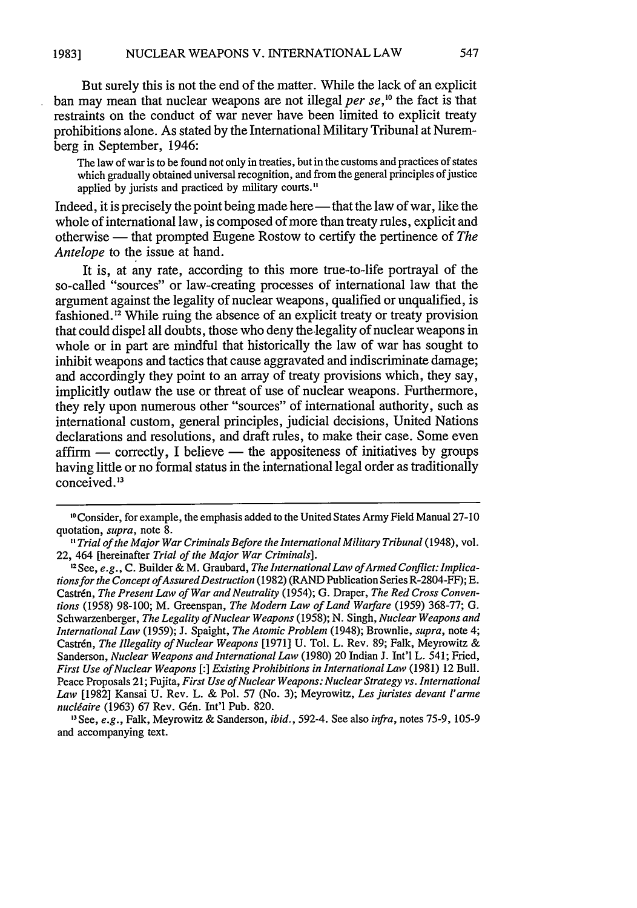But surely this is not the end of the matter. While the lack of an explicit ban may mean that nuclear weapons are not illegal *per se*,[10] the fact is that restraints on the conduct of war never have been limited to explicit treaty prohibitions alone. As stated by the International Military Tribunal at Nuremberg in September, 1946:

> The law of war is to be found not only in treaties, but in the customs and practices of states which gradually obtained universal recognition, and from the general principles of justice applied by jurists and practiced by military courts.[11]

Indeed, it is precisely the point being made here — that the law of war, like the whole of international law, is composed of more than treaty rules, explicit and otherwise — that prompted Eugene Rostow to certify the pertinence of *The Antelope* to the issue at hand.

It is, at any rate, according to this more true-to-life portrayal of the so-called "sources" or law-creating processes of international law that the argument against the legality of nuclear weapons, qualified or unqualified, is fashioned.[12] While ruing the absence of an explicit treaty or treaty provision that could dispel all doubts, those who deny the legality of nuclear weapons in whole or in part are mindful that historically the law of war has sought to inhibit weapons and tactics that cause aggravated and indiscriminate damage; and accordingly they point to an array of treaty provisions which, they say, implicitly outlaw the use or threat of use of nuclear weapons. Furthermore, they rely upon numerous other "sources" of international authority, such as international custom, general principles, judicial decisions, United Nations declarations and resolutions, and draft rules, to make their case. Some even affirm — correctly, I believe — the appositeness of initiatives by groups having little or no formal status in the international legal order as traditionally conceived.[13]

---

[10] Consider, for example, the emphasis added to the United States Army Field Manual 27-10 quotation, *supra*, note 8.

[11] *Trial of the Major War Criminals Before the International Military Tribunal* (1948), vol. 22, 464 [hereinafter *Trial of the Major War Criminals*].

[12] See, *e.g.*, C. Builder & M. Graubard, *The International Law of Armed Conflict: Implications for the Concept of Assured Destruction* (1982) (RAND Publication Series R-2804-FF); E. Castrén, *The Present Law of War and Neutrality* (1954); G. Draper, *The Red Cross Conventions* (1958) 98-100; M. Greenspan, *The Modern Law of Land Warfare* (1959) 368-77; G. Schwarzenberger, *The Legality of Nuclear Weapons* (1958); N. Singh, *Nuclear Weapons and International Law* (1959); J. Spaight, *The Atomic Problem* (1948); Brownlie, *supra*, note 4; Castrén, *The Illegality of Nuclear Weapons* [1971] U. Tol. L. Rev. 89; Falk, Meyrowitz & Sanderson, *Nuclear Weapons and International Law* (1980) 20 Indian J. Int'l L. 541; Fried, *First Use of Nuclear Weapons* [:] *Existing Prohibitions in International Law* (1981) 12 Bull. Peace Proposals 21; Fujita, *First Use of Nuclear Weapons: Nuclear Strategy vs. International Law* [1982] Kansai U. Rev. L. & Pol. 57 (No. 3); Meyrowitz, *Les juristes devant l'arme nucléaire* (1963) 67 Rev. Gén. Int'l Pub. 820.

[13] See, *e.g.*, Falk, Meyrowitz & Sanderson, *ibid.*, 592-4. See also *infra*, notes 75-9, 105-9 and accompanying text.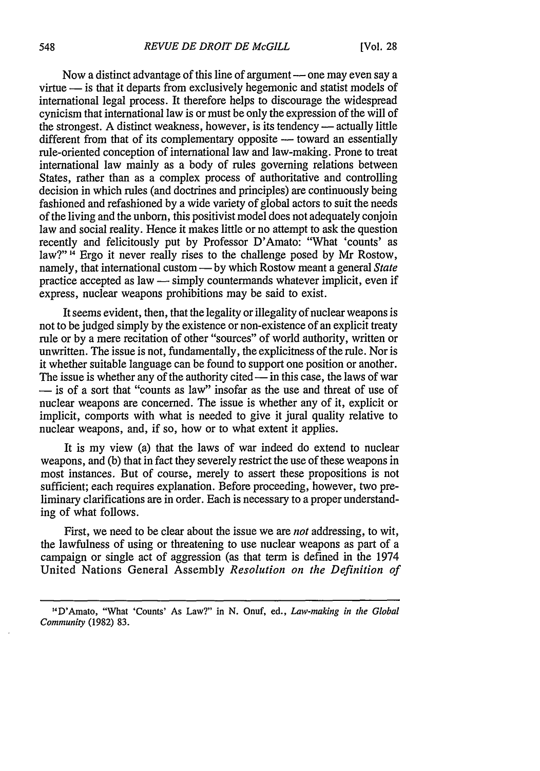Now a distinct advantage of this line of argument — one may even say a virtue — is that it departs from exclusively hegemonic and statist models of international legal process. It therefore helps to discourage the widespread cynicism that international law is or must be only the expression of the will of the strongest. A distinct weakness, however, is its tendency — actually little different from that of its complementary opposite — toward an essentially rule-oriented conception of international law and law-making. Prone to treat international law mainly as a body of rules governing relations between States, rather than as a complex process of authoritative and controlling decision in which rules (and doctrines and principles) are continuously being fashioned and refashioned by a wide variety of global actors to suit the needs of the living and the unborn, this positivist model does not adequately conjoin law and social reality. Hence it makes little or no attempt to ask the question recently and felicitously put by Professor D'Amato: "What 'counts' as law?"[14] Ergo it never really rises to the challenge posed by Mr Rostow, namely, that international custom — by which Rostow meant a general *State* practice accepted as law — simply countermands whatever implicit, even if express, nuclear weapons prohibitions may be said to exist.

It seems evident, then, that the legality or illegality of nuclear weapons is not to be judged simply by the existence or non-existence of an explicit treaty rule or by a mere recitation of other "sources" of world authority, written or unwritten. The issue is not, fundamentally, the explicitness of the rule. Nor is it whether suitable language can be found to support one position or another. The issue is whether any of the authority cited — in this case, the laws of war — is of a sort that "counts as law" insofar as the use and threat of use of nuclear weapons are concerned. The issue is whether any of it, explicit or implicit, comports with what is needed to give it jural quality relative to nuclear weapons, and, if so, how or to what extent it applies.

It is my view (a) that the laws of war indeed do extend to nuclear weapons, and (b) that in fact they severely restrict the use of these weapons in most instances. But of course, merely to assert these propositions is not sufficient; each requires explanation. Before proceeding, however, two preliminary clarifications are in order. Each is necessary to a proper understanding of what follows.

First, we need to be clear about the issue we are *not* addressing, to wit, the lawfulness of using or threatening to use nuclear weapons as part of a campaign or single act of aggression (as that term is defined in the 1974 United Nations General Assembly *Resolution on the Definition of*

---

[14] D'Amato, "What 'Counts' As Law?" in N. Onuf, ed., *Law-making in the Global Community* (1982) 83.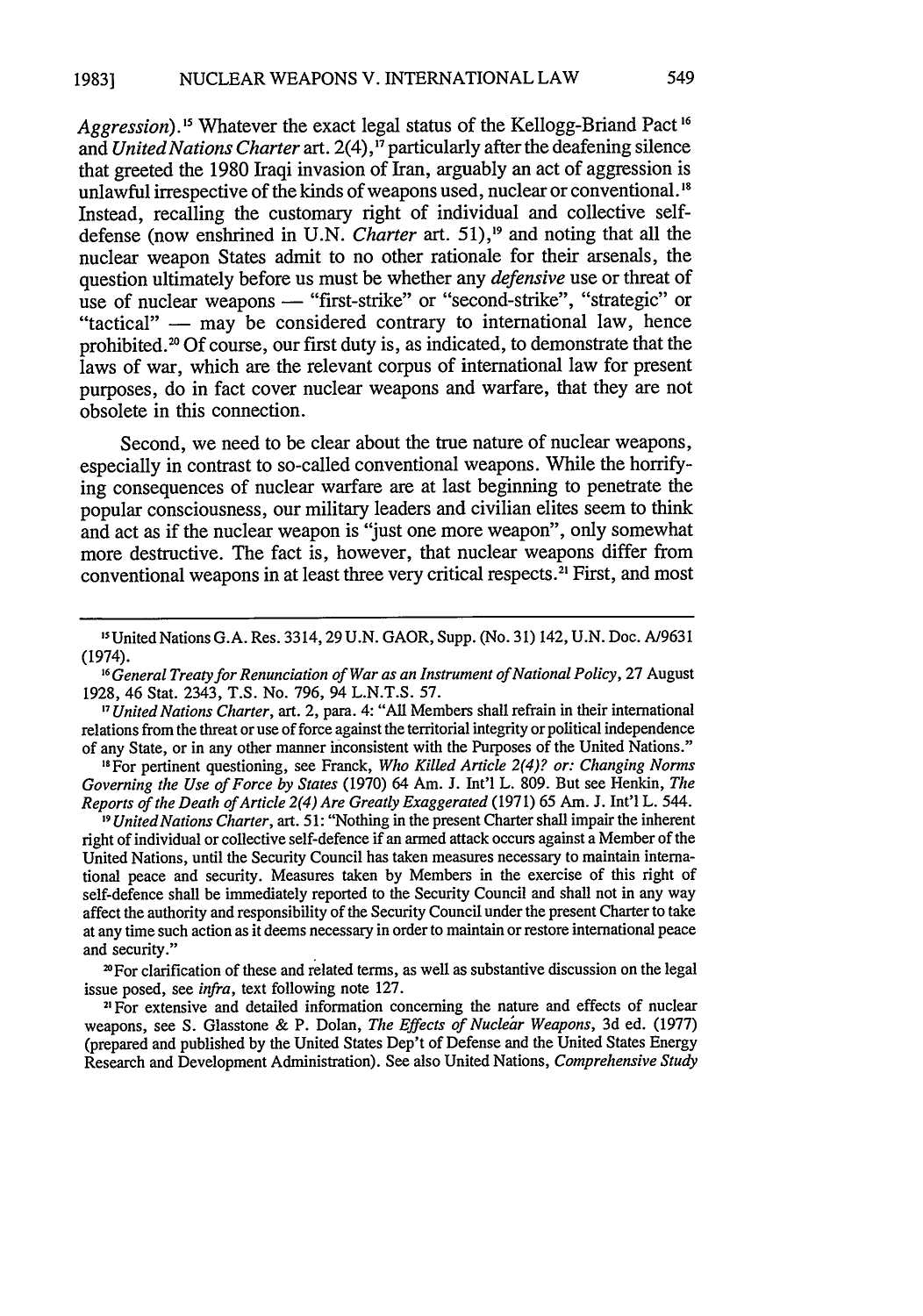*Aggression*).[15] Whatever the exact legal status of the Kellogg-Briand Pact[16] and *United Nations Charter* art. 2(4),[17] particularly after the deafening silence that greeted the 1980 Iraqi invasion of Iran, arguably an act of aggression is unlawful irrespective of the kinds of weapons used, nuclear or conventional.[18] Instead, recalling the customary right of individual and collective self-defense (now enshrined in U.N. *Charter* art. 51),[19] and noting that all the nuclear weapon States admit to no other rationale for their arsenals, the question ultimately before us must be whether any *defensive* use or threat of use of nuclear weapons — "first-strike" or "second-strike", "strategic" or "tactical" — may be considered contrary to international law, hence prohibited.[20] Of course, our first duty is, as indicated, to demonstrate that the laws of war, which are the relevant corpus of international law for present purposes, do in fact cover nuclear weapons and warfare, that they are not obsolete in this connection.

Second, we need to be clear about the true nature of nuclear weapons, especially in contrast to so-called conventional weapons. While the horrifying consequences of nuclear warfare are at last beginning to penetrate the popular consciousness, our military leaders and civilian elites seem to think and act as if the nuclear weapon is "just one more weapon", only somewhat more destructive. The fact is, however, that nuclear weapons differ from conventional weapons in at least three very critical respects.[21] First, and most

---

[15] United Nations G.A. Res. 3314, 29 U.N. GAOR, Supp. (No. 31) 142, U.N. Doc. A/9631 (1974).

[16] *General Treaty for Renunciation of War as an Instrument of National Policy*, 27 August 1928, 46 Stat. 2343, T.S. No. 796, 94 L.N.T.S. 57.

[17] *United Nations Charter*, art. 2, para. 4: "All Members shall refrain in their international relations from the threat or use of force against the territorial integrity or political independence of any State, or in any other manner inconsistent with the Purposes of the United Nations."

[18] For pertinent questioning, see Franck, *Who Killed Article 2(4)? or: Changing Norms Governing the Use of Force by States* (1970) 64 Am. J. Int'l L. 809. But see Henkin, *The Reports of the Death of Article 2(4) Are Greatly Exaggerated* (1971) 65 Am. J. Int'l L. 544.

[19] *United Nations Charter*, art. 51: "Nothing in the present Charter shall impair the inherent right of individual or collective self-defence if an armed attack occurs against a Member of the United Nations, until the Security Council has taken measures necessary to maintain international peace and security. Measures taken by Members in the exercise of this right of self-defence shall be immediately reported to the Security Council and shall not in any way affect the authority and responsibility of the Security Council under the present Charter to take at any time such action as it deems necessary in order to maintain or restore international peace and security."

[20] For clarification of these and related terms, as well as substantive discussion on the legal issue posed, see *infra*, text following note 127.

[21] For extensive and detailed information concerning the nature and effects of nuclear weapons, see S. Glasstone & P. Dolan, *The Effects of Nuclear Weapons*, 3d ed. (1977) (prepared and published by the United States Dep't of Defense and the United States Energy Research and Development Administration). See also United Nations, *Comprehensive Study*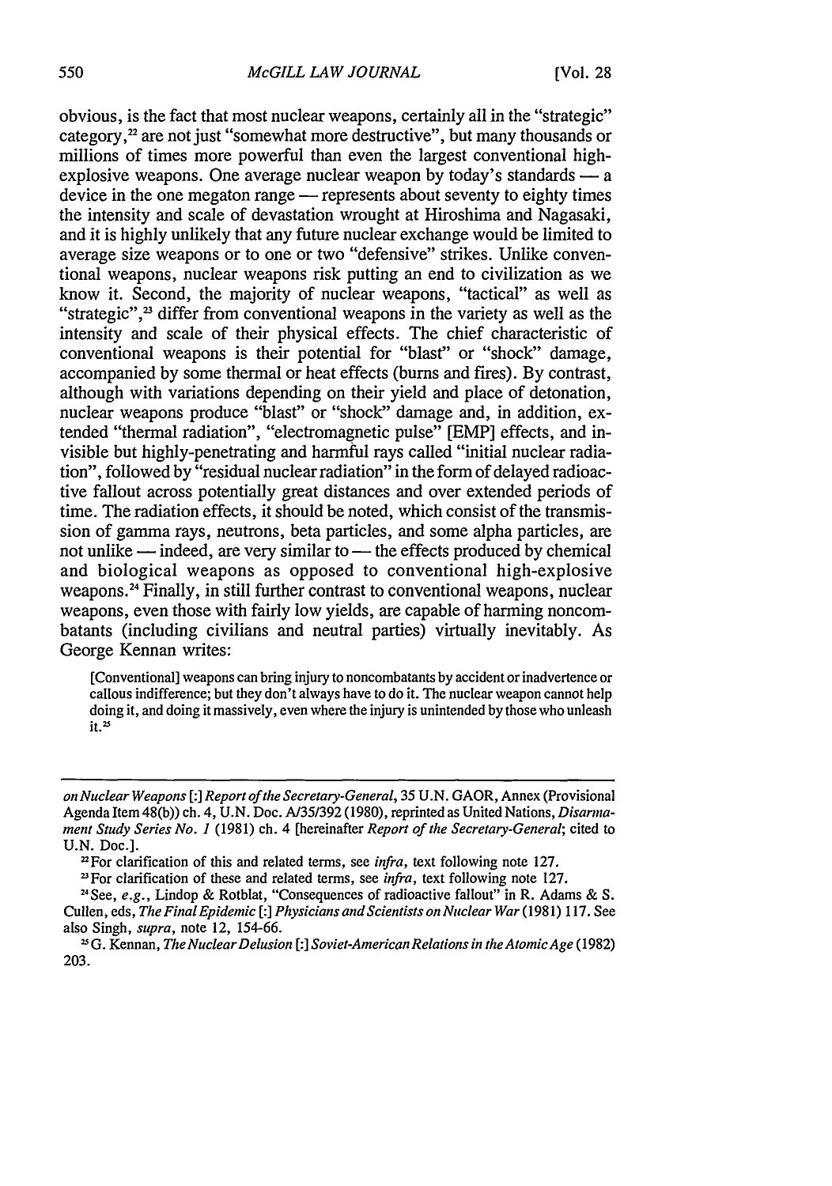obvious, is the fact that most nuclear weapons, certainly all in the "strategic" category,[22] are not just "somewhat more destructive", but many thousands or millions of times more powerful than even the largest conventional high-explosive weapons. One average nuclear weapon by today's standards — a device in the one megaton range — represents about seventy to eighty times the intensity and scale of devastation wrought at Hiroshima and Nagasaki, and it is highly unlikely that any future nuclear exchange would be limited to average size weapons or to one or two "defensive" strikes. Unlike conventional weapons, nuclear weapons risk putting an end to civilization as we know it. Second, the majority of nuclear weapons, "tactical" as well as "strategic",[23] differ from conventional weapons in the variety as well as the intensity and scale of their physical effects. The chief characteristic of conventional weapons is their potential for "blast" or "shock" damage, accompanied by some thermal or heat effects (burns and fires). By contrast, although with variations depending on their yield and place of detonation, nuclear weapons produce "blast" or "shock" damage and, in addition, extended "thermal radiation", "electromagnetic pulse" [EMP] effects, and invisible but highly-penetrating and harmful rays called "initial nuclear radiation", followed by "residual nuclear radiation" in the form of delayed radioactive fallout across potentially great distances and over extended periods of time. The radiation effects, it should be noted, which consist of the transmission of gamma rays, neutrons, beta particles, and some alpha particles, are not unlike — indeed, are very similar to — the effects produced by chemical and biological weapons as opposed to conventional high-explosive weapons.[24] Finally, in still further contrast to conventional weapons, nuclear weapons, even those with fairly low yields, are capable of harming noncombatants (including civilians and neutral parties) virtually inevitably. As George Kennan writes:

> [Conventional] weapons can bring injury to noncombatants by accident or inadvertence or callous indifference; but they don't always have to do it. The nuclear weapon cannot help doing it, and doing it massively, even where the injury is unintended by those who unleash it.[25]

---

*on Nuclear Weapons* [:] *Report of the Secretary-General*, 35 U.N. GAOR, Annex (Provisional Agenda Item 48(b)) ch. 4, U.N. Doc. A/35/392 (1980), reprinted as United Nations, *Disarmament Study Series No. 1* (1981) ch. 4 [hereinafter *Report of the Secretary-General*; cited to U.N. Doc.].

[22] For clarification of this and related terms, see *infra*, text following note 127.

[23] For clarification of these and related terms, see *infra*, text following note 127.

[24] See, *e.g.*, Lindop & Rotblat, "Consequences of radioactive fallout" in R. Adams & S. Cullen, eds, *The Final Epidemic* [:] *Physicians and Scientists on Nuclear War* (1981) 117. See also Singh, *supra*, note 12, 154-66.

[25] G. Kennan, *The Nuclear Delusion* [:] *Soviet-American Relations in the Atomic Age* (1982) 203.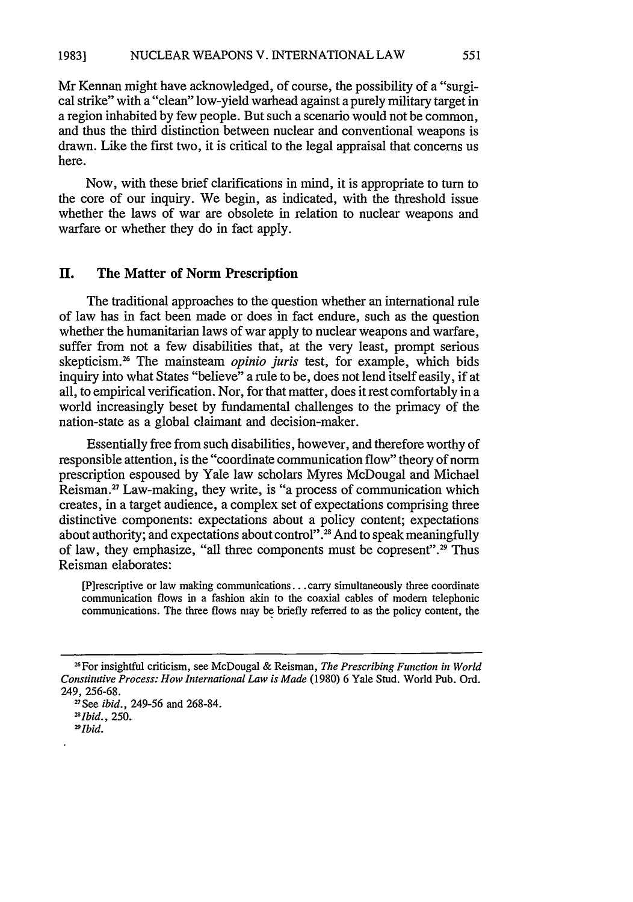Mr Kennan might have acknowledged, of course, the possibility of a "surgical strike" with a "clean" low-yield warhead against a purely military target in a region inhabited by few people. But such a scenario would not be common, and thus the third distinction between nuclear and conventional weapons is drawn. Like the first two, it is critical to the legal appraisal that concerns us here.

Now, with these brief clarifications in mind, it is appropriate to turn to the core of our inquiry. We begin, as indicated, with the threshold issue whether the laws of war are obsolete in relation to nuclear weapons and warfare or whether they do in fact apply.

## II. The Matter of Norm Prescription

The traditional approaches to the question whether an international rule of law has in fact been made or does in fact endure, such as the question whether the humanitarian laws of war apply to nuclear weapons and warfare, suffer from not a few disabilities that, at the very least, prompt serious skepticism.[26] The mainsteam *opinio juris* test, for example, which bids inquiry into what States "believe" a rule to be, does not lend itself easily, if at all, to empirical verification. Nor, for that matter, does it rest comfortably in a world increasingly beset by fundamental challenges to the primacy of the nation-state as a global claimant and decision-maker.

Essentially free from such disabilities, however, and therefore worthy of responsible attention, is the "coordinate communication flow" theory of norm prescription espoused by Yale law scholars Myres McDougal and Michael Reisman.[27] Law-making, they write, is "a process of communication which creates, in a target audience, a complex set of expectations comprising three distinctive components: expectations about a policy content; expectations about authority; and expectations about control".[28] And to speak meaningfully of law, they emphasize, "all three components must be copresent".[29] Thus Reisman elaborates:

> [P]rescriptive or law making communications... carry simultaneously three coordinate communication flows in a fashion akin to the coaxial cables of modern telephonic communications. The three flows may be briefly referred to as the policy content, the

---

[26] For insightful criticism, see McDougal & Reisman, *The Prescribing Function in World Constitutive Process: How International Law is Made* (1980) 6 Yale Stud. World Pub. Ord. 249, 256-68.

[27] See *ibid.*, 249-56 and 268-84.

[28] *Ibid.*, 250.

[29] *Ibid.*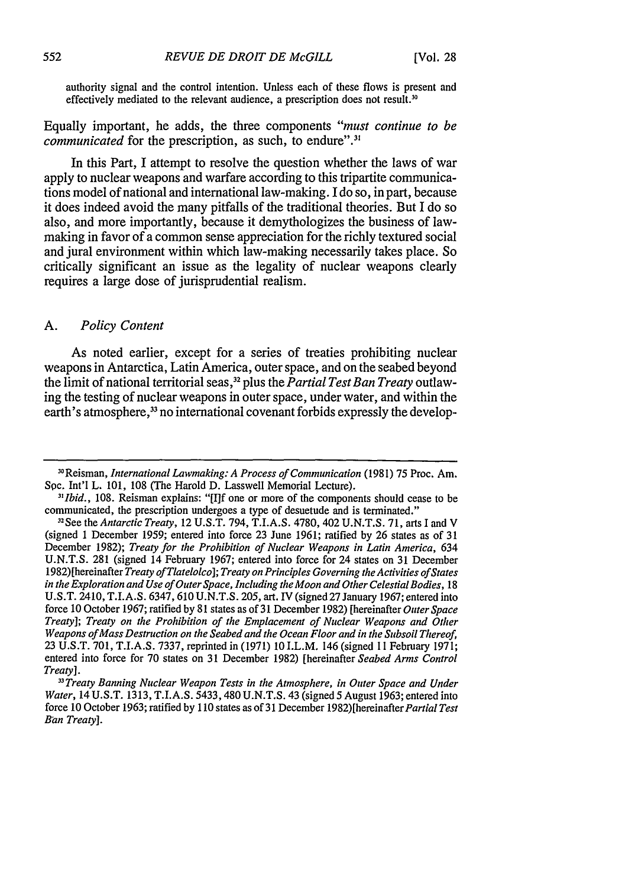authority signal and the control intention. Unless each of these flows is present and effectively mediated to the relevant audience, a prescription does not result.[30]

Equally important, he adds, the three components "*must continue to be communicated* for the prescription, as such, to endure".[31]

In this Part, I attempt to resolve the question whether the laws of war apply to nuclear weapons and warfare according to this tripartite communications model of national and international law-making. I do so, in part, because it does indeed avoid the many pitfalls of the traditional theories. But I do so also, and more importantly, because it demythologizes the business of law-making in favor of a common sense appreciation for the richly textured social and jural environment within which law-making necessarily takes place. So critically significant an issue as the legality of nuclear weapons clearly requires a large dose of jurisprudential realism.

## A. *Policy Content*

As noted earlier, except for a series of treaties prohibiting nuclear weapons in Antarctica, Latin America, outer space, and on the seabed beyond the limit of national territorial seas,[32] plus the *Partial Test Ban Treaty* outlawing the testing of nuclear weapons in outer space, under water, and within the earth's atmosphere,[33] no international covenant forbids expressly the develop-

---

[30] Reisman, *International Lawmaking: A Process of Communication* (1981) 75 Proc. Am. Soc. Int'l L. 101, 108 (The Harold D. Lasswell Memorial Lecture).

[31] *Ibid.*, 108. Reisman explains: "[I]f one or more of the components should cease to be communicated, the prescription undergoes a type of desuetude and is terminated."

[32] See the *Antarctic Treaty*, 12 U.S.T. 794, T.I.A.S. 4780, 402 U.N.T.S. 71, arts I and V (signed 1 December 1959; entered into force 23 June 1961; ratified by 26 states as of 31 December 1982); *Treaty for the Prohibition of Nuclear Weapons in Latin America*, 634 U.N.T.S. 281 (signed 14 February 1967; entered into force for 24 states on 31 December 1982)[hereinafter *Treaty of Tlatelolco*]; *Treaty on Principles Governing the Activities of States in the Exploration and Use of Outer Space, Including the Moon and Other Celestial Bodies*, 18 U.S.T. 2410, T.I.A.S. 6347, 610 U.N.T.S. 205, art. IV (signed 27 January 1967; entered into force 10 October 1967; ratified by 81 states as of 31 December 1982) [hereinafter *Outer Space Treaty*]; *Treaty on the Prohibition of the Emplacement of Nuclear Weapons and Other Weapons of Mass Destruction on the Seabed and the Ocean Floor and in the Subsoil Thereof*, 23 U.S.T. 701, T.I.A.S. 7337, reprinted in (1971) 10 I.L.M. 146 (signed 11 February 1971; entered into force for 70 states on 31 December 1982) [hereinafter *Seabed Arms Control Treaty*].

[33] *Treaty Banning Nuclear Weapon Tests in the Atmosphere, in Outer Space and Under Water*, 14 U.S.T. 1313, T.I.A.S. 5433, 480 U.N.T.S. 43 (signed 5 August 1963; entered into force 10 October 1963; ratified by 110 states as of 31 December 1982)[hereinafter *Partial Test Ban Treaty*].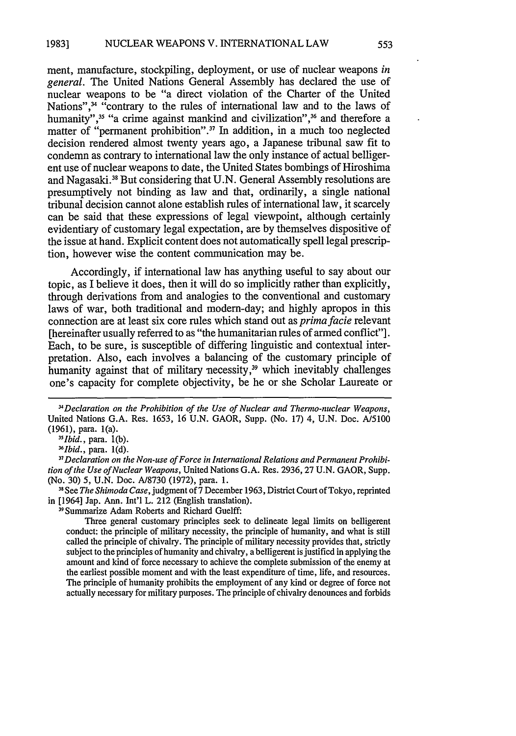ment, manufacture, stockpiling, deployment, or use of nuclear weapons *in general*. The United Nations General Assembly has declared the use of nuclear weapons to be "a direct violation of the Charter of the United Nations",[34] "contrary to the rules of international law and to the laws of humanity",[35] "a crime against mankind and civilization",[36] and therefore a matter of "permanent prohibition".[37] In addition, in a much too neglected decision rendered almost twenty years ago, a Japanese tribunal saw fit to condemn as contrary to international law the only instance of actual belligerent use of nuclear weapons to date, the United States bombings of Hiroshima and Nagasaki.[38] But considering that U.N. General Assembly resolutions are presumptively not binding as law and that, ordinarily, a single national tribunal decision cannot alone establish rules of international law, it scarcely can be said that these expressions of legal viewpoint, although certainly evidentiary of customary legal expectation, are by themselves dispositive of the issue at hand. Explicit content does not automatically spell legal prescription, however wise the content communication may be.

Accordingly, if international law has anything useful to say about our topic, as I believe it does, then it will do so implicitly rather than explicitly, through derivations from and analogies to the conventional and customary laws of war, both traditional and modern-day; and highly apropos in this connection are at least six core rules which stand out as *prima facie* relevant [hereinafter usually referred to as "the humanitarian rules of armed conflict"]. Each, to be sure, is susceptible of differing linguistic and contextual interpretation. Also, each involves a balancing of the customary principle of humanity against that of military necessity,[39] which inevitably challenges one's capacity for complete objectivity, be he or she Scholar Laureate or

---

[34] *Declaration on the Prohibition of the Use of Nuclear and Thermo-nuclear Weapons*, United Nations G.A. Res. 1653, 16 U.N. GAOR, Supp. (No. 17) 4, U.N. Doc. A/5100 (1961), para. 1(a).

[35] *Ibid.*, para. 1(b).

[36] *Ibid.*, para. 1(d).

[37] *Declaration on the Non-use of Force in International Relations and Permanent Prohibition of the Use of Nuclear Weapons*, United Nations G.A. Res. 2936, 27 U.N. GAOR, Supp. (No. 30) 5, U.N. Doc. A/8730 (1972), para. 1.

[38] See *The Shimoda Case*, judgment of 7 December 1963, District Court of Tokyo, reprinted in [1964] Jap. Ann. Int'l L. 212 (English translation).

[39] Summarize Adam Roberts and Richard Guelff:

> Three general customary principles seek to delineate legal limits on belligerent conduct: the principle of military necessity, the principle of humanity, and what is still called the principle of chivalry. The principle of military necessity provides that, strictly subject to the principles of humanity and chivalry, a belligerent is justified in applying the amount and kind of force necessary to achieve the complete submission of the enemy at the earliest possible moment and with the least expenditure of time, life, and resources. The principle of humanity prohibits the employment of any kind or degree of force not actually necessary for military purposes. The principle of chivalry denounces and forbids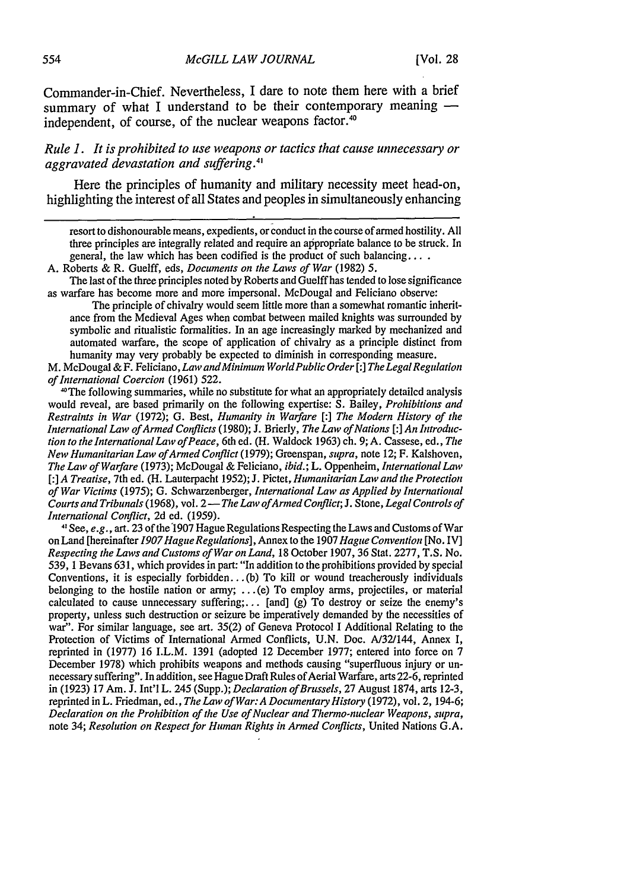Commander-in-Chief. Nevertheless, I dare to note them here with a brief summary of what I understand to be their contemporary meaning — independent, of course, of the nuclear weapons factor.[40]

*Rule 1. It is prohibited to use weapons or tactics that cause unnecessary or aggravated devastation and suffering.*[41]

Here the principles of humanity and military necessity meet head-on, highlighting the interest of all States and peoples in simultaneously enhancing

---

resort to dishonourable means, expedients, or conduct in the course of armed hostility. All three principles are integrally related and require an appropriate balance to be struck. In general, the law which has been codified is the product of such balancing... .

A. Roberts & R. Guelff, eds, *Documents on the Laws of War* (1982) 5.

The last of the three principles noted by Roberts and Guelff has tended to lose significance as warfare has become more and more impersonal. McDougal and Feliciano observe:

> The principle of chivalry would seem little more than a somewhat romantic inheritance from the Medieval Ages when combat between mailed knights was surrounded by symbolic and ritualistic formalities. In an age increasingly marked by mechanized and automated warfare, the scope of application of chivalry as a principle distinct from humanity may very probably be expected to diminish in corresponding measure.

M. McDougal & F. Feliciano, *Law and Minimum World Public Order* [:] *The Legal Regulation of International Coercion* (1961) 522.

[40] The following summaries, while no substitute for what an appropriately detailed analysis would reveal, are based primarily on the following expertise: S. Bailey, *Prohibitions and Restraints in War* (1972); G. Best, *Humanity in Warfare* [:] *The Modern History of the International Law of Armed Conflicts* (1980); J. Brierly, *The Law of Nations* [:] *An Introduction to the International Law of Peace*, 6th ed. (H. Waldock 1963) ch. 9; A. Cassese, ed., *The New Humanitarian Law of Armed Conflict* (1979); Greenspan, *supra*, note 12; F. Kalshoven, *The Law of Warfare* (1973); McDougal & Feliciano, *ibid.*; L. Oppenheim, *International Law* [:] *A Treatise*, 7th ed. (H. Lauterpacht 1952); J. Pictet, *Humanitarian Law and the Protection of War Victims* (1975); G. Schwarzenberger, *International Law as Applied by International Courts and Tribunals* (1968), vol. 2 — *The Law of Armed Conflict*; J. Stone, *Legal Controls of International Conflict*, 2d ed. (1959).

[41] See, *e.g.*, art. 23 of the 1907 Hague Regulations Respecting the Laws and Customs of War on Land [hereinafter *1907 Hague Regulations*], Annex to the 1907 *Hague Convention* [No. IV] *Respecting the Laws and Customs of War on Land*, 18 October 1907, 36 Stat. 2277, T.S. No. 539, 1 Bevans 631, which provides in part: "In addition to the prohibitions provided by special Conventions, it is especially forbidden... (b) To kill or wound treacherously individuals belonging to the hostile nation or army; ... (e) To employ arms, projectiles, or material calculated to cause unnecessary suffering;... [and] (g) To destroy or seize the enemy's property, unless such destruction or seizure be imperatively demanded by the necessities of war". For similar language, see art. 35(2) of Geneva Protocol I Additional Relating to the Protection of Victims of International Armed Conflicts, U.N. Doc. A/32/144, Annex I, reprinted in (1977) 16 I.L.M. 1391 (adopted 12 December 1977; entered into force on 7 December 1978) which prohibits weapons and methods causing "superfluous injury or unnecessary suffering". In addition, see Hague Draft Rules of Aerial Warfare, arts 22-6, reprinted in (1923) 17 Am. J. Int'l L. 245 (Supp.); *Declaration of Brussels*, 27 August 1874, arts 12-3, reprinted in L. Friedman, ed., *The Law of War: A Documentary History* (1972), vol. 2, 194-6; *Declaration on the Prohibition of the Use of Nuclear and Thermo-nuclear Weapons*, *supra*, note 34; *Resolution on Respect for Human Rights in Armed Conflicts*, United Nations G.A.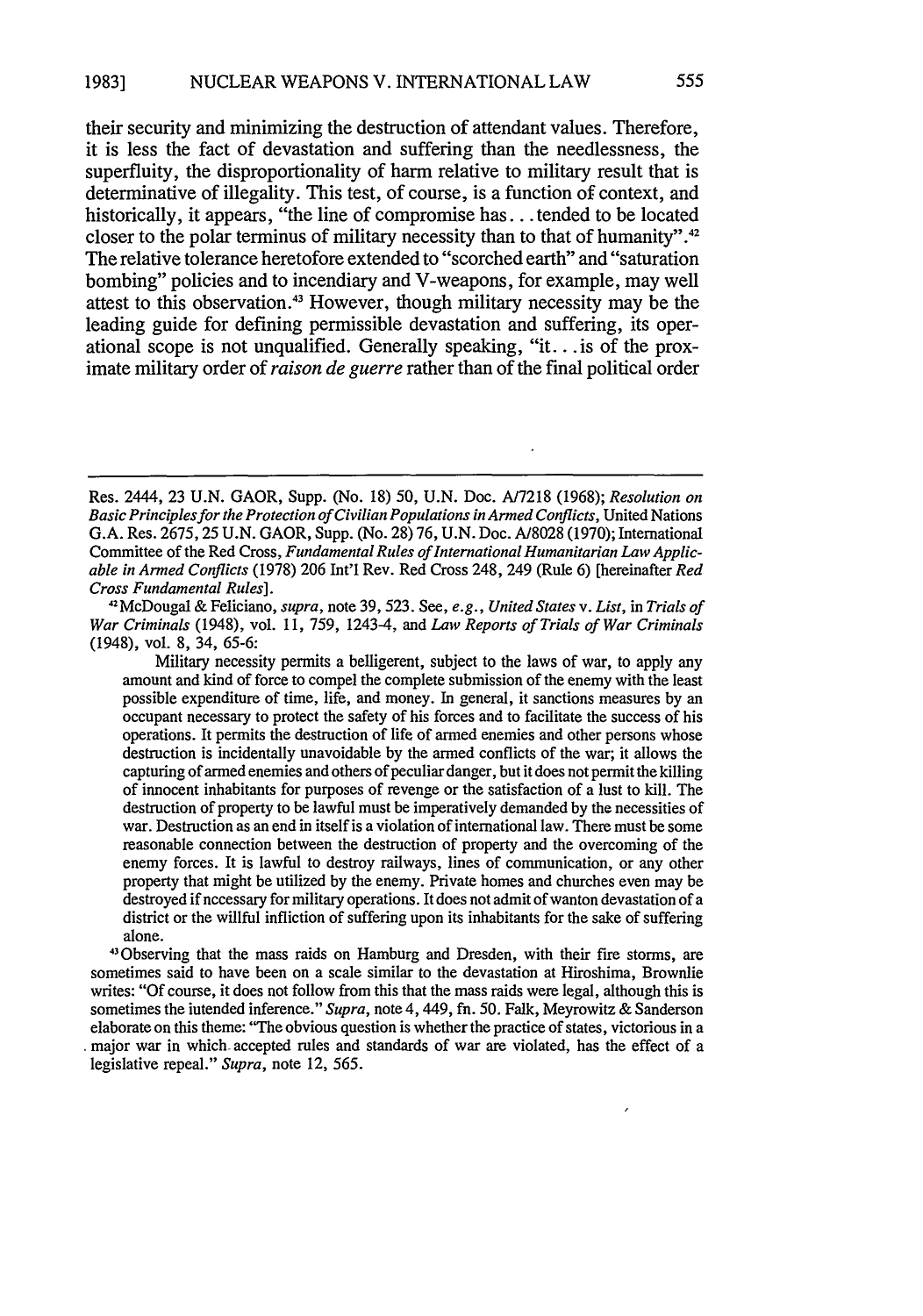their security and minimizing the destruction of attendant values. Therefore, it is less the fact of devastation and suffering than the needlessness, the superfluity, the disproportionality of harm relative to military result that is determinative of illegality. This test, of course, is a function of context, and historically, it appears, "the line of compromise has. . . tended to be located closer to the polar terminus of military necessity than to that of humanity".[42] The relative tolerance heretofore extended to "scorched earth" and "saturation bombing" policies and to incendiary and V-weapons, for example, may well attest to this observation.[43] However, though military necessity may be the leading guide for defining permissible devastation and suffering, its operational scope is not unqualified. Generally speaking, "it. . . is of the proximate military order of *raison de guerre* rather than of the final political order

---

Res. 2444, 23 U.N. GAOR, Supp. (No. 18) 50, U.N. Doc. A/7218 (1968); *Resolution on Basic Principles for the Protection of Civilian Populations in Armed Conflicts*, United Nations G.A. Res. 2675, 25 U.N. GAOR, Supp. (No. 28) 76, U.N. Doc. A/8028 (1970); International Committee of the Red Cross, *Fundamental Rules of International Humanitarian Law Applicable in Armed Conflicts* (1978) 206 Int'l Rev. Red Cross 248, 249 (Rule 6) [hereinafter *Red Cross Fundamental Rules*].

[42] McDougal & Feliciano, *supra*, note 39, 523. See, *e.g.*, *United States* v. *List*, in *Trials of War Criminals* (1948), vol. 11, 759, 1243-4, and *Law Reports of Trials of War Criminals* (1948), vol. 8, 34, 65-6:

> Military necessity permits a belligerent, subject to the laws of war, to apply any amount and kind of force to compel the complete submission of the enemy with the least possible expenditure of time, life, and money. In general, it sanctions measures by an occupant necessary to protect the safety of his forces and to facilitate the success of his operations. It permits the destruction of life of armed enemies and other persons whose destruction is incidentally unavoidable by the armed conflicts of the war; it allows the capturing of armed enemies and others of peculiar danger, but it does not permit the killing of innocent inhabitants for purposes of revenge or the satisfaction of a lust to kill. The destruction of property to be lawful must be imperatively demanded by the necessities of war. Destruction as an end in itself is a violation of international law. There must be some reasonable connection between the destruction of property and the overcoming of the enemy forces. It is lawful to destroy railways, lines of communication, or any other property that might be utilized by the enemy. Private homes and churches even may be destroyed if necessary for military operations. It does not admit of wanton devastation of a district or the willful infliction of suffering upon its inhabitants for the sake of suffering alone.

[43] Observing that the mass raids on Hamburg and Dresden, with their fire storms, are sometimes said to have been on a scale similar to the devastation at Hiroshima, Brownlie writes: "Of course, it does not follow from this that the mass raids were legal, although this is sometimes the intended inference." *Supra*, note 4, 449, fn. 50. Falk, Meyrowitz & Sanderson elaborate on this theme: "The obvious question is whether the practice of states, victorious in a major war in which accepted rules and standards of war are violated, has the effect of a legislative repeal." *Supra*, note 12, 565.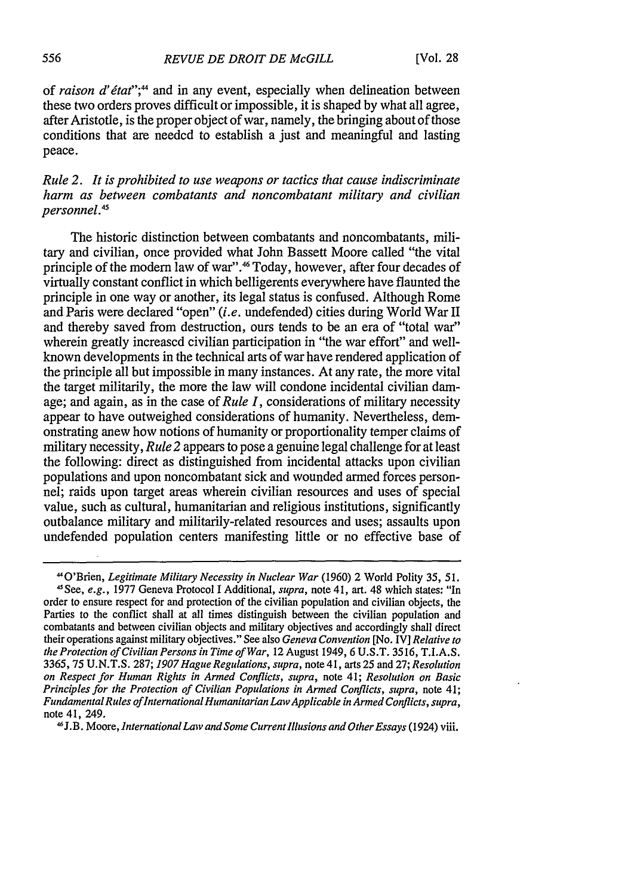of *raison d'état*";[44] and in any event, especially when delineation between these two orders proves difficult or impossible, it is shaped by what all agree, after Aristotle, is the proper object of war, namely, the bringing about of those conditions that are needed to establish a just and meaningful and lasting peace.

*Rule 2. It is prohibited to use weapons or tactics that cause indiscriminate harm as between combatants and noncombatant military and civilian personnel.*[45]

The historic distinction between combatants and noncombatants, military and civilian, once provided what John Bassett Moore called "the vital principle of the modern law of war".[46] Today, however, after four decades of virtually constant conflict in which belligerents everywhere have flaunted the principle in one way or another, its legal status is confused. Although Rome and Paris were declared "open" (*i.e.* undefended) cities during World War II and thereby saved from destruction, ours tends to be an era of "total war" wherein greatly increased civilian participation in "the war effort" and well-known developments in the technical arts of war have rendered application of the principle all but impossible in many instances. At any rate, the more vital the target militarily, the more the law will condone incidental civilian damage; and again, as in the case of *Rule 1*, considerations of military necessity appear to have outweighed considerations of humanity. Nevertheless, demonstrating anew how notions of humanity or proportionality temper claims of military necessity, *Rule 2* appears to pose a genuine legal challenge for at least the following: direct as distinguished from incidental attacks upon civilian populations and upon noncombatant sick and wounded armed forces personnel; raids upon target areas wherein civilian resources and uses of special value, such as cultural, humanitarian and religious institutions, significantly outbalance military and militarily-related resources and uses; assaults upon undefended population centers manifesting little or no effective base of

---

[44] O'Brien, *Legitimate Military Necessity in Nuclear War* (1960) 2 World Polity 35, 51.

[45] See, *e.g.*, 1977 Geneva Protocol I Additional, *supra*, note 41, art. 48 which states: "In order to ensure respect for and protection of the civilian population and civilian objects, the Parties to the conflict shall at all times distinguish between the civilian population and combatants and between civilian objects and military objectives and accordingly shall direct their operations against military objectives." See also *Geneva Convention* [No. IV] *Relative to the Protection of Civilian Persons in Time of War*, 12 August 1949, 6 U.S.T. 3516, T.I.A.S. 3365, 75 U.N.T.S. 287; *1907 Hague Regulations*, *supra*, note 41, arts 25 and 27; *Resolution on Respect for Human Rights in Armed Conflicts*, *supra*, note 41; *Resolution on Basic Principles for the Protection of Civilian Populations in Armed Conflicts*, *supra*, note 41; *Fundamental Rules of International Humanitarian Law Applicable in Armed Conflicts*, *supra*, note 41, 249.

[46] J.B. Moore, *International Law and Some Current Illusions and Other Essays* (1924) viii.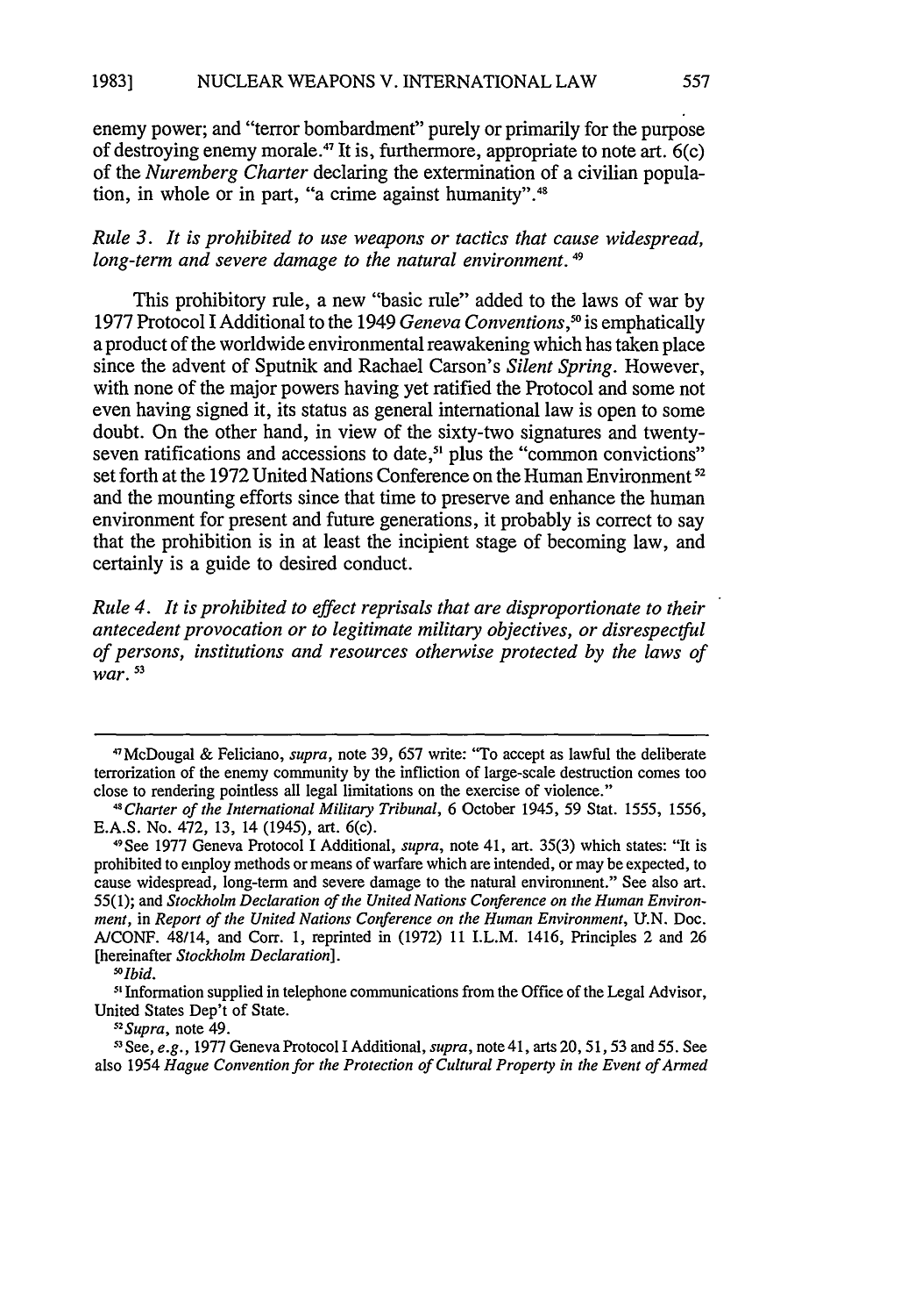enemy power; and "terror bombardment" purely or primarily for the purpose of destroying enemy morale.[47] It is, furthermore, appropriate to note art. 6(c) of the *Nuremberg Charter* declaring the extermination of a civilian population, in whole or in part, "a crime against humanity".[48]

*Rule 3. It is prohibited to use weapons or tactics that cause widespread, long-term and severe damage to the natural environment.*[49]

This prohibitory rule, a new "basic rule" added to the laws of war by 1977 Protocol I Additional to the 1949 *Geneva Conventions*,[50] is emphatically a product of the worldwide environmental reawakening which has taken place since the advent of Sputnik and Rachael Carson's *Silent Spring*. However, with none of the major powers having yet ratified the Protocol and some not even having signed it, its status as general international law is open to some doubt. On the other hand, in view of the sixty-two signatures and twenty-seven ratifications and accessions to date,[51] plus the "common convictions" set forth at the 1972 United Nations Conference on the Human Environment[52] and the mounting efforts since that time to preserve and enhance the human environment for present and future generations, it probably is correct to say that the prohibition is in at least the incipient stage of becoming law, and certainly is a guide to desired conduct.

*Rule 4. It is prohibited to effect reprisals that are disproportionate to their antecedent provocation or to legitimate military objectives, or disrespectful of persons, institutions and resources otherwise protected by the laws of war.*[53]

---

[47] McDougal & Feliciano, *supra*, note 39, 657 write: "To accept as lawful the deliberate terrorization of the enemy community by the infliction of large-scale destruction comes too close to rendering pointless all legal limitations on the exercise of violence."

[48] *Charter of the International Military Tribunal*, 6 October 1945, 59 Stat. 1555, 1556, E.A.S. No. 472, 13, 14 (1945), art. 6(c).

[49] See 1977 Geneva Protocol I Additional, *supra*, note 41, art. 35(3) which states: "It is prohibited to employ methods or means of warfare which are intended, or may be expected, to cause widespread, long-term and severe damage to the natural environment." See also art. 55(1); and *Stockholm Declaration of the United Nations Conference on the Human Environment*, in *Report of the United Nations Conference on the Human Environment*, U.N. Doc. A/CONF. 48/14, and Corr. 1, reprinted in (1972) 11 I.L.M. 1416, Principles 2 and 26 [hereinafter *Stockholm Declaration*].

[50] *Ibid.*

[51] Information supplied in telephone communications from the Office of the Legal Advisor, United States Dep't of State.

[52] *Supra*, note 49.

[53] See, *e.g.*, 1977 Geneva Protocol I Additional, *supra*, note 41, arts 20, 51, 53 and 55. See also 1954 *Hague Convention for the Protection of Cultural Property in the Event of Armed*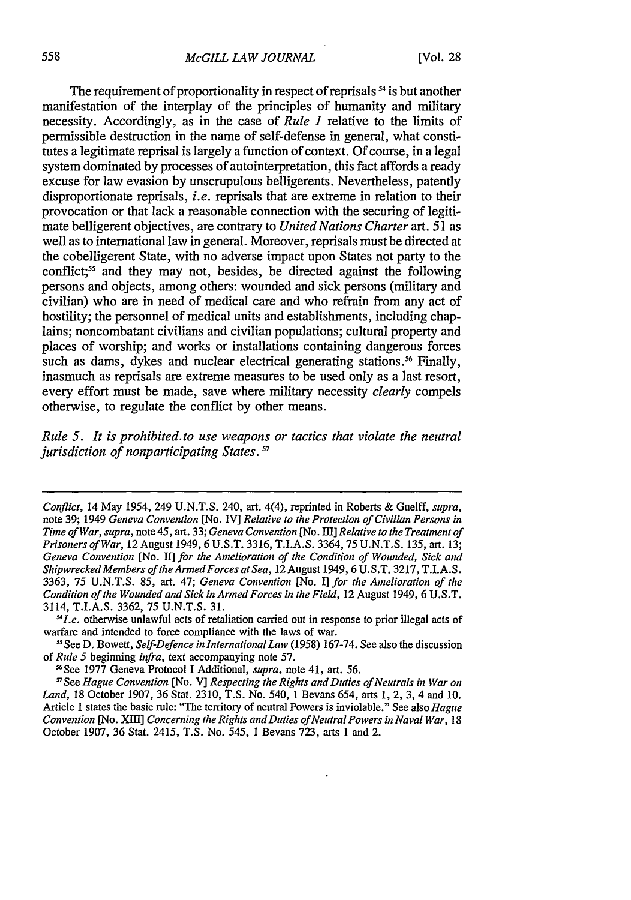The requirement of proportionality in respect of reprisals[54] is but another manifestation of the interplay of the principles of humanity and military necessity. Accordingly, as in the case of *Rule 1* relative to the limits of permissible destruction in the name of self-defense in general, what constitutes a legitimate reprisal is largely a function of context. Of course, in a legal system dominated by processes of autointerpretation, this fact affords a ready excuse for law evasion by unscrupulous belligerents. Nevertheless, patently disproportionate reprisals, *i.e.* reprisals that are extreme in relation to their provocation or that lack a reasonable connection with the securing of legitimate belligerent objectives, are contrary to *United Nations Charter* art. 51 as well as to international law in general. Moreover, reprisals must be directed at the cobelligerent State, with no adverse impact upon States not party to the conflict;[55] and they may not, besides, be directed against the following persons and objects, among others: wounded and sick persons (military and civilian) who are in need of medical care and who refrain from any act of hostility; the personnel of medical units and establishments, including chaplains; noncombatant civilians and civilian populations; cultural property and places of worship; and works or installations containing dangerous forces such as dams, dykes and nuclear electrical generating stations.[56] Finally, inasmuch as reprisals are extreme measures to be used only as a last resort, every effort must be made, save where military necessity *clearly* compels otherwise, to regulate the conflict by other means.

*Rule 5. It is prohibited to use weapons or tactics that violate the neutral jurisdiction of nonparticipating States.*[57]

---

*Conflict*, 14 May 1954, 249 U.N.T.S. 240, art. 4(4), reprinted in Roberts & Guelff, *supra*, note 39; 1949 *Geneva Convention* [No. IV] *Relative to the Protection of Civilian Persons in Time of War*, *supra*, note 45, art. 33; *Geneva Convention* [No. III] *Relative to the Treatment of Prisoners of War*, 12 August 1949, 6 U.S.T. 3316, T.I.A.S. 3364, 75 U.N.T.S. 135, art. 13; *Geneva Convention* [No. II] *for the Amelioration of the Condition of Wounded, Sick and Shipwrecked Members of the Armed Forces at Sea*, 12 August 1949, 6 U.S.T. 3217, T.I.A.S. 3363, 75 U.N.T.S. 85, art. 47; *Geneva Convention* [No. I] *for the Amelioration of the Condition of the Wounded and Sick in Armed Forces in the Field*, 12 August 1949, 6 U.S.T. 3114, T.I.A.S. 3362, 75 U.N.T.S. 31.

[54] *I.e.* otherwise unlawful acts of retaliation carried out in response to prior illegal acts of warfare and intended to force compliance with the laws of war.

[55] See D. Bowett, *Self-Defence in International Law* (1958) 167-74. See also the discussion of *Rule 5* beginning *infra*, text accompanying note 57.

[56] See 1977 Geneva Protocol I Additional, *supra*, note 41, art. 56.

[57] See *Hague Convention* [No. V] *Respecting the Rights and Duties of Neutrals in War on Land*, 18 October 1907, 36 Stat. 2310, T.S. No. 540, 1 Bevans 654, arts 1, 2, 3, 4 and 10. Article 1 states the basic rule: "The territory of neutral Powers is inviolable." See also *Hague Convention* [No. XIII] *Concerning the Rights and Duties of Neutral Powers in Naval War*, 18 October 1907, 36 Stat. 2415, T.S. No. 545, 1 Bevans 723, arts 1 and 2.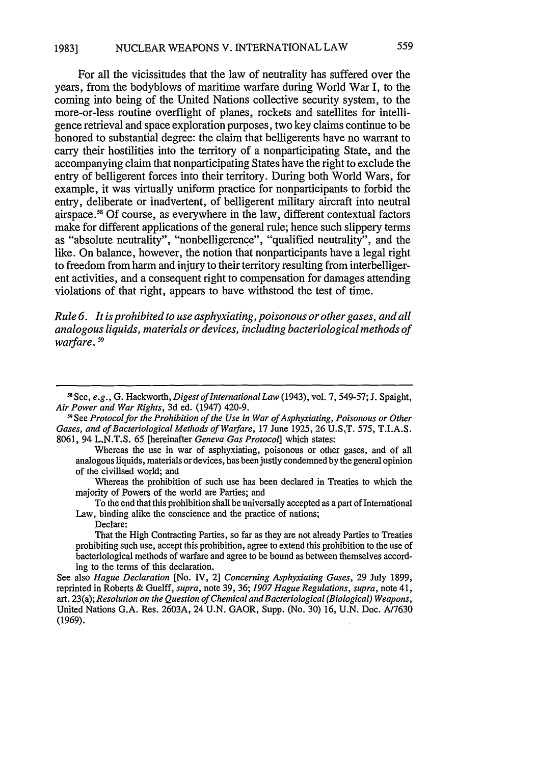For all the vicissitudes that the law of neutrality has suffered over the years, from the bodyblows of maritime warfare during World War I, to the coming into being of the United Nations collective security system, to the more-or-less routine overflight of planes, rockets and satellites for intelligence retrieval and space exploration purposes, two key claims continue to be honored to substantial degree: the claim that belligerents have no warrant to carry their hostilities into the territory of a nonparticipating State, and the accompanying claim that nonparticipating States have the right to exclude the entry of belligerent forces into their territory. During both World Wars, for example, it was virtually uniform practice for nonparticipants to forbid the entry, deliberate or inadvertent, of belligerent military aircraft into neutral airspace.[58] Of course, as everywhere in the law, different contextual factors make for different applications of the general rule; hence such slippery terms as "absolute neutrality", "nonbelligerence", "qualified neutrality", and the like. On balance, however, the notion that nonparticipants have a legal right to freedom from harm and injury to their territory resulting from interbelligerent activities, and a consequent right to compensation for damages attending violations of that right, appears to have withstood the test of time.

*Rule 6. It is prohibited to use asphyxiating, poisonous or other gases, and all analogous liquids, materials or devices, including bacteriological methods of warfare.* [59]

---

[58] See, *e.g.*, G. Hackworth, *Digest of International Law* (1943), vol. 7, 549-57; J. Spaight, *Air Power and War Rights*, 3d ed. (1947) 420-9.

[59] See *Protocol for the Prohibition of the Use in War of Asphyxiating, Poisonous or Other Gases, and of Bacteriological Methods of Warfare*, 17 June 1925, 26 U.S.T. 575, T.I.A.S. 8061, 94 L.N.T.S. 65 [hereinafter *Geneva Gas Protocol*] which states:

> Whereas the use in war of asphyxiating, poisonous or other gases, and of all analogous liquids, materials or devices, has been justly condemned by the general opinion of the civilised world; and
>
> Whereas the prohibition of such use has been declared in Treaties to which the majority of Powers of the world are Parties; and
>
> To the end that this prohibition shall be universally accepted as a part of International Law, binding alike the conscience and the practice of nations;
>
> Declare:
>
> That the High Contracting Parties, so far as they are not already Parties to Treaties prohibiting such use, accept this prohibition, agree to extend this prohibition to the use of bacteriological methods of warfare and agree to be bound as between themselves according to the terms of this declaration.

See also *Hague Declaration* [No. IV, 2] *Concerning Asphyxiating Gases*, 29 July 1899, reprinted in Roberts & Guelff, *supra*, note 39, 36; *1907 Hague Regulations*, *supra*, note 41, art. 23(a); *Resolution on the Question of Chemical and Bacteriological (Biological) Weapons*, United Nations G.A. Res. 2603A, 24 U.N. GAOR, Supp. (No. 30) 16, U.N. Doc. A/7630 (1969).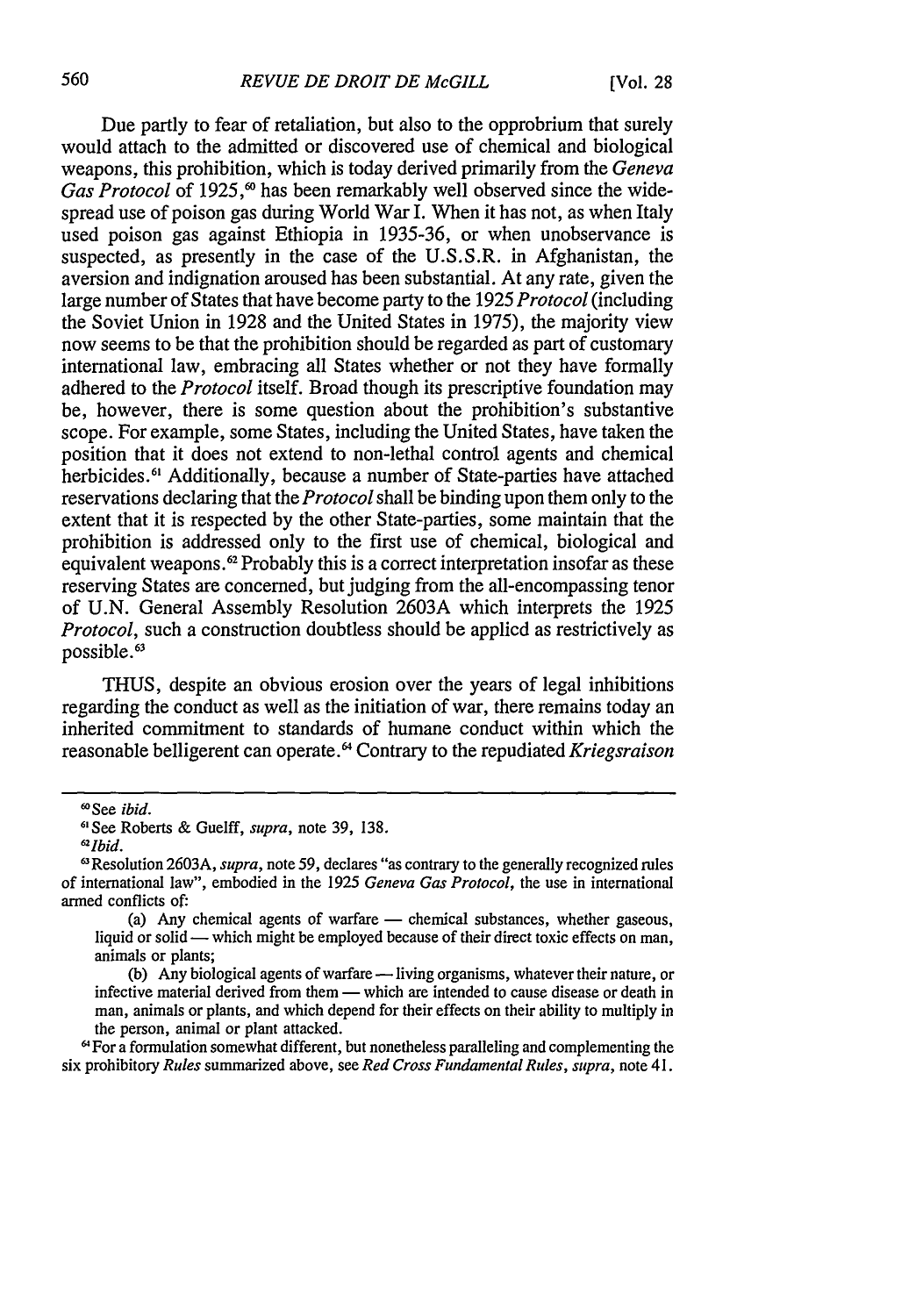Due partly to fear of retaliation, but also to the opprobrium that surely would attach to the admitted or discovered use of chemical and biological weapons, this prohibition, which is today derived primarily from the *Geneva Gas Protocol* of 1925,[60] has been remarkably well observed since the widespread use of poison gas during World War I. When it has not, as when Italy used poison gas against Ethiopia in 1935-36, or when unobservance is suspected, as presently in the case of the U.S.S.R. in Afghanistan, the aversion and indignation aroused has been substantial. At any rate, given the large number of States that have become party to the 1925 *Protocol* (including the Soviet Union in 1928 and the United States in 1975), the majority view now seems to be that the prohibition should be regarded as part of customary international law, embracing all States whether or not they have formally adhered to the *Protocol* itself. Broad though its prescriptive foundation may be, however, there is some question about the prohibition's substantive scope. For example, some States, including the United States, have taken the position that it does not extend to non-lethal control agents and chemical herbicides.[61] Additionally, because a number of State-parties have attached reservations declaring that the *Protocol* shall be binding upon them only to the extent that it is respected by the other State-parties, some maintain that the prohibition is addressed only to the first use of chemical, biological and equivalent weapons.[62] Probably this is a correct interpretation insofar as these reserving States are concerned, but judging from the all-encompassing tenor of U.N. General Assembly Resolution 2603A which interprets the 1925 *Protocol*, such a construction doubtless should be applied as restrictively as possible.[63]

THUS, despite an obvious erosion over the years of legal inhibitions regarding the conduct as well as the initiation of war, there remains today an inherited commitment to standards of humane conduct within which the reasonable belligerent can operate.[64] Contrary to the repudiated *Kriegsraison*

---

[60] See *ibid.*

[61] See Roberts & Guelff, *supra*, note 39, 138.

[62] *Ibid.*

[63] Resolution 2603A, *supra*, note 59, declares "as contrary to the generally recognized rules of international law", embodied in the 1925 *Geneva Gas Protocol*, the use in international armed conflicts of:

> (a) Any chemical agents of warfare — chemical substances, whether gaseous, liquid or solid — which might be employed because of their direct toxic effects on man, animals or plants;
>
> (b) Any biological agents of warfare — living organisms, whatever their nature, or infective material derived from them — which are intended to cause disease or death in man, animals or plants, and which depend for their effects on their ability to multiply in the person, animal or plant attacked.

[64] For a formulation somewhat different, but nonetheless paralleling and complementing the six prohibitory *Rules* summarized above, see *Red Cross Fundamental Rules*, *supra*, note 41.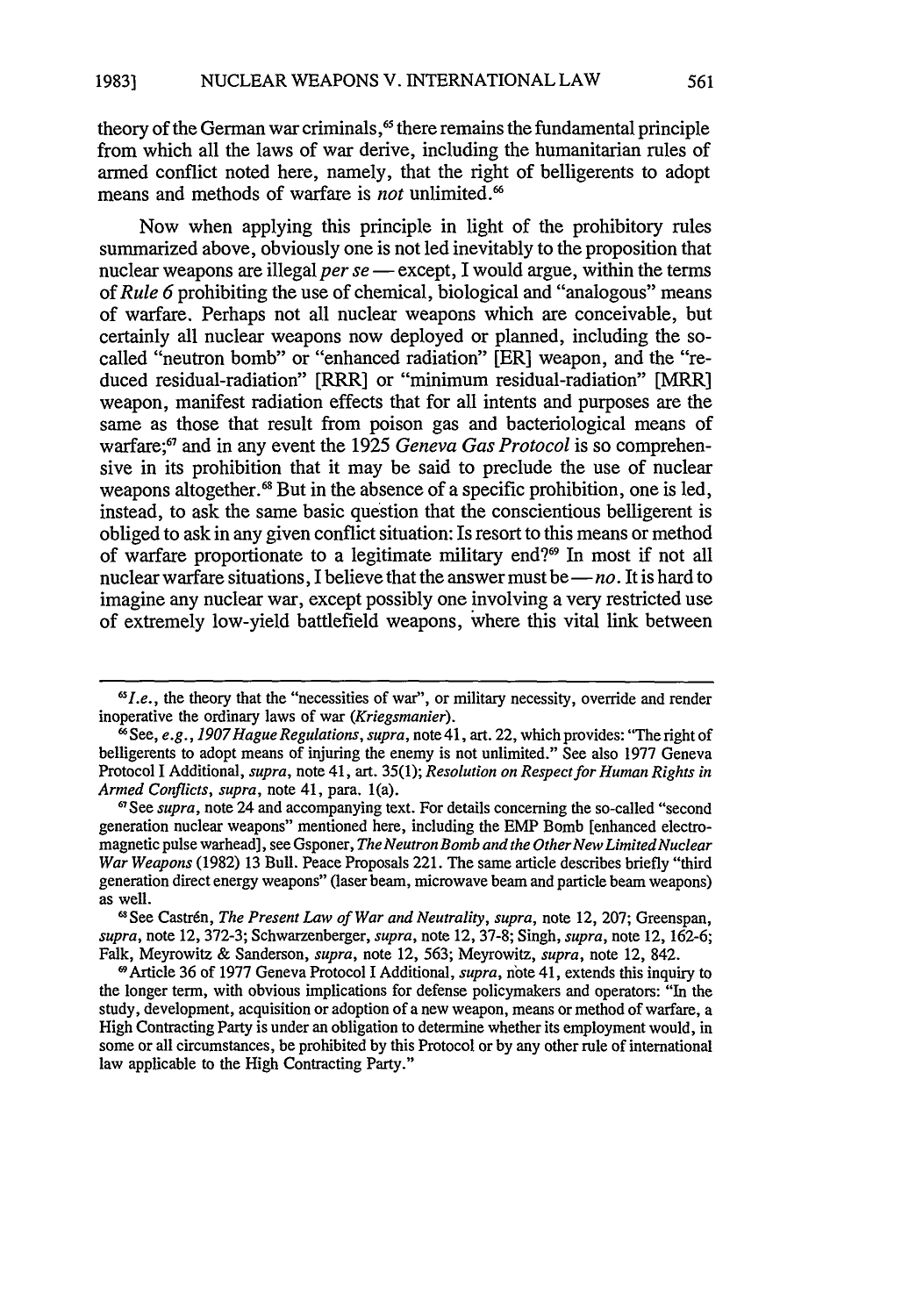theory of the German war criminals,[65] there remains the fundamental principle from which all the laws of war derive, including the humanitarian rules of armed conflict noted here, namely, that the right of belligerents to adopt means and methods of warfare is *not* unlimited.[66]

Now when applying this principle in light of the prohibitory rules summarized above, obviously one is not led inevitably to the proposition that nuclear weapons are illegal *per se* — except, I would argue, within the terms of *Rule 6* prohibiting the use of chemical, biological and "analogous" means of warfare. Perhaps not all nuclear weapons which are conceivable, but certainly all nuclear weapons now deployed or planned, including the so-called "neutron bomb" or "enhanced radiation" [ER] weapon, and the "reduced residual-radiation" [RRR] or "minimum residual-radiation" [MRR] weapon, manifest radiation effects that for all intents and purposes are the same as those that result from poison gas and bacteriological means of warfare;[67] and in any event the 1925 *Geneva Gas Protocol* is so comprehensive in its prohibition that it may be said to preclude the use of nuclear weapons altogether.[68] But in the absence of a specific prohibition, one is led, instead, to ask the same basic question that the conscientious belligerent is obliged to ask in any given conflict situation: Is resort to this means or method of warfare proportionate to a legitimate military end?[69] In most if not all nuclear warfare situations, I believe that the answer must be — *no*. It is hard to imagine any nuclear war, except possibly one involving a very restricted use of extremely low-yield battlefield weapons, where this vital link between

---

[65] *I.e.*, the theory that the "necessities of war", or military necessity, override and render inoperative the ordinary laws of war (*Kriegsmanier*).

[66] See, *e.g.*, *1907 Hague Regulations*, *supra*, note 41, art. 22, which provides: "The right of belligerents to adopt means of injuring the enemy is not unlimited." See also 1977 Geneva Protocol I Additional, *supra*, note 41, art. 35(1); *Resolution on Respect for Human Rights in Armed Conflicts*, *supra*, note 41, para. 1(a).

[67] See *supra*, note 24 and accompanying text. For details concerning the so-called "second generation nuclear weapons" mentioned here, including the EMP Bomb [enhanced electromagnetic pulse warhead], see Gsponer, *The Neutron Bomb and the Other New Limited Nuclear War Weapons* (1982) 13 Bull. Peace Proposals 221. The same article describes briefly "third generation direct energy weapons" (laser beam, microwave beam and particle beam weapons) as well.

[68] See Castrén, *The Present Law of War and Neutrality*, *supra*, note 12, 207; Greenspan, *supra*, note 12, 372-3; Schwarzenberger, *supra*, note 12, 37-8; Singh, *supra*, note 12, 162-6; Falk, Meyrowitz & Sanderson, *supra*, note 12, 563; Meyrowitz, *supra*, note 12, 842.

[69] Article 36 of 1977 Geneva Protocol I Additional, *supra*, note 41, extends this inquiry to the longer term, with obvious implications for defense policymakers and operators: "In the study, development, acquisition or adoption of a new weapon, means or method of warfare, a High Contracting Party is under an obligation to determine whether its employment would, in some or all circumstances, be prohibited by this Protocol or by any other rule of international law applicable to the High Contracting Party."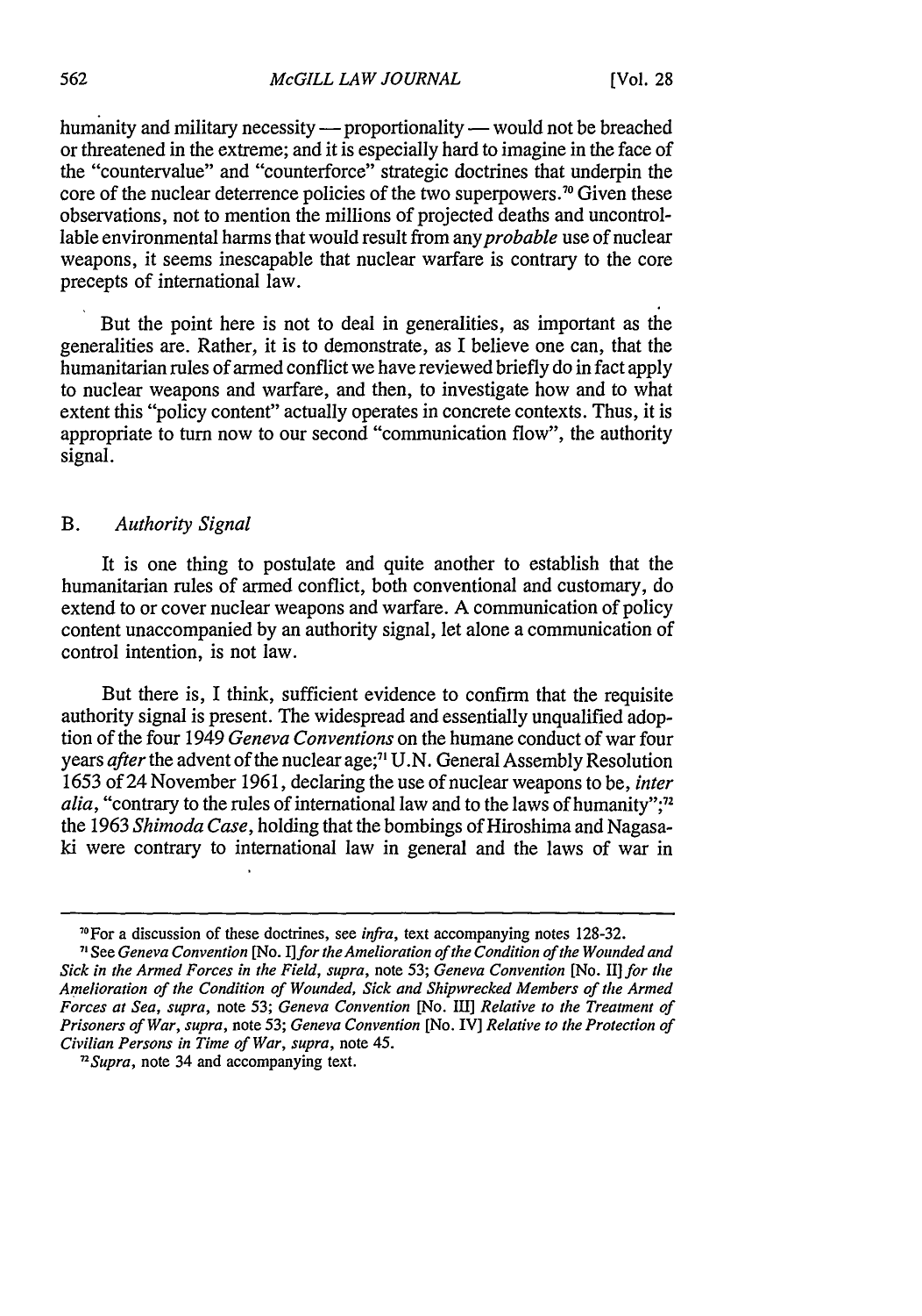humanity and military necessity — proportionality — would not be breached or threatened in the extreme; and it is especially hard to imagine in the face of the "countervalue" and "counterforce" strategic doctrines that underpin the core of the nuclear deterrence policies of the two superpowers.[70] Given these observations, not to mention the millions of projected deaths and uncontrollable environmental harms that would result from any *probable* use of nuclear weapons, it seems inescapable that nuclear warfare is contrary to the core precepts of international law.

But the point here is not to deal in generalities, as important as the generalities are. Rather, it is to demonstrate, as I believe one can, that the humanitarian rules of armed conflict we have reviewed briefly do in fact apply to nuclear weapons and warfare, and then, to investigate how and to what extent this "policy content" actually operates in concrete contexts. Thus, it is appropriate to turn now to our second "communication flow", the authority signal.

### B. *Authority Signal*

It is one thing to postulate and quite another to establish that the humanitarian rules of armed conflict, both conventional and customary, do extend to or cover nuclear weapons and warfare. A communication of policy content unaccompanied by an authority signal, let alone a communication of control intention, is not law.

But there is, I think, sufficient evidence to confirm that the requisite authority signal is present. The widespread and essentially unqualified adoption of the four 1949 *Geneva Conventions* on the humane conduct of war four years *after* the advent of the nuclear age;[71] U.N. General Assembly Resolution 1653 of 24 November 1961, declaring the use of nuclear weapons to be, *inter alia*, "contrary to the rules of international law and to the laws of humanity";[72] the 1963 *Shimoda Case*, holding that the bombings of Hiroshima and Nagasaki were contrary to international law in general and the laws of war in

---

[70] For a discussion of these doctrines, see *infra*, text accompanying notes 128-32.

[71] See *Geneva Convention* [No. I] *for the Amelioration of the Condition of the Wounded and Sick in the Armed Forces in the Field*, *supra*, note 53; *Geneva Convention* [No. II] *for the Amelioration of the Condition of Wounded, Sick and Shipwrecked Members of the Armed Forces at Sea*, *supra*, note 53; *Geneva Convention* [No. III] *Relative to the Treatment of Prisoners of War*, *supra*, note 53; *Geneva Convention* [No. IV] *Relative to the Protection of Civilian Persons in Time of War*, *supra*, note 45.

[72] *Supra*, note 34 and accompanying text.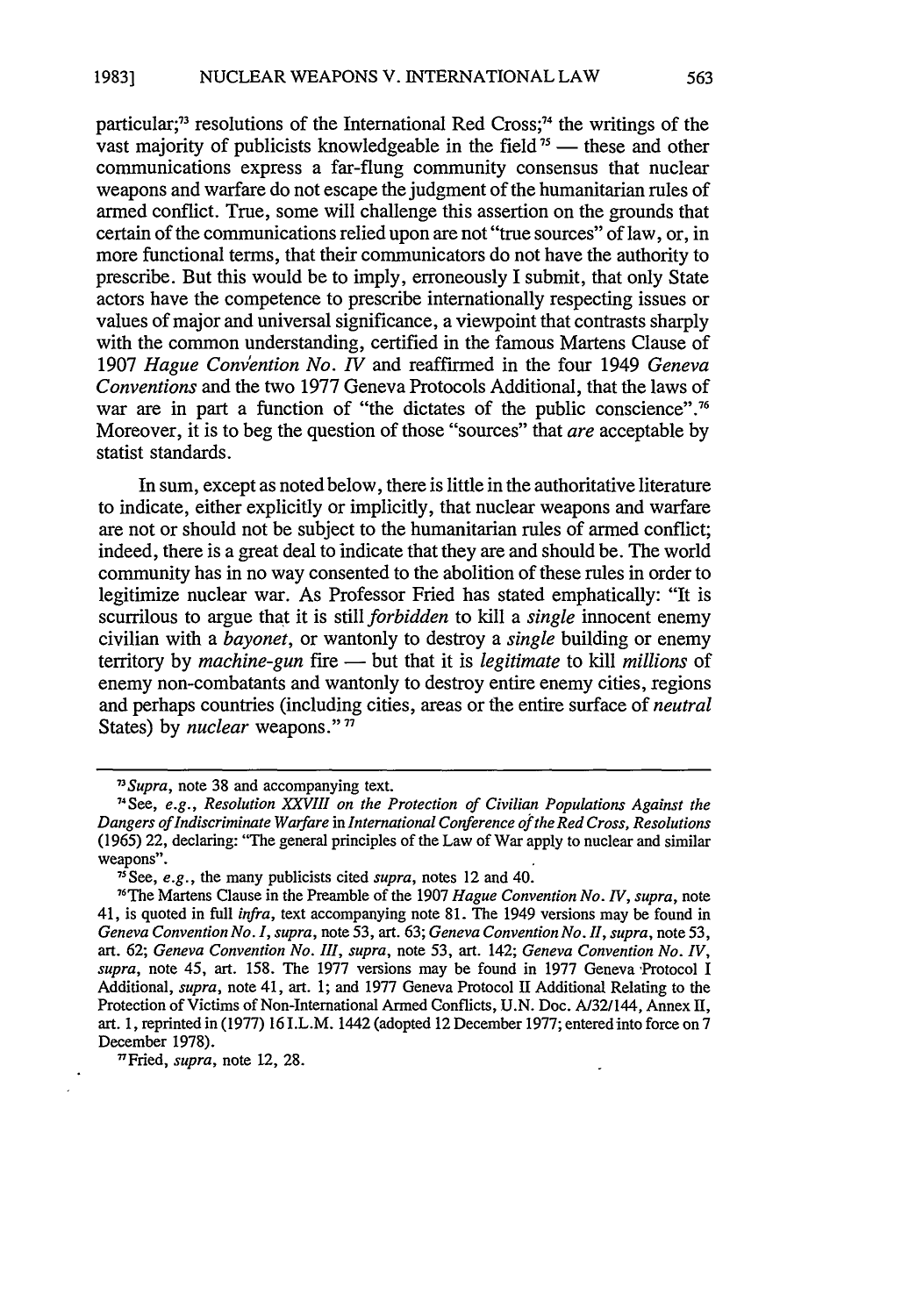particular;[73] resolutions of the International Red Cross;[74] the writings of the vast majority of publicists knowledgeable in the field[75] — these and other communications express a far-flung community consensus that nuclear weapons and warfare do not escape the judgment of the humanitarian rules of armed conflict. True, some will challenge this assertion on the grounds that certain of the communications relied upon are not "true sources" of law, or, in more functional terms, that their communicators do not have the authority to prescribe. But this would be to imply, erroneously I submit, that only State actors have the competence to prescribe internationally respecting issues or values of major and universal significance, a viewpoint that contrasts sharply with the common understanding, certified in the famous Martens Clause of 1907 *Hague Convention No. IV* and reaffirmed in the four 1949 *Geneva Conventions* and the two 1977 Geneva Protocols Additional, that the laws of war are in part a function of "the dictates of the public conscience".[76] Moreover, it is to beg the question of those "sources" that *are* acceptable by statist standards.

In sum, except as noted below, there is little in the authoritative literature to indicate, either explicitly or implicitly, that nuclear weapons and warfare are not or should not be subject to the humanitarian rules of armed conflict; indeed, there is a great deal to indicate that they are and should be. The world community has in no way consented to the abolition of these rules in order to legitimize nuclear war. As Professor Fried has stated emphatically: "It is scurrilous to argue that it is still *forbidden* to kill a *single* innocent enemy civilian with a *bayonet*, or wantonly to destroy a *single* building or enemy territory by *machine-gun* fire — but that it is *legitimate* to kill *millions* of enemy non-combatants and wantonly to destroy entire enemy cities, regions and perhaps countries (including cities, areas or the entire surface of *neutral* States) by *nuclear* weapons."[77]

---

[73] *Supra*, note 38 and accompanying text.

[74] See, *e.g.*, *Resolution XXVIII on the Protection of Civilian Populations Against the Dangers of Indiscriminate Warfare* in *International Conference of the Red Cross, Resolutions* (1965) 22, declaring: "The general principles of the Law of War apply to nuclear and similar weapons".

[75] See, *e.g.*, the many publicists cited *supra*, notes 12 and 40.

[76] The Martens Clause in the Preamble of the 1907 *Hague Convention No. IV*, *supra*, note 41, is quoted in full *infra*, text accompanying note 81. The 1949 versions may be found in *Geneva Convention No. I*, *supra*, note 53, art. 63; *Geneva Convention No. II*, *supra*, note 53, art. 62; *Geneva Convention No. III*, *supra*, note 53, art. 142; *Geneva Convention No. IV*, *supra*, note 45, art. 158. The 1977 versions may be found in 1977 Geneva Protocol I Additional, *supra*, note 41, art. 1; and 1977 Geneva Protocol II Additional Relating to the Protection of Victims of Non-International Armed Conflicts, U.N. Doc. A/32/144, Annex II, art. 1, reprinted in (1977) 16 I.L.M. 1442 (adopted 12 December 1977; entered into force on 7 December 1978).

[77] Fried, *supra*, note 12, 28.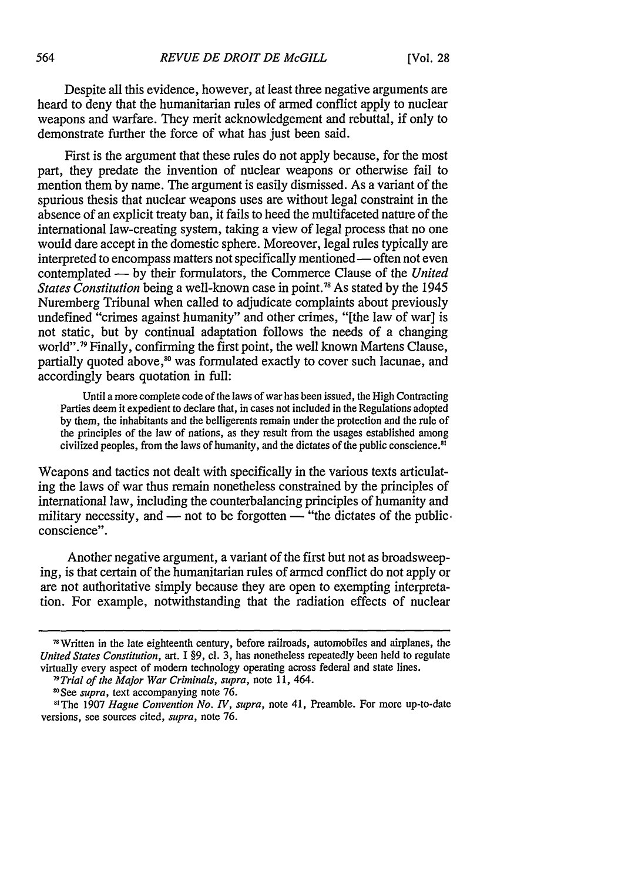Despite all this evidence, however, at least three negative arguments are heard to deny that the humanitarian rules of armed conflict apply to nuclear weapons and warfare. They merit acknowledgement and rebuttal, if only to demonstrate further the force of what has just been said.

First is the argument that these rules do not apply because, for the most part, they predate the invention of nuclear weapons or otherwise fail to mention them by name. The argument is easily dismissed. As a variant of the spurious thesis that nuclear weapons uses are without legal constraint in the absence of an explicit treaty ban, it fails to heed the multifaceted nature of the international law-creating system, taking a view of legal process that no one would dare accept in the domestic sphere. Moreover, legal rules typically are interpreted to encompass matters not specifically mentioned — often not even contemplated — by their formulators, the Commerce Clause of the *United States Constitution* being a well-known case in point.[78] As stated by the 1945 Nuremberg Tribunal when called to adjudicate complaints about previously undefined "crimes against humanity" and other crimes, "[the law of war] is not static, but by continual adaptation follows the needs of a changing world".[79] Finally, confirming the first point, the well known Martens Clause, partially quoted above,[80] was formulated exactly to cover such lacunae, and accordingly bears quotation in full:

> Until a more complete code of the laws of war has been issued, the High Contracting Parties deem it expedient to declare that, in cases not included in the Regulations adopted by them, the inhabitants and the belligerents remain under the protection and the rule of the principles of the law of nations, as they result from the usages established among civilized peoples, from the laws of humanity, and the dictates of the public conscience.[81]

Weapons and tactics not dealt with specifically in the various texts articulating the laws of war thus remain nonetheless constrained by the principles of international law, including the counterbalancing principles of humanity and military necessity, and — not to be forgotten — "the dictates of the public conscience".

Another negative argument, a variant of the first but not as broadsweeping, is that certain of the humanitarian rules of armed conflict do not apply or are not authoritative simply because they are open to exempting interpretation. For example, notwithstanding that the radiation effects of nuclear

---

[78] Written in the late eighteenth century, before railroads, automobiles and airplanes, the *United States Constitution*, art. I §9, cl. 3, has nonetheless repeatedly been held to regulate virtually every aspect of modern technology operating across federal and state lines.

[79] *Trial of the Major War Criminals*, *supra*, note 11, 464.

[80] See *supra*, text accompanying note 76.

[81] The 1907 *Hague Convention No. IV*, *supra*, note 41, Preamble. For more up-to-date versions, see sources cited, *supra*, note 76.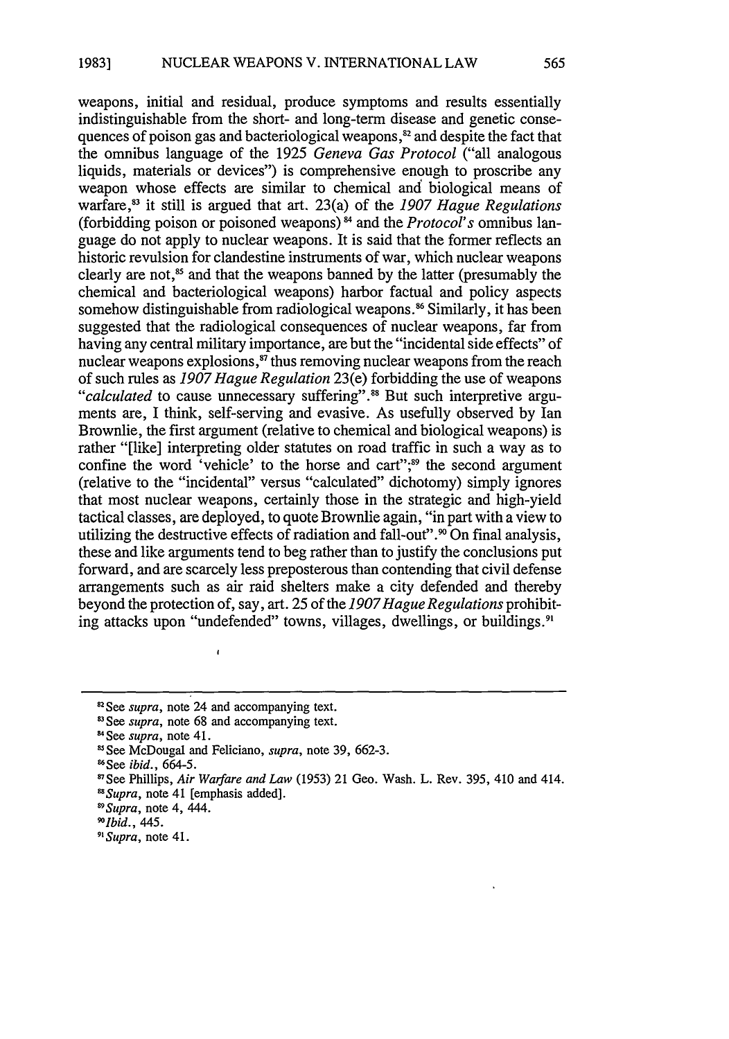weapons, initial and residual, produce symptoms and results essentially indistinguishable from the short- and long-term disease and genetic consequences of poison gas and bacteriological weapons,[82] and despite the fact that the omnibus language of the 1925 *Geneva Gas Protocol* ("all analogous liquids, materials or devices") is comprehensive enough to proscribe any weapon whose effects are similar to chemical and biological means of warfare,[83] it still is argued that art. 23(a) of the *1907 Hague Regulations* (forbidding poison or poisoned weapons)[84] and the *Protocol's* omnibus language do not apply to nuclear weapons. It is said that the former reflects an historic revulsion for clandestine instruments of war, which nuclear weapons clearly are not,[85] and that the weapons banned by the latter (presumably the chemical and bacteriological weapons) harbor factual and policy aspects somehow distinguishable from radiological weapons.[86] Similarly, it has been suggested that the radiological consequences of nuclear weapons, far from having any central military importance, are but the "incidental side effects" of nuclear weapons explosions,[87] thus removing nuclear weapons from the reach of such rules as *1907 Hague Regulation* 23(e) forbidding the use of weapons "*calculated* to cause unnecessary suffering".[88] But such interpretive arguments are, I think, self-serving and evasive. As usefully observed by Ian Brownlie, the first argument (relative to chemical and biological weapons) is rather "[like] interpreting older statutes on road traffic in such a way as to confine the word 'vehicle' to the horse and cart";[89] the second argument (relative to the "incidental" versus "calculated" dichotomy) simply ignores that most nuclear weapons, certainly those in the strategic and high-yield tactical classes, are deployed, to quote Brownlie again, "in part with a view to utilizing the destructive effects of radiation and fall-out".[90] On final analysis, these and like arguments tend to beg rather than to justify the conclusions put forward, and are scarcely less preposterous than contending that civil defense arrangements such as air raid shelters make a city defended and thereby beyond the protection of, say, art. 25 of the *1907 Hague Regulations* prohibiting attacks upon "undefended" towns, villages, dwellings, or buildings.[91]

---

[82] See *supra*, note 24 and accompanying text.

[83] See *supra*, note 68 and accompanying text.

[84] See *supra*, note 41.

[85] See McDougal and Feliciano, *supra*, note 39, 662-3.

[86] See *ibid.*, 664-5.

[87] See Phillips, *Air Warfare and Law* (1953) 21 Geo. Wash. L. Rev. 395, 410 and 414.

[88] *Supra*, note 41 [emphasis added].

[89] *Supra*, note 4, 444.

[90] *Ibid.*, 445.

[91] *Supra*, note 41.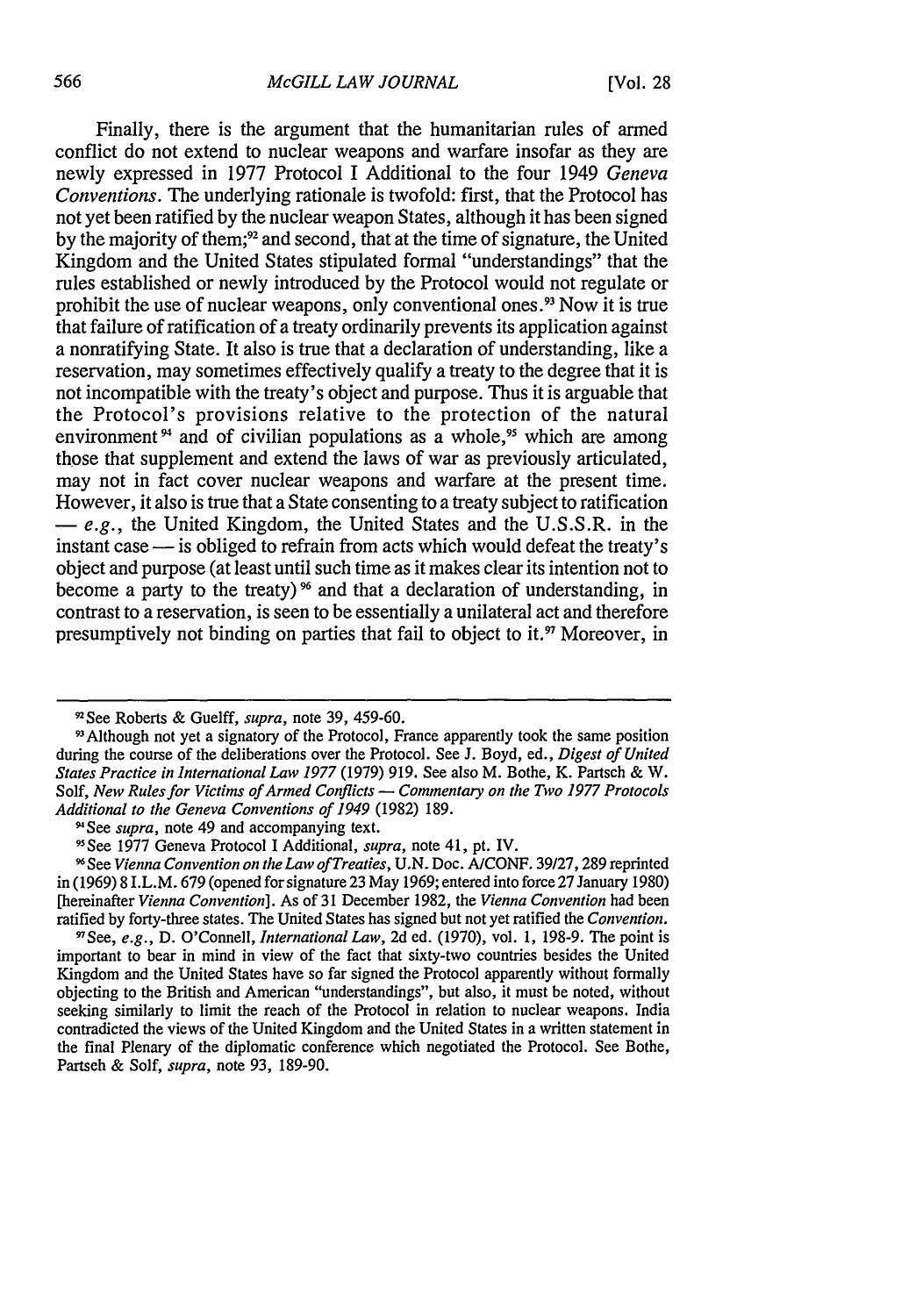Finally, there is the argument that the humanitarian rules of armed conflict do not extend to nuclear weapons and warfare insofar as they are newly expressed in 1977 Protocol I Additional to the four 1949 *Geneva Conventions*. The underlying rationale is twofold: first, that the Protocol has not yet been ratified by the nuclear weapon States, although it has been signed by the majority of them;[92] and second, that at the time of signature, the United Kingdom and the United States stipulated formal "understandings" that the rules established or newly introduced by the Protocol would not regulate or prohibit the use of nuclear weapons, only conventional ones.[93] Now it is true that failure of ratification of a treaty ordinarily prevents its application against a nonratifying State. It also is true that a declaration of understanding, like a reservation, may sometimes effectively qualify a treaty to the degree that it is not incompatible with the treaty's object and purpose. Thus it is arguable that the Protocol's provisions relative to the protection of the natural environment[94] and of civilian populations as a whole,[95] which are among those that supplement and extend the laws of war as previously articulated, may not in fact cover nuclear weapons and warfare at the present time. However, it also is true that a State consenting to a treaty subject to ratification — *e.g.*, the United Kingdom, the United States and the U.S.S.R. in the instant case — is obliged to refrain from acts which would defeat the treaty's object and purpose (at least until such time as it makes clear its intention not to become a party to the treaty)[96] and that a declaration of understanding, in contrast to a reservation, is seen to be essentially a unilateral act and therefore presumptively not binding on parties that fail to object to it.[97] Moreover, in

---

[92] See Roberts & Guelff, *supra*, note 39, 459-60.

[93] Although not yet a signatory of the Protocol, France apparently took the same position during the course of the deliberations over the Protocol. See J. Boyd, ed., *Digest of United States Practice in International Law 1977* (1979) 919. See also M. Bothe, K. Partsch & W. Solf, *New Rules for Victims of Armed Conflicts — Commentary on the Two 1977 Protocols Additional to the Geneva Conventions of 1949* (1982) 189.

[94] See *supra*, note 49 and accompanying text.

[95] See 1977 Geneva Protocol I Additional, *supra*, note 41, pt. IV.

[96] See *Vienna Convention on the Law of Treaties*, U.N. Doc. A/CONF. 39/27, 289 reprinted in (1969) 8 I.L.M. 679 (opened for signature 23 May 1969; entered into force 27 January 1980) [hereinafter *Vienna Convention*]. As of 31 December 1982, the *Vienna Convention* had been ratified by forty-three states. The United States has signed but not yet ratified the *Convention*.

[97] See, *e.g.*, D. O'Connell, *International Law*, 2d ed. (1970), vol. 1, 198-9. The point is important to bear in mind in view of the fact that sixty-two countries besides the United Kingdom and the United States have so far signed the Protocol apparently without formally objecting to the British and American "understandings", but also, it must be noted, without seeking similarly to limit the reach of the Protocol in relation to nuclear weapons. India contradicted the views of the United Kingdom and the United States in a written statement in the final Plenary of the diplomatic conference which negotiated the Protocol. See Bothe, Partsch & Solf, *supra*, note 93, 189-90.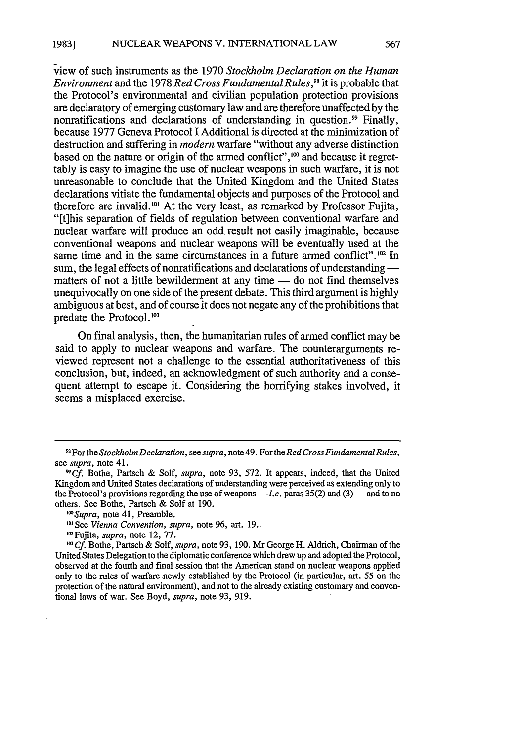view of such instruments as the 1970 *Stockholm Declaration on the Human Environment* and the 1978 *Red Cross Fundamental Rules*,[98] it is probable that the Protocol's environmental and civilian population protection provisions are declaratory of emerging customary law and are therefore unaffected by the nonratifications and declarations of understanding in question.[99] Finally, because 1977 Geneva Protocol I Additional is directed at the minimization of destruction and suffering in *modern* warfare "without any adverse distinction based on the nature or origin of the armed conflict",[100] and because it regrettably is easy to imagine the use of nuclear weapons in such warfare, it is not unreasonable to conclude that the United Kingdom and the United States declarations vitiate the fundamental objects and purposes of the Protocol and therefore are invalid.[101] At the very least, as remarked by Professor Fujita, "[t]his separation of fields of regulation between conventional warfare and nuclear warfare will produce an odd result not easily imaginable, because conventional weapons and nuclear weapons will be eventually used at the same time and in the same circumstances in a future armed conflict".[102] In sum, the legal effects of nonratifications and declarations of understanding — matters of not a little bewilderment at any time — do not find themselves unequivocally on one side of the present debate. This third argument is highly ambiguous at best, and of course it does not negate any of the prohibitions that predate the Protocol.[103]

On final analysis, then, the humanitarian rules of armed conflict may be said to apply to nuclear weapons and warfare. The counterarguments reviewed represent not a challenge to the essential authoritativeness of this conclusion, but, indeed, an acknowledgment of such authority and a consequent attempt to escape it. Considering the horrifying stakes involved, it seems a misplaced exercise.

---

[98] For the *Stockholm Declaration*, see *supra*, note 49. For the *Red Cross Fundamental Rules*, see *supra*, note 41.

[99] *Cf.* Bothe, Partsch & Solf, *supra*, note 93, 572. It appears, indeed, that the United Kingdom and United States declarations of understanding were perceived as extending only to the Protocol's provisions regarding the use of weapons — *i.e.* paras 35(2) and (3) — and to no others. See Bothe, Partsch & Solf at 190.

[100] *Supra*, note 41, Preamble.

[101] See *Vienna Convention*, *supra*, note 96, art. 19.

[102] Fujita, *supra*, note 12, 77.

[103] *Cf.* Bothe, Partsch & Solf, *supra*, note 93, 190. Mr George H. Aldrich, Chairman of the United States Delegation to the diplomatic conference which drew up and adopted the Protocol, observed at the fourth and final session that the American stand on nuclear weapons applied only to the rules of warfare newly established by the Protocol (in particular, art. 55 on the protection of the natural environment), and not to the already existing customary and conventional laws of war. See Boyd, *supra*, note 93, 919.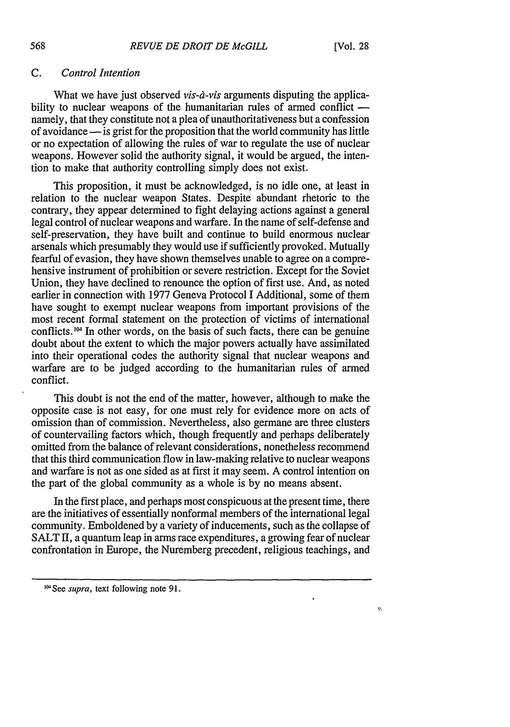### C. *Control Intention*

What we have just observed *vis-à-vis* arguments disputing the applicability to nuclear weapons of the humanitarian rules of armed conflict — namely, that they constitute not a plea of unauthoritativeness but a confession of avoidance — is grist for the proposition that the world community has little or no expectation of allowing the rules of war to regulate the use of nuclear weapons. However solid the authority signal, it would be argued, the intention to make that authority controlling simply does not exist.

This proposition, it must be acknowledged, is no idle one, at least in relation to the nuclear weapon States. Despite abundant rhetoric to the contrary, they appear determined to fight delaying actions against a general legal control of nuclear weapons and warfare. In the name of self-defense and self-preservation, they have built and continue to build enormous nuclear arsenals which presumably they would use if sufficiently provoked. Mutually fearful of evasion, they have shown themselves unable to agree on a comprehensive instrument of prohibition or severe restriction. Except for the Soviet Union, they have declined to renounce the option of first use. And, as noted earlier in connection with 1977 Geneva Protocol I Additional, some of them have sought to exempt nuclear weapons from important provisions of the most recent formal statement on the protection of victims of international conflicts.[104] In other words, on the basis of such facts, there can be genuine doubt about the extent to which the major powers actually have assimilated into their operational codes the authority signal that nuclear weapons and warfare are to be judged according to the humanitarian rules of armed conflict.

This doubt is not the end of the matter, however, although to make the opposite case is not easy, for one must rely for evidence more on acts of omission than of commission. Nevertheless, also germane are three clusters of countervailing factors which, though frequently and perhaps deliberately omitted from the balance of relevant considerations, nonetheless recommend that this third communication flow in law-making relative to nuclear weapons and warfare is not as one sided as at first it may seem. A control intention on the part of the global community as a whole is by no means absent.

In the first place, and perhaps most conspicuous at the present time, there are the initiatives of essentially nonformal members of the international legal community. Emboldened by a variety of inducements, such as the collapse of SALT II, a quantum leap in arms race expenditures, a growing fear of nuclear confrontation in Europe, the Nuremberg precedent, religious teachings, and

[104] See *supra*, text following note 91.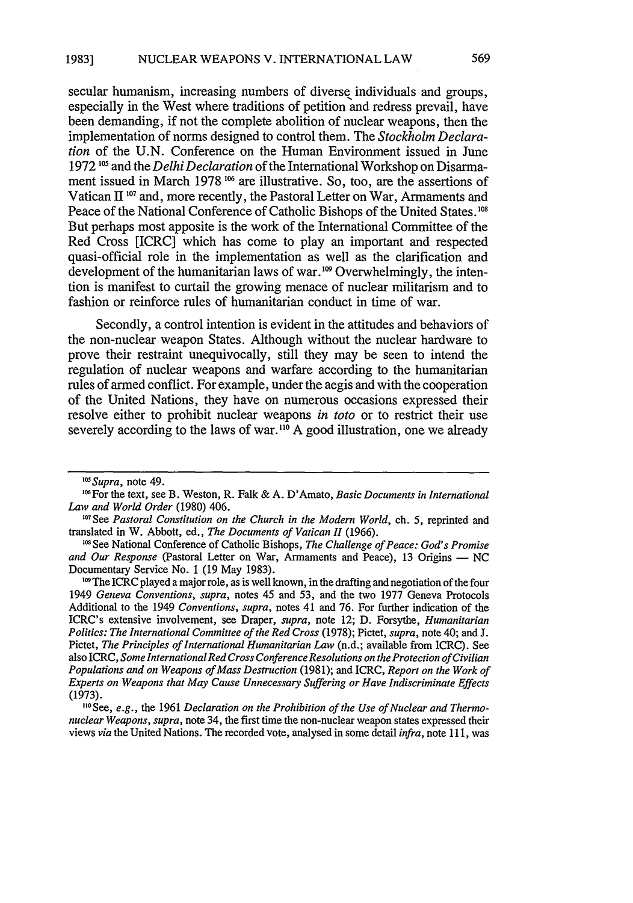secular humanism, increasing numbers of diverse individuals and groups, especially in the West where traditions of petition and redress prevail, have been demanding, if not the complete abolition of nuclear weapons, then the implementation of norms designed to control them. The *Stockholm Declaration* of the U.N. Conference on the Human Environment issued in June 1972 [105] and the *Delhi Declaration* of the International Workshop on Disarmament issued in March 1978 [106] are illustrative. So, too, are the assertions of Vatican II [107] and, more recently, the Pastoral Letter on War, Armaments and Peace of the National Conference of Catholic Bishops of the United States.[108] But perhaps most apposite is the work of the International Committee of the Red Cross [ICRC] which has come to play an important and respected quasi-official role in the implementation as well as the clarification and development of the humanitarian laws of war.[109] Overwhelmingly, the intention is manifest to curtail the growing menace of nuclear militarism and to fashion or reinforce rules of humanitarian conduct in time of war.

Secondly, a control intention is evident in the attitudes and behaviors of the non-nuclear weapon States. Although without the nuclear hardware to prove their restraint unequivocally, still they may be seen to intend the regulation of nuclear weapons and warfare according to the humanitarian rules of armed conflict. For example, under the aegis and with the cooperation of the United Nations, they have on numerous occasions expressed their resolve either to prohibit nuclear weapons *in toto* or to restrict their use severely according to the laws of war.[110] A good illustration, one we already

---

[105] *Supra*, note 49.

[106] For the text, see B. Weston, R. Falk & A. D'Amato, *Basic Documents in International Law and World Order* (1980) 406.

[107] See *Pastoral Constitution on the Church in the Modern World*, ch. 5, reprinted and translated in W. Abbott, ed., *The Documents of Vatican II* (1966).

[108] See National Conference of Catholic Bishops, *The Challenge of Peace: God's Promise and Our Response* (Pastoral Letter on War, Armaments and Peace), 13 Origins — NC Documentary Service No. 1 (19 May 1983).

[109] The ICRC played a major role, as is well known, in the drafting and negotiation of the four 1949 *Geneva Conventions*, *supra*, notes 45 and 53, and the two 1977 Geneva Protocols Additional to the 1949 *Conventions*, *supra*, notes 41 and 76. For further indication of the ICRC's extensive involvement, see Draper, *supra*, note 12; D. Forsythe, *Humanitarian Politics: The International Committee of the Red Cross* (1978); Pictet, *supra*, note 40; and J. Pictet, *The Principles of International Humanitarian Law* (n.d.; available from ICRC). See also ICRC, *Some International Red Cross Conference Resolutions on the Protection of Civilian Populations and on Weapons of Mass Destruction* (1981); and ICRC, *Report on the Work of Experts on Weapons that May Cause Unnecessary Suffering or Have Indiscriminate Effects* (1973).

[110] See, *e.g.*, the 1961 *Declaration on the Prohibition of the Use of Nuclear and Thermonuclear Weapons*, *supra*, note 34, the first time the non-nuclear weapon states expressed their views *via* the United Nations. The recorded vote, analysed in some detail *infra*, note 111, was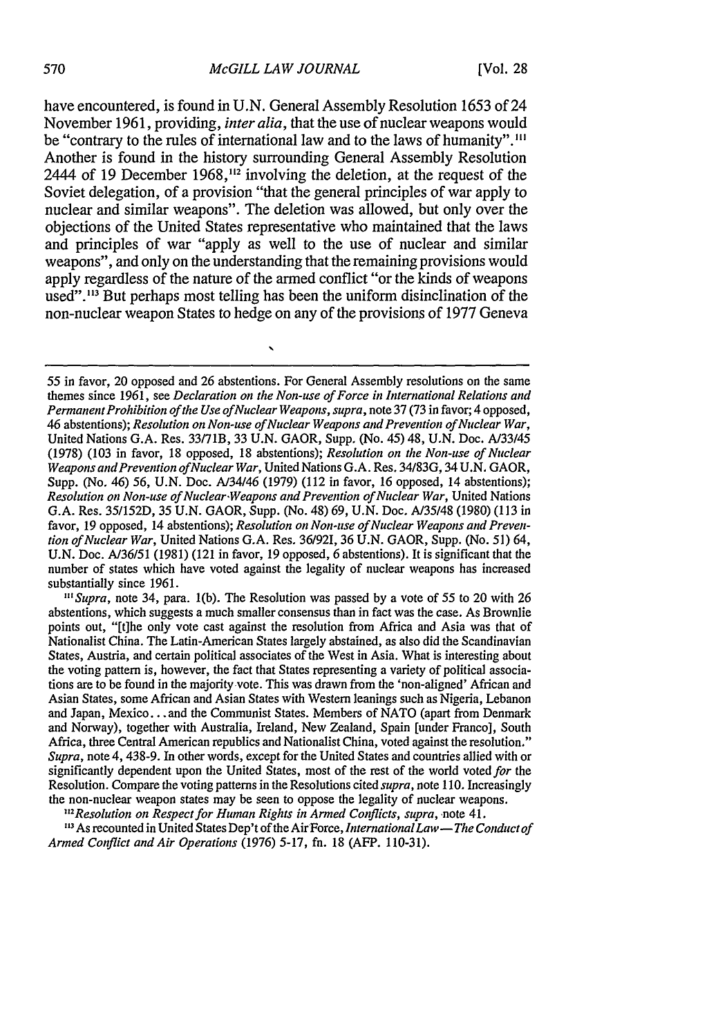have encountered, is found in U.N. General Assembly Resolution 1653 of 24 November 1961, providing, *inter alia*, that the use of nuclear weapons would be "contrary to the rules of international law and to the laws of humanity".[111] Another is found in the history surrounding General Assembly Resolution 2444 of 19 December 1968,[112] involving the deletion, at the request of the Soviet delegation, of a provision "that the general principles of war apply to nuclear and similar weapons". The deletion was allowed, but only over the objections of the United States representative who maintained that the laws and principles of war "apply as well to the use of nuclear and similar weapons", and only on the understanding that the remaining provisions would apply regardless of the nature of the armed conflict "or the kinds of weapons used".[113] But perhaps most telling has been the uniform disinclination of the non-nuclear weapon States to hedge on any of the provisions of 1977 Geneva

---

55 in favor, 20 opposed and 26 abstentions. For General Assembly resolutions on the same themes since 1961, see *Declaration on the Non-use of Force in International Relations and Permanent Prohibition of the Use of Nuclear Weapons*, *supra*, note 37 (73 in favor; 4 opposed, 46 abstentions); *Resolution on Non-use of Nuclear Weapons and Prevention of Nuclear War*, United Nations G.A. Res. 33/71B, 33 U.N. GAOR, Supp. (No. 45) 48, U.N. Doc. A/33/45 (1978) (103 in favor, 18 opposed, 18 abstentions); *Resolution on the Non-use of Nuclear Weapons and Prevention of Nuclear War*, United Nations G.A. Res. 34/83G, 34 U.N. GAOR, Supp. (No. 46) 56, U.N. Doc. A/34/46 (1979) (112 in favor, 16 opposed, 14 abstentions); *Resolution on Non-use of Nuclear Weapons and Prevention of Nuclear War*, United Nations G.A. Res. 35/152D, 35 U.N. GAOR, Supp. (No. 48) 69, U.N. Doc. A/35/48 (1980) (113 in favor, 19 opposed, 14 abstentions); *Resolution on Non-use of Nuclear Weapons and Prevention of Nuclear War*, United Nations G.A. Res. 36/92I, 36 U.N. GAOR, Supp. (No. 51) 64, U.N. Doc. A/36/51 (1981) (121 in favor, 19 opposed, 6 abstentions). It is significant that the number of states which have voted against the legality of nuclear weapons has increased substantially since 1961.

[111] *Supra*, note 34, para. 1(b). The Resolution was passed by a vote of 55 to 20 with 26 abstentions, which suggests a much smaller consensus than in fact was the case. As Brownlie points out, "[t]he only vote cast against the resolution from Africa and Asia was that of Nationalist China. The Latin-American States largely abstained, as also did the Scandinavian States, Austria, and certain political associates of the West in Asia. What is interesting about the voting pattern is, however, the fact that States representing a variety of political associations are to be found in the majority vote. This was drawn from the 'non-aligned' African and Asian States, some African and Asian States with Western leanings such as Nigeria, Lebanon and Japan, Mexico... and the Communist States. Members of NATO (apart from Denmark and Norway), together with Australia, Ireland, New Zealand, Spain [under Franco], South Africa, three Central American republics and Nationalist China, voted against the resolution." *Supra*, note 4, 438-9. In other words, except for the United States and countries allied with or significantly dependent upon the United States, most of the rest of the world voted *for* the Resolution. Compare the voting patterns in the Resolutions cited *supra*, note 110. Increasingly the non-nuclear weapon states may be seen to oppose the legality of nuclear weapons.

[112] *Resolution on Respect for Human Rights in Armed Conflicts*, *supra*, note 41.

[113] As recounted in United States Dep't of the Air Force, *International Law — The Conduct of Armed Conflict and Air Operations* (1976) 5-17, fn. 18 (AFP. 110-31).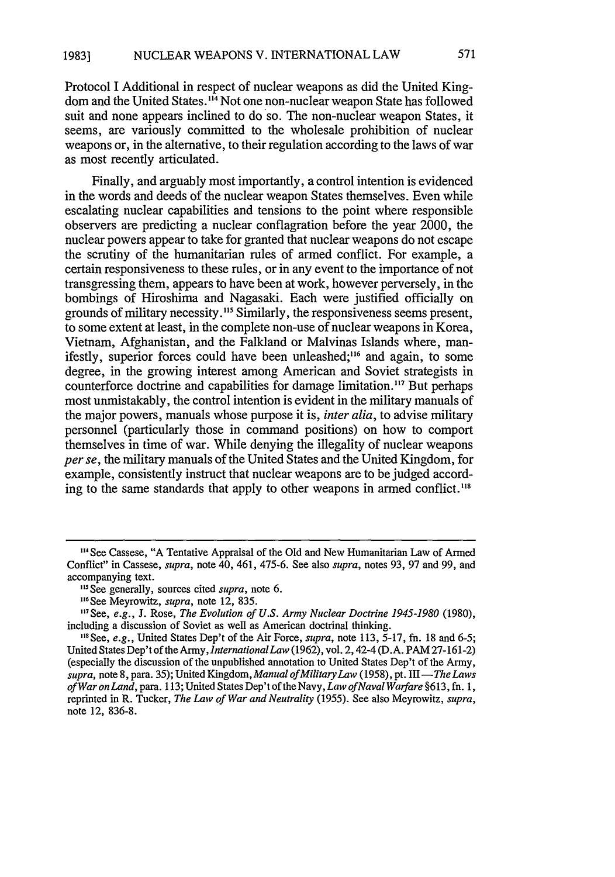Protocol I Additional in respect of nuclear weapons as did the United Kingdom and the United States.[114] Not one non-nuclear weapon State has followed suit and none appears inclined to do so. The non-nuclear weapon States, it seems, are variously committed to the wholesale prohibition of nuclear weapons or, in the alternative, to their regulation according to the laws of war as most recently articulated.

Finally, and arguably most importantly, a control intention is evidenced in the words and deeds of the nuclear weapon States themselves. Even while escalating nuclear capabilities and tensions to the point where responsible observers are predicting a nuclear conflagration before the year 2000, the nuclear powers appear to take for granted that nuclear weapons do not escape the scrutiny of the humanitarian rules of armed conflict. For example, a certain responsiveness to these rules, or in any event to the importance of not transgressing them, appears to have been at work, however perversely, in the bombings of Hiroshima and Nagasaki. Each were justified officially on grounds of military necessity.[115] Similarly, the responsiveness seems present, to some extent at least, in the complete non-use of nuclear weapons in Korea, Vietnam, Afghanistan, and the Falkland or Malvinas Islands where, manifestly, superior forces could have been unleashed;[116] and again, to some degree, in the growing interest among American and Soviet strategists in counterforce doctrine and capabilities for damage limitation.[117] But perhaps most unmistakably, the control intention is evident in the military manuals of the major powers, manuals whose purpose it is, *inter alia*, to advise military personnel (particularly those in command positions) on how to comport themselves in time of war. While denying the illegality of nuclear weapons *per se*, the military manuals of the United States and the United Kingdom, for example, consistently instruct that nuclear weapons are to be judged according to the same standards that apply to other weapons in armed conflict.[118]

---

[114] See Cassese, "A Tentative Appraisal of the Old and New Humanitarian Law of Armed Conflict" in Cassese, *supra*, note 40, 461, 475-6. See also *supra*, notes 93, 97 and 99, and accompanying text.

[115] See generally, sources cited *supra*, note 6.

[116] See Meyrowitz, *supra*, note 12, 835.

[117] See, *e.g.*, J. Rose, *The Evolution of U.S. Army Nuclear Doctrine 1945-1980* (1980), including a discussion of Soviet as well as American doctrinal thinking.

[118] See, *e.g.*, United States Dep't of the Air Force, *supra*, note 113, 5-17, fn. 18 and 6-5; United States Dep't of the Army, *International Law* (1962), vol. 2, 42-4 (D.A. PAM 27-161-2) (especially the discussion of the unpublished annotation to United States Dep't of the Army, *supra*, note 8, para. 35); United Kingdom, *Manual of Military Law* (1958), pt. III — *The Laws of War on Land*, para. 113; United States Dep't of the Navy, *Law of Naval Warfare* §613, fn. 1, reprinted in R. Tucker, *The Law of War and Neutrality* (1955). See also Meyrowitz, *supra*, note 12, 836-8.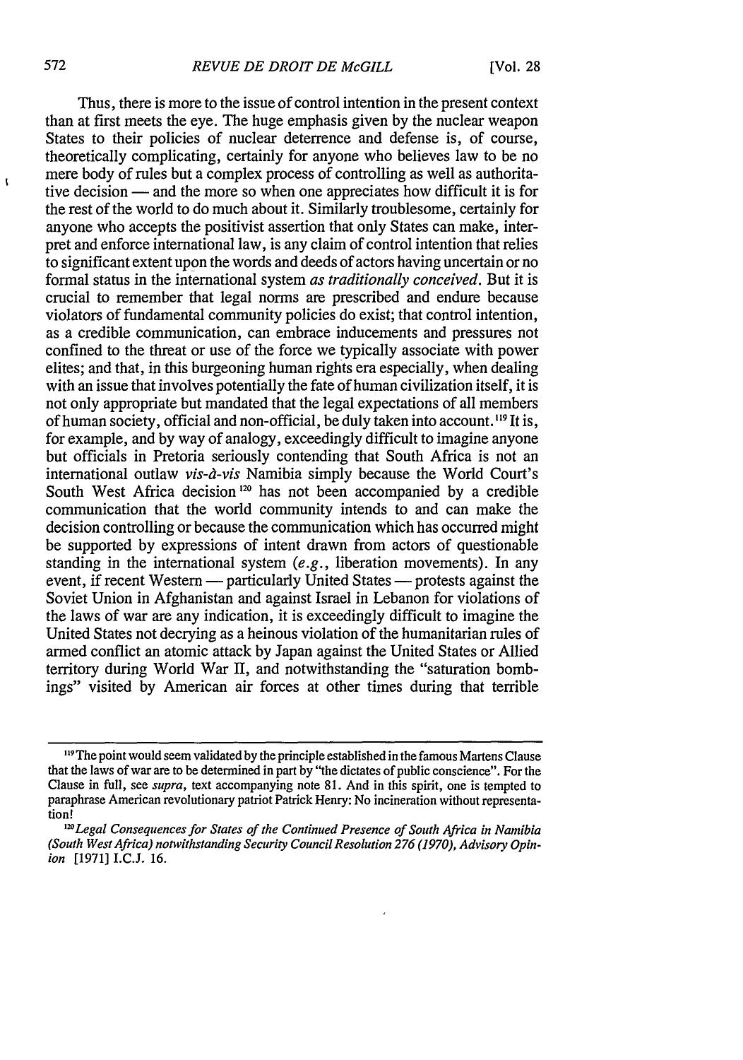Thus, there is more to the issue of control intention in the present context than at first meets the eye. The huge emphasis given by the nuclear weapon States to their policies of nuclear deterrence and defense is, of course, theoretically complicating, certainly for anyone who believes law to be no mere body of rules but a complex process of controlling as well as authoritative decision — and the more so when one appreciates how difficult it is for the rest of the world to do much about it. Similarly troublesome, certainly for anyone who accepts the positivist assertion that only States can make, interpret and enforce international law, is any claim of control intention that relies to significant extent upon the words and deeds of actors having uncertain or no formal status in the international system *as traditionally conceived*. But it is crucial to remember that legal norms are prescribed and endure because violators of fundamental community policies do exist; that control intention, as a credible communication, can embrace inducements and pressures not confined to the threat or use of the force we typically associate with power elites; and that, in this burgeoning human rights era especially, when dealing with an issue that involves potentially the fate of human civilization itself, it is not only appropriate but mandated that the legal expectations of all members of human society, official and non-official, be duly taken into account.[119] It is, for example, and by way of analogy, exceedingly difficult to imagine anyone but officials in Pretoria seriously contending that South Africa is not an international outlaw *vis-à-vis* Namibia simply because the World Court's South West Africa decision[120] has not been accompanied by a credible communication that the world community intends to and can make the decision controlling or because the communication which has occurred might be supported by expressions of intent drawn from actors of questionable standing in the international system (*e.g.*, liberation movements). In any event, if recent Western — particularly United States — protests against the Soviet Union in Afghanistan and against Israel in Lebanon for violations of the laws of war are any indication, it is exceedingly difficult to imagine the United States not decrying as a heinous violation of the humanitarian rules of armed conflict an atomic attack by Japan against the United States or Allied territory during World War II, and notwithstanding the "saturation bombings" visited by American air forces at other times during that terrible

---

[119] The point would seem validated by the principle established in the famous Martens Clause that the laws of war are to be determined in part by "the dictates of public conscience". For the Clause in full, see *supra*, text accompanying note 81. And in this spirit, one is tempted to paraphrase American revolutionary patriot Patrick Henry: No incineration without representation!

[120] *Legal Consequences for States of the Continued Presence of South Africa in Namibia (South West Africa) notwithstanding Security Council Resolution 276 (1970), Advisory Opinion* [1971] I.C.J. 16.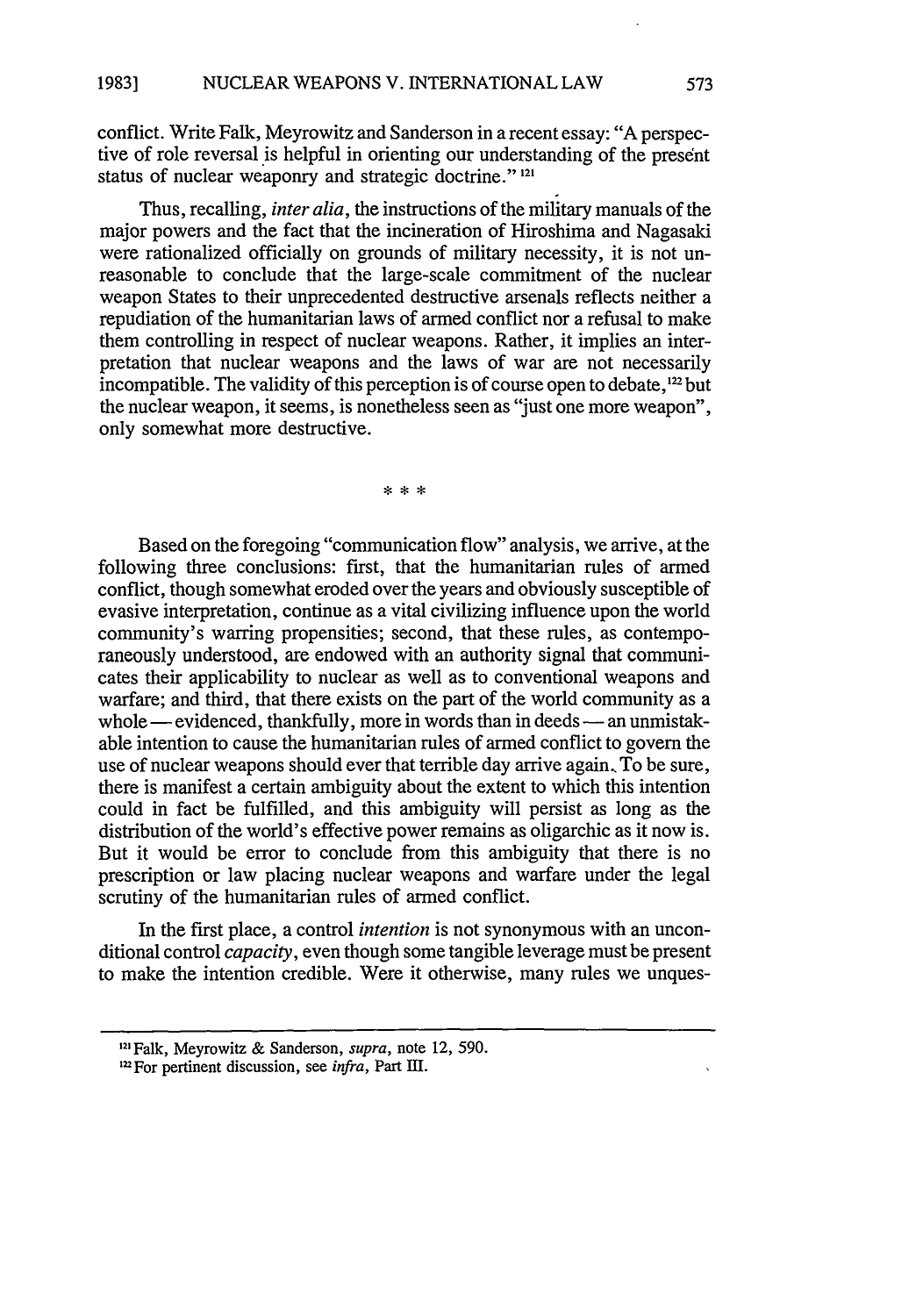conflict. Write Falk, Meyrowitz and Sanderson in a recent essay: "A perspective of role reversal is helpful in orienting our understanding of the present status of nuclear weaponry and strategic doctrine." [121]

Thus, recalling, *inter alia*, the instructions of the military manuals of the major powers and the fact that the incineration of Hiroshima and Nagasaki were rationalized officially on grounds of military necessity, it is not unreasonable to conclude that the large-scale commitment of the nuclear weapon States to their unprecedented destructive arsenals reflects neither a repudiation of the humanitarian laws of armed conflict nor a refusal to make them controlling in respect of nuclear weapons. Rather, it implies an interpretation that nuclear weapons and the laws of war are not necessarily incompatible. The validity of this perception is of course open to debate,[122] but the nuclear weapon, it seems, is nonetheless seen as "just one more weapon", only somewhat more destructive.

\* \* \*

Based on the foregoing "communication flow" analysis, we arrive, at the following three conclusions: first, that the humanitarian rules of armed conflict, though somewhat eroded over the years and obviously susceptible of evasive interpretation, continue as a vital civilizing influence upon the world community's warring propensities; second, that these rules, as contemporaneously understood, are endowed with an authority signal that communicates their applicability to nuclear as well as to conventional weapons and warfare; and third, that there exists on the part of the world community as a whole — evidenced, thankfully, more in words than in deeds — an unmistakable intention to cause the humanitarian rules of armed conflict to govern the use of nuclear weapons should ever that terrible day arrive again. To be sure, there is manifest a certain ambiguity about the extent to which this intention could in fact be fulfilled, and this ambiguity will persist as long as the distribution of the world's effective power remains as oligarchic as it now is. But it would be error to conclude from this ambiguity that there is no prescription or law placing nuclear weapons and warfare under the legal scrutiny of the humanitarian rules of armed conflict.

In the first place, a control *intention* is not synonymous with an unconditional control *capacity*, even though some tangible leverage must be present to make the intention credible. Were it otherwise, many rules we unques-

---

[121] Falk, Meyrowitz & Sanderson, *supra*, note 12, 590.

[122] For pertinent discussion, see *infra*, Part III.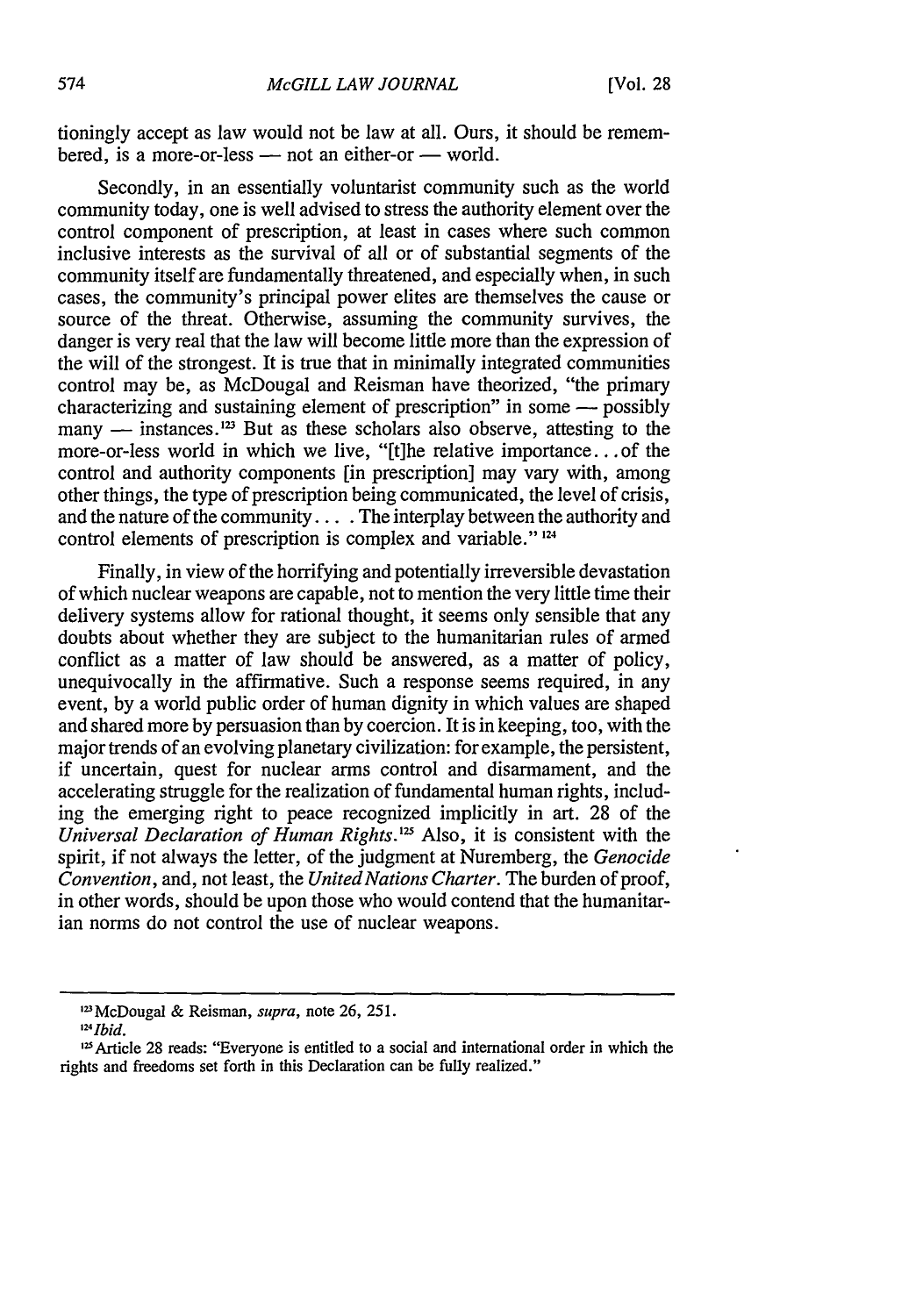tioningly accept as law would not be law at all. Ours, it should be remembered, is a more-or-less — not an either-or — world.

Secondly, in an essentially voluntarist community such as the world community today, one is well advised to stress the authority element over the control component of prescription, at least in cases where such common inclusive interests as the survival of all or of substantial segments of the community itself are fundamentally threatened, and especially when, in such cases, the community's principal power elites are themselves the cause or source of the threat. Otherwise, assuming the community survives, the danger is very real that the law will become little more than the expression of the will of the strongest. It is true that in minimally integrated communities control may be, as McDougal and Reisman have theorized, "the primary characterizing and sustaining element of prescription" in some — possibly many — instances.[123] But as these scholars also observe, attesting to the more-or-less world in which we live, "[t]he relative importance...of the control and authority components [in prescription] may vary with, among other things, the type of prescription being communicated, the level of crisis, and the nature of the community.... The interplay between the authority and control elements of prescription is complex and variable."[124]

Finally, in view of the horrifying and potentially irreversible devastation of which nuclear weapons are capable, not to mention the very little time their delivery systems allow for rational thought, it seems only sensible that any doubts about whether they are subject to the humanitarian rules of armed conflict as a matter of law should be answered, as a matter of policy, unequivocally in the affirmative. Such a response seems required, in any event, by a world public order of human dignity in which values are shaped and shared more by persuasion than by coercion. It is in keeping, too, with the major trends of an evolving planetary civilization: for example, the persistent, if uncertain, quest for nuclear arms control and disarmament, and the accelerating struggle for the realization of fundamental human rights, including the emerging right to peace recognized implicitly in art. 28 of the *Universal Declaration of Human Rights*.[125] Also, it is consistent with the spirit, if not always the letter, of the judgment at Nuremberg, the *Genocide Convention*, and, not least, the *United Nations Charter*. The burden of proof, in other words, should be upon those who would contend that the humanitarian norms do not control the use of nuclear weapons.

---

[123] McDougal & Reisman, *supra*, note 26, 251.

[124] *Ibid.*

[125] Article 28 reads: "Everyone is entitled to a social and international order in which the rights and freedoms set forth in this Declaration can be fully realized."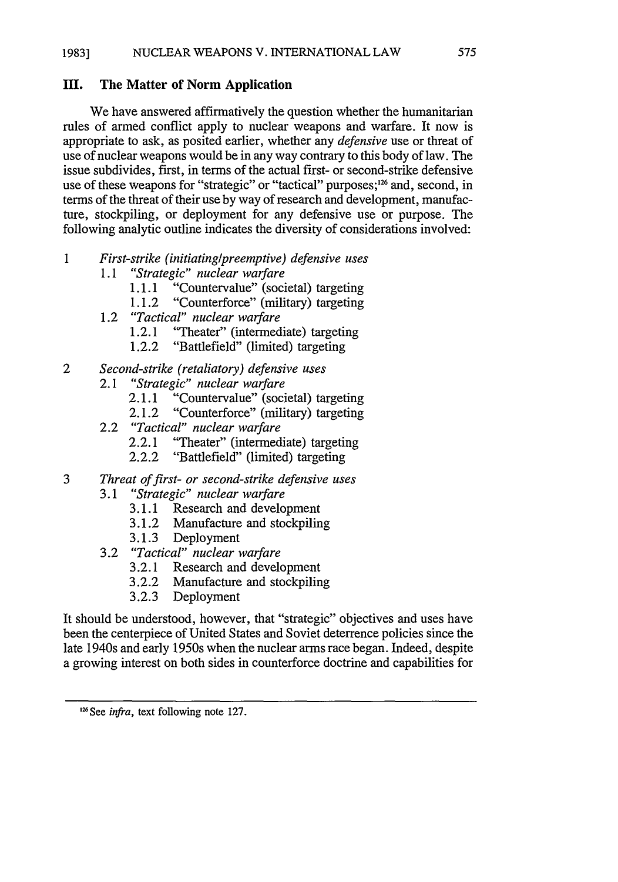## III. The Matter of Norm Application

We have answered affirmatively the question whether the humanitarian rules of armed conflict apply to nuclear weapons and warfare. It now is appropriate to ask, as posited earlier, whether any *defensive* use or threat of use of nuclear weapons would be in any way contrary to this body of law. The issue subdivides, first, in terms of the actual first- or second-strike defensive use of these weapons for "strategic" or "tactical" purposes;[126] and, second, in terms of the threat of their use by way of research and development, manufacture, stockpiling, or deployment for any defensive use or purpose. The following analytic outline indicates the diversity of considerations involved:

1 *First-strike (initiating/preemptive) defensive uses*
- 1.1 *"Strategic" nuclear warfare*
  - 1.1.1 "Countervalue" (societal) targeting
  - 1.1.2 "Counterforce" (military) targeting
- 1.2 *"Tactical" nuclear warfare*
  - 1.2.1 "Theater" (intermediate) targeting
  - 1.2.2 "Battlefield" (limited) targeting

2 *Second-strike (retaliatory) defensive uses*
- 2.1 *"Strategic" nuclear warfare*
  - 2.1.1 "Countervalue" (societal) targeting
  - 2.1.2 "Counterforce" (military) targeting
- 2.2 *"Tactical" nuclear warfare*
  - 2.2.1 "Theater" (intermediate) targeting
  - 2.2.2 "Battlefield" (limited) targeting

3 *Threat of first- or second-strike defensive uses*
- 3.1 *"Strategic" nuclear warfare*
  - 3.1.1 Research and development
  - 3.1.2 Manufacture and stockpiling
  - 3.1.3 Deployment
- 3.2 *"Tactical" nuclear warfare*
  - 3.2.1 Research and development
  - 3.2.2 Manufacture and stockpiling
  - 3.2.3 Deployment

It should be understood, however, that "strategic" objectives and uses have been the centerpiece of United States and Soviet deterrence policies since the late 1940s and early 1950s when the nuclear arms race began. Indeed, despite a growing interest on both sides in counterforce doctrine and capabilities for

---

[126] See *infra*, text following note 127.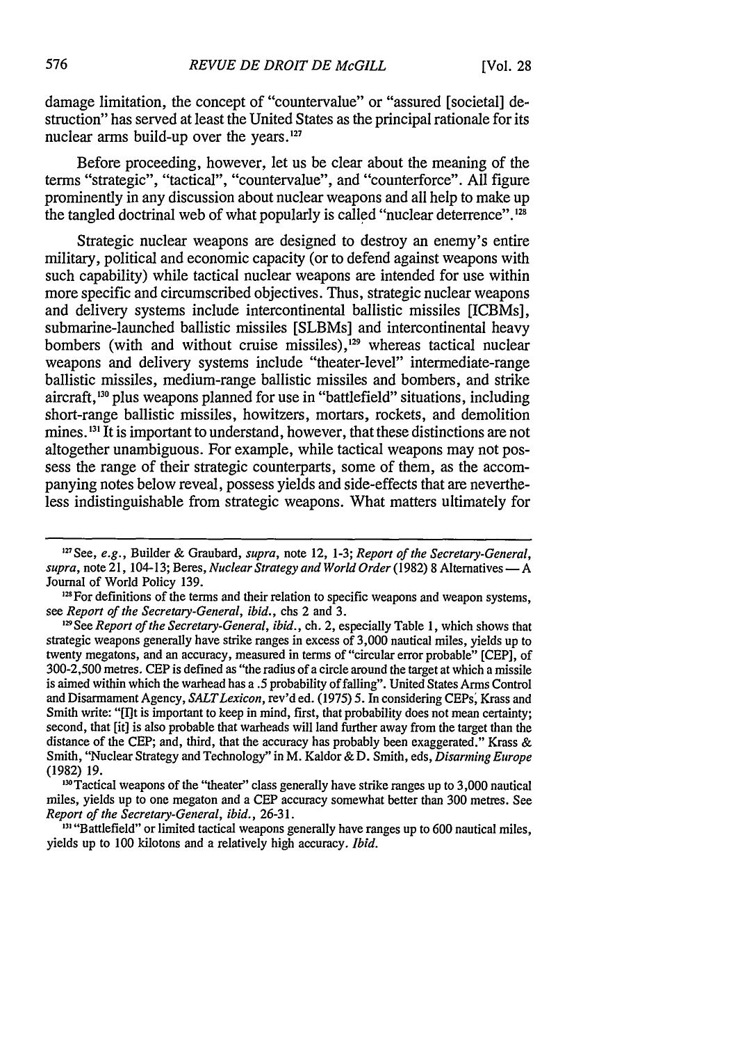damage limitation, the concept of "countervalue" or "assured [societal] destruction" has served at least the United States as the principal rationale for its nuclear arms build-up over the years.[127]

Before proceeding, however, let us be clear about the meaning of the terms "strategic", "tactical", "countervalue", and "counterforce". All figure prominently in any discussion about nuclear weapons and all help to make up the tangled doctrinal web of what popularly is called "nuclear deterrence".[128]

Strategic nuclear weapons are designed to destroy an enemy's entire military, political and economic capacity (or to defend against weapons with such capability) while tactical nuclear weapons are intended for use within more specific and circumscribed objectives. Thus, strategic nuclear weapons and delivery systems include intercontinental ballistic missiles [ICBMs], submarine-launched ballistic missiles [SLBMs] and intercontinental heavy bombers (with and without cruise missiles),[129] whereas tactical nuclear weapons and delivery systems include "theater-level" intermediate-range ballistic missiles, medium-range ballistic missiles and bombers, and strike aircraft,[130] plus weapons planned for use in "battlefield" situations, including short-range ballistic missiles, howitzers, mortars, rockets, and demolition mines.[131] It is important to understand, however, that these distinctions are not altogether unambiguous. For example, while tactical weapons may not possess the range of their strategic counterparts, some of them, as the accompanying notes below reveal, possess yields and side-effects that are nevertheless indistinguishable from strategic weapons. What matters ultimately for

---

[127] See, *e.g.*, Builder & Graubard, *supra*, note 12, 1-3; *Report of the Secretary-General*, *supra*, note 21, 104-13; Beres, *Nuclear Strategy and World Order* (1982) 8 Alternatives — A Journal of World Policy 139.

[128] For definitions of the terms and their relation to specific weapons and weapon systems, see *Report of the Secretary-General*, *ibid.*, chs 2 and 3.

[129] See *Report of the Secretary-General*, *ibid.*, ch. 2, especially Table 1, which shows that strategic weapons generally have strike ranges in excess of 3,000 nautical miles, yields up to twenty megatons, and an accuracy, measured in terms of "circular error probable" [CEP], of 300-2,500 metres. CEP is defined as "the radius of a circle around the target at which a missile is aimed within which the warhead has a .5 probability of falling". United States Arms Control and Disarmament Agency, *SALT Lexicon*, rev'd ed. (1975) 5. In considering CEPs, Krass and Smith write: "[I]t is important to keep in mind, first, that probability does not mean certainty; second, that [it] is also probable that warheads will land further away from the target than the distance of the CEP; and, third, that the accuracy has probably been exaggerated." Krass & Smith, "Nuclear Strategy and Technology" in M. Kaldor & D. Smith, eds, *Disarming Europe* (1982) 19.

[130] Tactical weapons of the "theater" class generally have strike ranges up to 3,000 nautical miles, yields up to one megaton and a CEP accuracy somewhat better than 300 metres. See *Report of the Secretary-General*, *ibid.*, 26-31.

[131] "Battlefield" or limited tactical weapons generally have ranges up to 600 nautical miles, yields up to 100 kilotons and a relatively high accuracy. *Ibid.*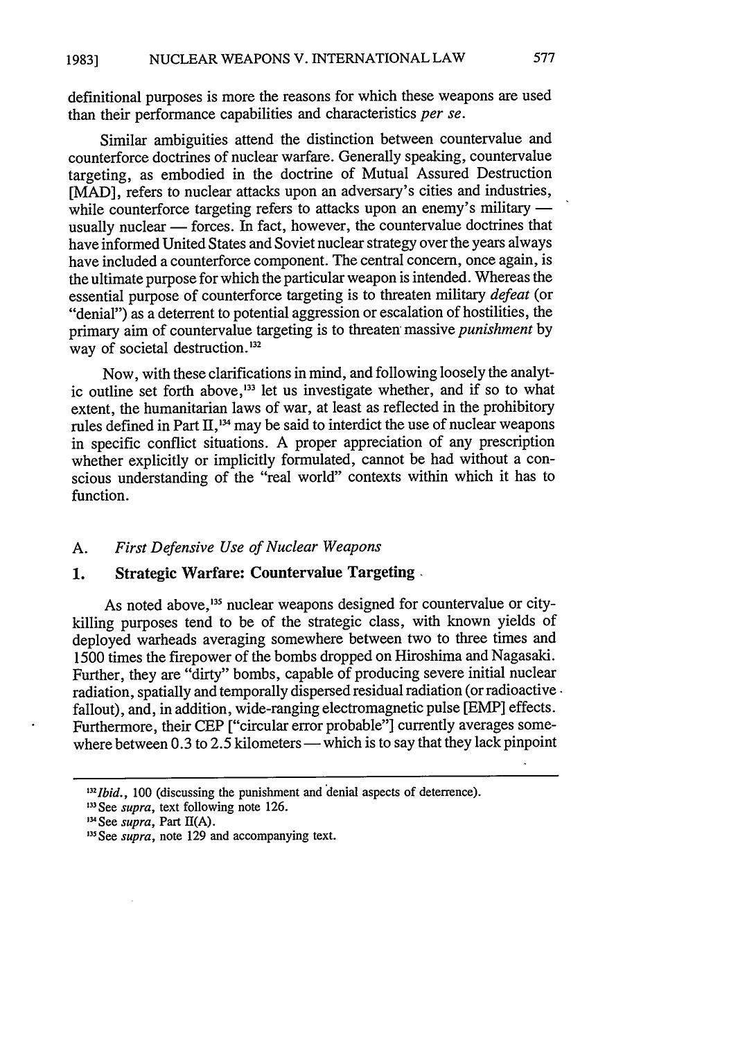definitional purposes is more the reasons for which these weapons are used than their performance capabilities and characteristics *per se*.

Similar ambiguities attend the distinction between countervalue and counterforce doctrines of nuclear warfare. Generally speaking, countervalue targeting, as embodied in the doctrine of Mutual Assured Destruction [MAD], refers to nuclear attacks upon an adversary's cities and industries, while counterforce targeting refers to attacks upon an enemy's military — usually nuclear — forces. In fact, however, the countervalue doctrines that have informed United States and Soviet nuclear strategy over the years always have included a counterforce component. The central concern, once again, is the ultimate purpose for which the particular weapon is intended. Whereas the essential purpose of counterforce targeting is to threaten military *defeat* (or "denial") as a deterrent to potential aggression or escalation of hostilities, the primary aim of countervalue targeting is to threaten massive *punishment* by way of societal destruction.[132]

Now, with these clarifications in mind, and following loosely the analytic outline set forth above,[133] let us investigate whether, and if so to what extent, the humanitarian laws of war, at least as reflected in the prohibitory rules defined in Part II,[134] may be said to interdict the use of nuclear weapons in specific conflict situations. A proper appreciation of any prescription whether explicitly or implicitly formulated, cannot be had without a conscious understanding of the "real world" contexts within which it has to function.

## A. *First Defensive Use of Nuclear Weapons*

### 1. **Strategic Warfare: Countervalue Targeting**

As noted above,[135] nuclear weapons designed for countervalue or city-killing purposes tend to be of the strategic class, with known yields of deployed warheads averaging somewhere between two to three times and 1500 times the firepower of the bombs dropped on Hiroshima and Nagasaki. Further, they are "dirty" bombs, capable of producing severe initial nuclear radiation, spatially and temporally dispersed residual radiation (or radioactive fallout), and, in addition, wide-ranging electromagnetic pulse [EMP] effects. Furthermore, their CEP ["circular error probable"] currently averages somewhere between 0.3 to 2.5 kilometers — which is to say that they lack pinpoint

---

[132] *Ibid.*, 100 (discussing the punishment and denial aspects of deterrence).

[133] See *supra*, text following note 126.

[134] See *supra*, Part II(A).

[135] See *supra*, note 129 and accompanying text.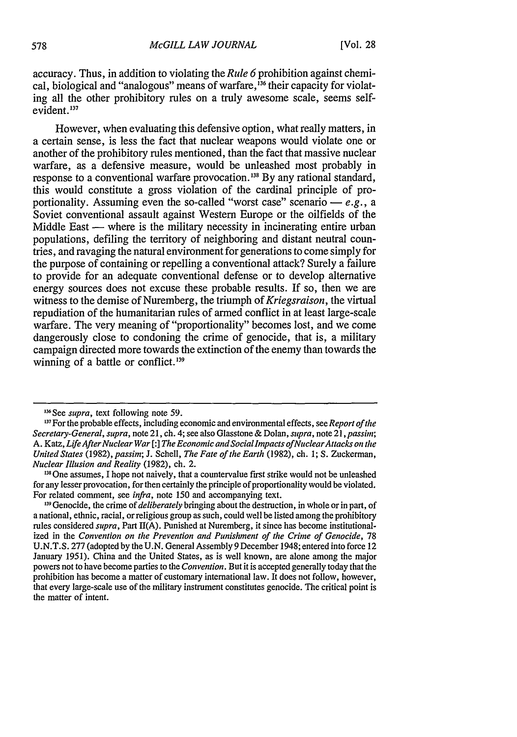accuracy. Thus, in addition to violating the *Rule 6* prohibition against chemical, biological and "analogous" means of warfare,[136] their capacity for violating all the other prohibitory rules on a truly awesome scale, seems self-evident.[137]

However, when evaluating this defensive option, what really matters, in a certain sense, is less the fact that nuclear weapons would violate one or another of the prohibitory rules mentioned, than the fact that massive nuclear warfare, as a defensive measure, would be unleashed most probably in response to a conventional warfare provocation.[138] By any rational standard, this would constitute a gross violation of the cardinal principle of proportionality. Assuming even the so-called "worst case" scenario — *e.g.*, a Soviet conventional assault against Western Europe or the oilfields of the Middle East — where is the military necessity in incinerating entire urban populations, defiling the territory of neighboring and distant neutral countries, and ravaging the natural environment for generations to come simply for the purpose of containing or repelling a conventional attack? Surely a failure to provide for an adequate conventional defense or to develop alternative energy sources does not excuse these probable results. If so, then we are witness to the demise of Nuremberg, the triumph of *Kriegsraison*, the virtual repudiation of the humanitarian rules of armed conflict in at least large-scale warfare. The very meaning of "proportionality" becomes lost, and we come dangerously close to condoning the crime of genocide, that is, a military campaign directed more towards the extinction of the enemy than towards the winning of a battle or conflict.[139]

---

[136] See *supra*, text following note 59.

[137] For the probable effects, including economic and environmental effects, see *Report of the Secretary-General*, *supra*, note 21, ch. 4; see also Glasstone & Dolan, *supra*, note 21, *passim*; A. Katz, *Life After Nuclear War [:] The Economic and Social Impacts of Nuclear Attacks on the United States* (1982), *passim*; J. Schell, *The Fate of the Earth* (1982), ch. 1; S. Zuckerman, *Nuclear Illusion and Reality* (1982), ch. 2.

[138] One assumes, I hope not naively, that a countervalue first strike would not be unleashed for any lesser provocation, for then certainly the principle of proportionality would be violated. For related comment, see *infra*, note 150 and accompanying text.

[139] Genocide, the crime of *deliberately* bringing about the destruction, in whole or in part, of a national, ethnic, racial, or religious group as such, could well be listed among the prohibitory rules considered *supra*, Part II(A). Punished at Nuremberg, it since has become institutionalized in the *Convention on the Prevention and Punishment of the Crime of Genocide*, 78 U.N.T.S. 277 (adopted by the U.N. General Assembly 9 December 1948; entered into force 12 January 1951). China and the United States, as is well known, are alone among the major powers not to have become parties to the *Convention*. But it is accepted generally today that the prohibition has become a matter of customary international law. It does not follow, however, that every large-scale use of the military instrument constitutes genocide. The critical point is the matter of intent.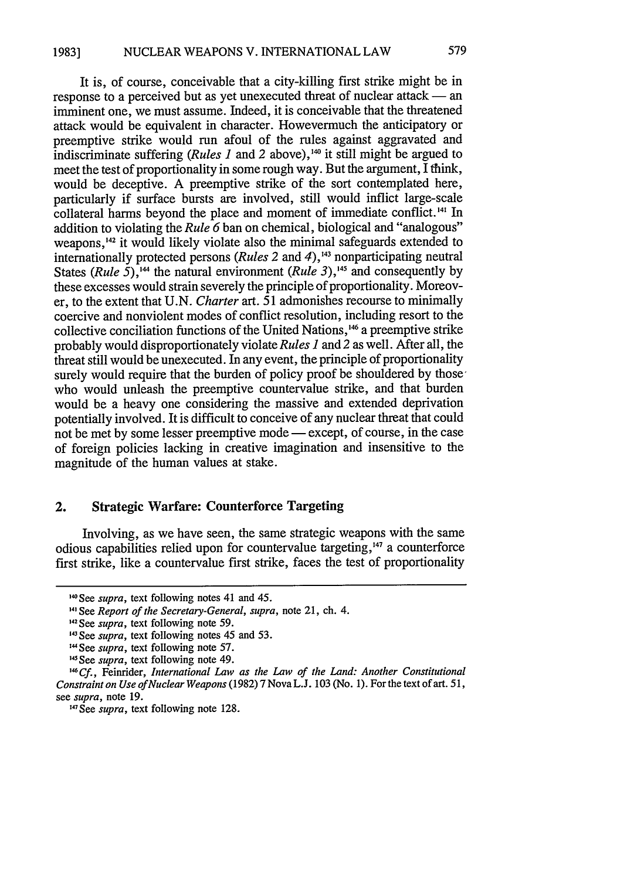It is, of course, conceivable that a city-killing first strike might be in response to a perceived but as yet unexecuted threat of nuclear attack — an imminent one, we must assume. Indeed, it is conceivable that the threatened attack would be equivalent in character. Howevermuch the anticipatory or preemptive strike would run afoul of the rules against aggravated and indiscriminate suffering (*Rules 1* and *2* above),[140] it still might be argued to meet the test of proportionality in some rough way. But the argument, I think, would be deceptive. A preemptive strike of the sort contemplated here, particularly if surface bursts are involved, still would inflict large-scale collateral harms beyond the place and moment of immediate conflict.[141] In addition to violating the *Rule 6* ban on chemical, biological and "analogous" weapons,[142] it would likely violate also the minimal safeguards extended to internationally protected persons (*Rules 2* and *4*),[143] nonparticipating neutral States (*Rule 5*),[144] the natural environment (*Rule 3*),[145] and consequently by these excesses would strain severely the principle of proportionality. Moreover, to the extent that U.N. *Charter* art. 51 admonishes recourse to minimally coercive and nonviolent modes of conflict resolution, including resort to the collective conciliation functions of the United Nations,[146] a preemptive strike probably would disproportionately violate *Rules 1* and *2* as well. After all, the threat still would be unexecuted. In any event, the principle of proportionality surely would require that the burden of policy proof be shouldered by those who would unleash the preemptive countervalue strike, and that burden would be a heavy one considering the massive and extended deprivation potentially involved. It is difficult to conceive of any nuclear threat that could not be met by some lesser preemptive mode — except, of course, in the case of foreign policies lacking in creative imagination and insensitive to the magnitude of the human values at stake.

## 2. Strategic Warfare: Counterforce Targeting

Involving, as we have seen, the same strategic weapons with the same odious capabilities relied upon for countervalue targeting,[147] a counterforce first strike, like a countervalue first strike, faces the test of proportionality

---

[140] See *supra*, text following notes 41 and 45.

[141] See *Report of the Secretary-General*, *supra*, note 21, ch. 4.

[142] See *supra*, text following note 59.

[143] See *supra*, text following notes 45 and 53.

[144] See *supra*, text following note 57.

[145] See *supra*, text following note 49.

[146] *Cf.*, Feinrider, *International Law as the Law of the Land: Another Constitutional Constraint on Use of Nuclear Weapons* (1982) 7 Nova L.J. 103 (No. 1). For the text of art. 51, see *supra*, note 19.

[147] See *supra*, text following note 128.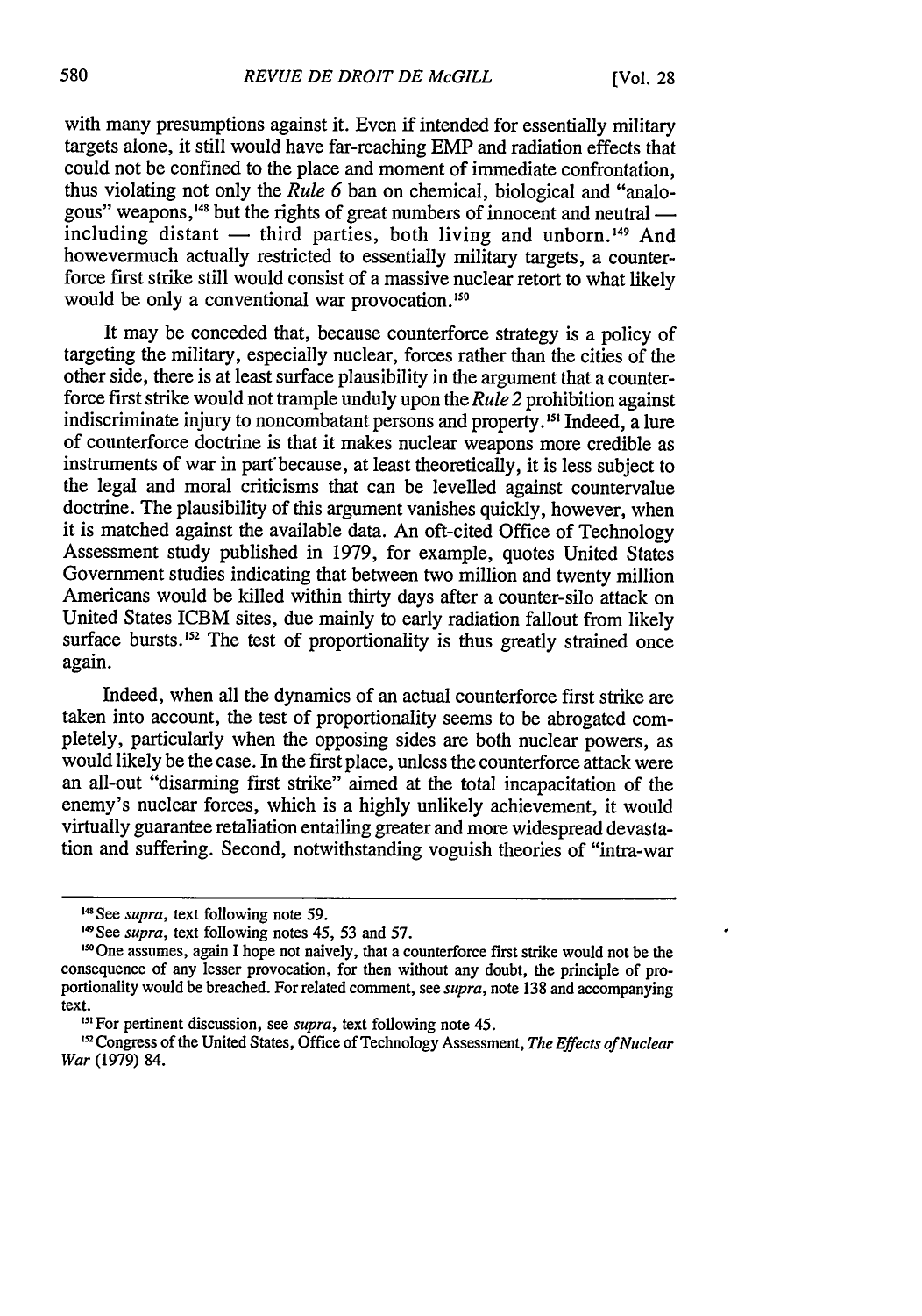with many presumptions against it. Even if intended for essentially military targets alone, it still would have far-reaching EMP and radiation effects that could not be confined to the place and moment of immediate confrontation, thus violating not only the *Rule 6* ban on chemical, biological and "analogous" weapons,[148] but the rights of great numbers of innocent and neutral — including distant — third parties, both living and unborn.[149] And howevermuch actually restricted to essentially military targets, a counterforce first strike still would consist of a massive nuclear retort to what likely would be only a conventional war provocation.[150]

It may be conceded that, because counterforce strategy is a policy of targeting the military, especially nuclear, forces rather than the cities of the other side, there is at least surface plausibility in the argument that a counterforce first strike would not trample unduly upon the *Rule 2* prohibition against indiscriminate injury to noncombatant persons and property.[151] Indeed, a lure of counterforce doctrine is that it makes nuclear weapons more credible as instruments of war in part because, at least theoretically, it is less subject to the legal and moral criticisms that can be levelled against countervalue doctrine. The plausibility of this argument vanishes quickly, however, when it is matched against the available data. An oft-cited Office of Technology Assessment study published in 1979, for example, quotes United States Government studies indicating that between two million and twenty million Americans would be killed within thirty days after a counter-silo attack on United States ICBM sites, due mainly to early radiation fallout from likely surface bursts.[152] The test of proportionality is thus greatly strained once again.

Indeed, when all the dynamics of an actual counterforce first strike are taken into account, the test of proportionality seems to be abrogated completely, particularly when the opposing sides are both nuclear powers, as would likely be the case. In the first place, unless the counterforce attack were an all-out "disarming first strike" aimed at the total incapacitation of the enemy's nuclear forces, which is a highly unlikely achievement, it would virtually guarantee retaliation entailing greater and more widespread devastation and suffering. Second, notwithstanding voguish theories of "intra-war

---

[148] See *supra*, text following note 59.

[149] See *supra*, text following notes 45, 53 and 57.

[150] One assumes, again I hope not naively, that a counterforce first strike would not be the consequence of any lesser provocation, for then without any doubt, the principle of proportionality would be breached. For related comment, see *supra*, note 138 and accompanying text.

[151] For pertinent discussion, see *supra*, text following note 45.

[152] Congress of the United States, Office of Technology Assessment, *The Effects of Nuclear War* (1979) 84.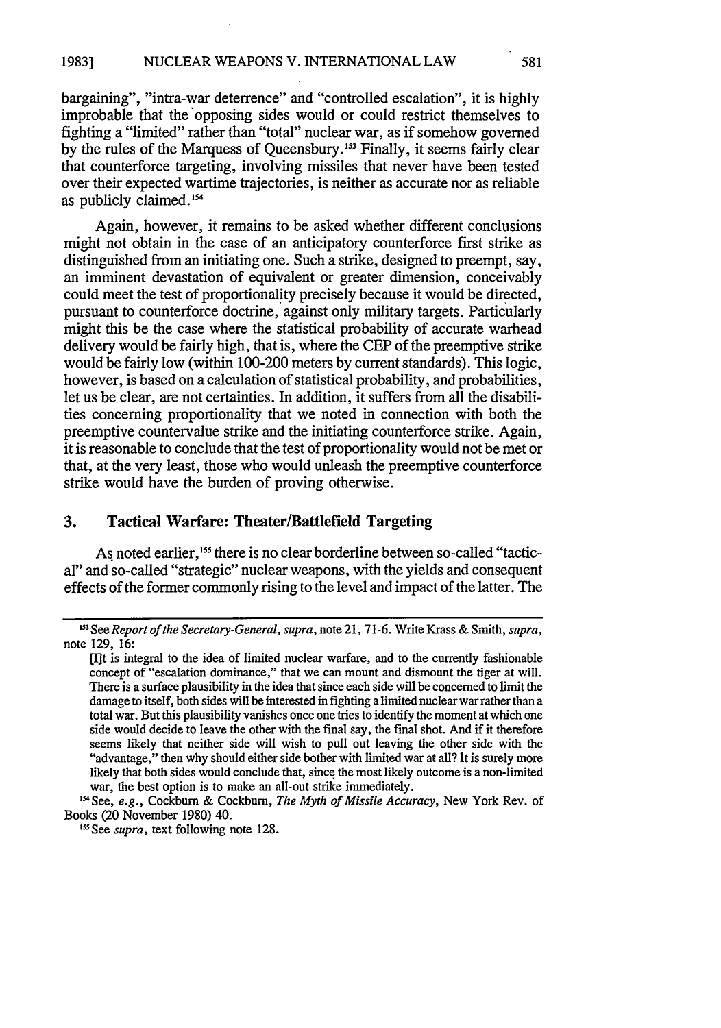bargaining", "intra-war deterrence" and "controlled escalation", it is highly improbable that the opposing sides would or could restrict themselves to fighting a "limited" rather than "total" nuclear war, as if somehow governed by the rules of the Marquess of Queensbury.[153] Finally, it seems fairly clear that counterforce targeting, involving missiles that never have been tested over their expected wartime trajectories, is neither as accurate nor as reliable as publicly claimed.[154]

Again, however, it remains to be asked whether different conclusions might not obtain in the case of an anticipatory counterforce first strike as distinguished from an initiating one. Such a strike, designed to preempt, say, an imminent devastation of equivalent or greater dimension, conceivably could meet the test of proportionality precisely because it would be directed, pursuant to counterforce doctrine, against only military targets. Particularly might this be the case where the statistical probability of accurate warhead delivery would be fairly high, that is, where the CEP of the preemptive strike would be fairly low (within 100-200 meters by current standards). This logic, however, is based on a calculation of statistical probability, and probabilities, let us be clear, are not certainties. In addition, it suffers from all the disabilities concerning proportionality that we noted in connection with both the preemptive countervalue strike and the initiating counterforce strike. Again, it is reasonable to conclude that the test of proportionality would not be met or that, at the very least, those who would unleash the preemptive counterforce strike would have the burden of proving otherwise.

### 3. Tactical Warfare: Theater/Battlefield Targeting

As noted earlier,[155] there is no clear borderline between so-called "tactical" and so-called "strategic" nuclear weapons, with the yields and consequent effects of the former commonly rising to the level and impact of the latter. The

---

[153] See *Report of the Secretary-General*, *supra*, note 21, 71-6. Write Krass & Smith, *supra*, note 129, 16:

> [I]t is integral to the idea of limited nuclear warfare, and to the currently fashionable concept of "escalation dominance," that we can mount and dismount the tiger at will. There is a surface plausibility in the idea that since each side will be concerned to limit the damage to itself, both sides will be interested in fighting a limited nuclear war rather than a total war. But this plausibility vanishes once one tries to identify the moment at which one side would decide to leave the other with the final say, the final shot. And if it therefore seems likely that neither side will wish to pull out leaving the other side with the "advantage," then why should either side bother with limited war at all? It is surely more likely that both sides would conclude that, since the most likely outcome is a non-limited war, the best option is to make an all-out strike immediately.

[154] See, *e.g.*, Cockburn & Cockburn, *The Myth of Missile Accuracy*, New York Rev. of Books (20 November 1980) 40.

[155] See *supra*, text following note 128.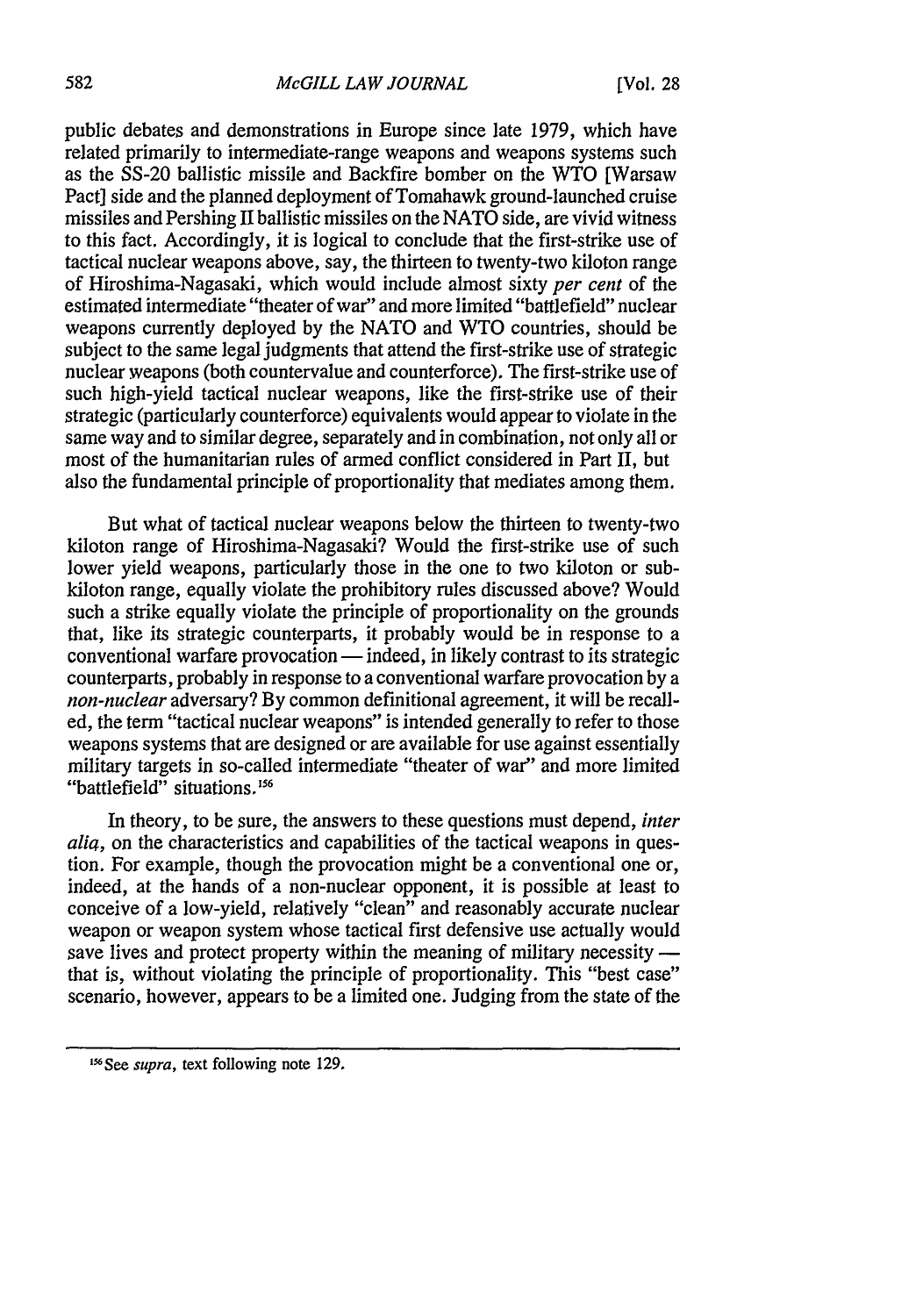public debates and demonstrations in Europe since late 1979, which have related primarily to intermediate-range weapons and weapons systems such as the SS-20 ballistic missile and Backfire bomber on the WTO [Warsaw Pact] side and the planned deployment of Tomahawk ground-launched cruise missiles and Pershing II ballistic missiles on the NATO side, are vivid witness to this fact. Accordingly, it is logical to conclude that the first-strike use of tactical nuclear weapons above, say, the thirteen to twenty-two kiloton range of Hiroshima-Nagasaki, which would include almost sixty *per cent* of the estimated intermediate "theater of war" and more limited "battlefield" nuclear weapons currently deployed by the NATO and WTO countries, should be subject to the same legal judgments that attend the first-strike use of strategic nuclear weapons (both countervalue and counterforce). The first-strike use of such high-yield tactical nuclear weapons, like the first-strike use of their strategic (particularly counterforce) equivalents would appear to violate in the same way and to similar degree, separately and in combination, not only all or most of the humanitarian rules of armed conflict considered in Part II, but also the fundamental principle of proportionality that mediates among them.

But what of tactical nuclear weapons below the thirteen to twenty-two kiloton range of Hiroshima-Nagasaki? Would the first-strike use of such lower yield weapons, particularly those in the one to two kiloton or sub-kiloton range, equally violate the prohibitory rules discussed above? Would such a strike equally violate the principle of proportionality on the grounds that, like its strategic counterparts, it probably would be in response to a conventional warfare provocation — indeed, in likely contrast to its strategic counterparts, probably in response to a conventional warfare provocation by a *non-nuclear* adversary? By common definitional agreement, it will be recalled, the term "tactical nuclear weapons" is intended generally to refer to those weapons systems that are designed or are available for use against essentially military targets in so-called intermediate "theater of war" and more limited "battlefield" situations.[156]

In theory, to be sure, the answers to these questions must depend, *inter alia*, on the characteristics and capabilities of the tactical weapons in question. For example, though the provocation might be a conventional one or, indeed, at the hands of a non-nuclear opponent, it is possible at least to conceive of a low-yield, relatively "clean" and reasonably accurate nuclear weapon or weapon system whose tactical first defensive use actually would save lives and protect property within the meaning of military necessity — that is, without violating the principle of proportionality. This "best case" scenario, however, appears to be a limited one. Judging from the state of the

[156] See *supra*, text following note 129.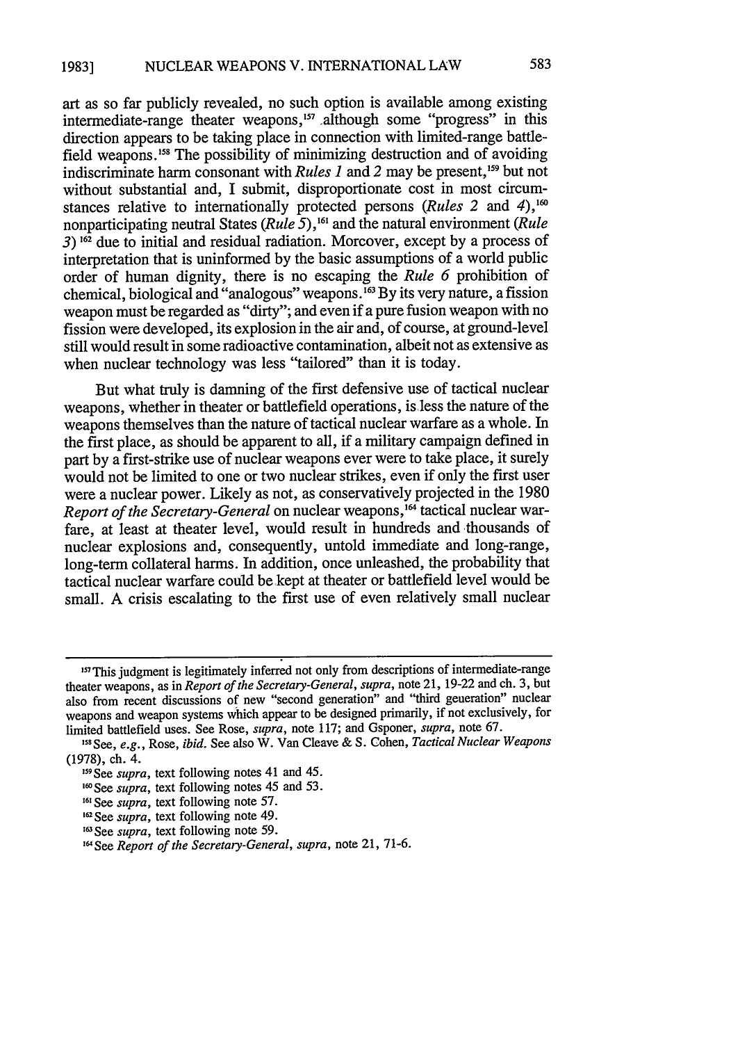art as so far publicly revealed, no such option is available among existing intermediate-range theater weapons,[157] although some "progress" in this direction appears to be taking place in connection with limited-range battlefield weapons.[158] The possibility of minimizing destruction and of avoiding indiscriminate harm consonant with *Rules 1* and *2* may be present,[159] but not without substantial and, I submit, disproportionate cost in most circumstances relative to internationally protected persons (*Rules 2* and *4*),[160] nonparticipating neutral States (*Rule 5*),[161] and the natural environment (*Rule 3*)[162] due to initial and residual radiation. Moreover, except by a process of interpretation that is uninformed by the basic assumptions of a world public order of human dignity, there is no escaping the *Rule 6* prohibition of chemical, biological and "analogous" weapons.[163] By its very nature, a fission weapon must be regarded as "dirty"; and even if a pure fusion weapon with no fission were developed, its explosion in the air and, of course, at ground-level still would result in some radioactive contamination, albeit not as extensive as when nuclear technology was less "tailored" than it is today.

But what truly is damning of the first defensive use of tactical nuclear weapons, whether in theater or battlefield operations, is less the nature of the weapons themselves than the nature of tactical nuclear warfare as a whole. In the first place, as should be apparent to all, if a military campaign defined in part by a first-strike use of nuclear weapons ever were to take place, it surely would not be limited to one or two nuclear strikes, even if only the first user were a nuclear power. Likely as not, as conservatively projected in the 1980 *Report of the Secretary-General* on nuclear weapons,[164] tactical nuclear warfare, at least at theater level, would result in hundreds and thousands of nuclear explosions and, consequently, untold immediate and long-range, long-term collateral harms. In addition, once unleashed, the probability that tactical nuclear warfare could be kept at theater or battlefield level would be small. A crisis escalating to the first use of even relatively small nuclear

---

[157] This judgment is legitimately inferred not only from descriptions of intermediate-range theater weapons, as in *Report of the Secretary-General*, *supra*, note 21, 19-22 and ch. 3, but also from recent discussions of new "second generation" and "third generation" nuclear weapons and weapon systems which appear to be designed primarily, if not exclusively, for limited battlefield uses. See Rose, *supra*, note 117; and Gsponer, *supra*, note 67.

[158] See, *e.g.*, Rose, *ibid.* See also W. Van Cleave & S. Cohen, *Tactical Nuclear Weapons* (1978), ch. 4.

[159] See *supra*, text following notes 41 and 45.

[160] See *supra*, text following notes 45 and 53.

[161] See *supra*, text following note 57.

[162] See *supra*, text following note 49.

[163] See *supra*, text following note 59.

[164] See *Report of the Secretary-General*, *supra*, note 21, 71-6.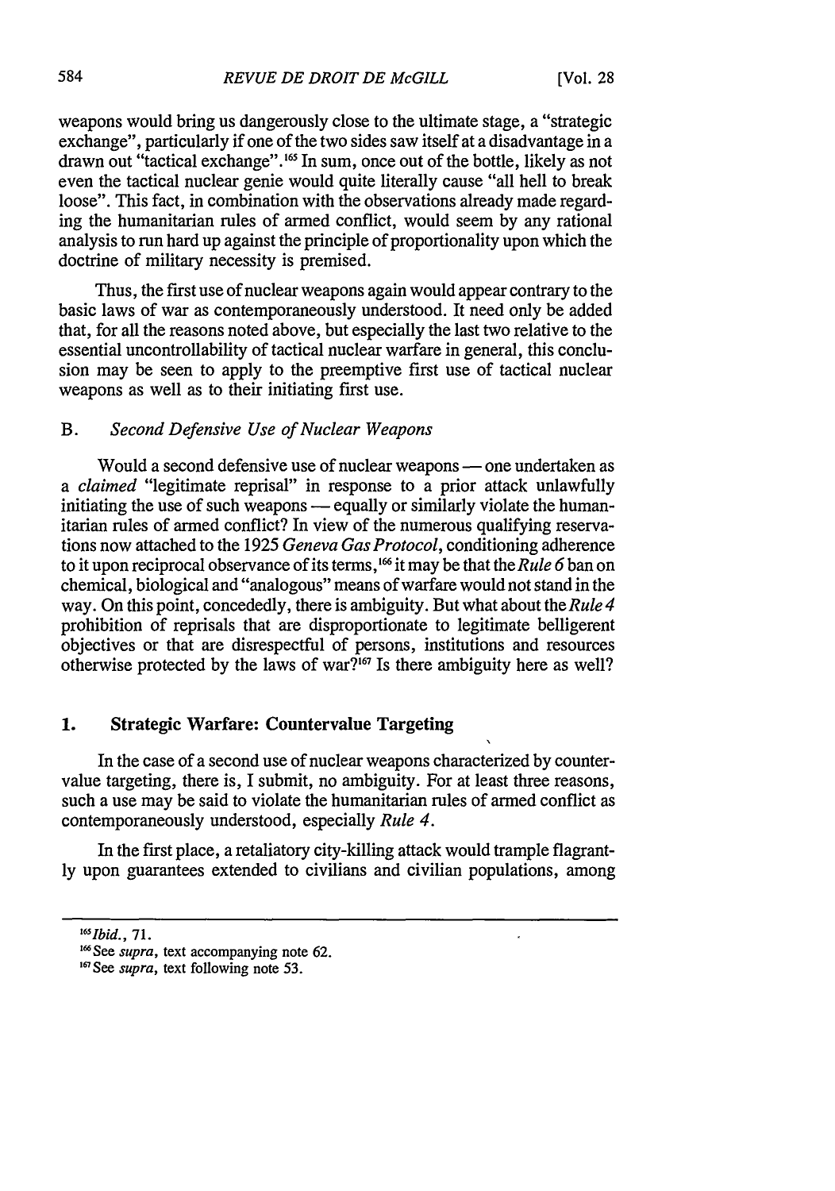weapons would bring us dangerously close to the ultimate stage, a "strategic exchange", particularly if one of the two sides saw itself at a disadvantage in a drawn out "tactical exchange".[165] In sum, once out of the bottle, likely as not even the tactical nuclear genie would quite literally cause "all hell to break loose". This fact, in combination with the observations already made regarding the humanitarian rules of armed conflict, would seem by any rational analysis to run hard up against the principle of proportionality upon which the doctrine of military necessity is premised.

Thus, the first use of nuclear weapons again would appear contrary to the basic laws of war as contemporaneously understood. It need only be added that, for all the reasons noted above, but especially the last two relative to the essential uncontrollability of tactical nuclear warfare in general, this conclusion may be seen to apply to the preemptive first use of tactical nuclear weapons as well as to their initiating first use.

### B. *Second Defensive Use of Nuclear Weapons*

Would a second defensive use of nuclear weapons — one undertaken as a *claimed* "legitimate reprisal" in response to a prior attack unlawfully initiating the use of such weapons — equally or similarly violate the humanitarian rules of armed conflict? In view of the numerous qualifying reservations now attached to the 1925 *Geneva Gas Protocol*, conditioning adherence to it upon reciprocal observance of its terms,[166] it may be that the *Rule 6* ban on chemical, biological and "analogous" means of warfare would not stand in the way. On this point, concededly, there is ambiguity. But what about the *Rule 4* prohibition of reprisals that are disproportionate to legitimate belligerent objectives or that are disrespectful of persons, institutions and resources otherwise protected by the laws of war?[167] Is there ambiguity here as well?

#### 1. Strategic Warfare: Countervalue Targeting

In the case of a second use of nuclear weapons characterized by countervalue targeting, there is, I submit, no ambiguity. For at least three reasons, such a use may be said to violate the humanitarian rules of armed conflict as contemporaneously understood, especially *Rule 4*.

In the first place, a retaliatory city-killing attack would trample flagrantly upon guarantees extended to civilians and civilian populations, among

---

[165] *Ibid.*, 71.

[166] See *supra*, text accompanying note 62.

[167] See *supra*, text following note 53.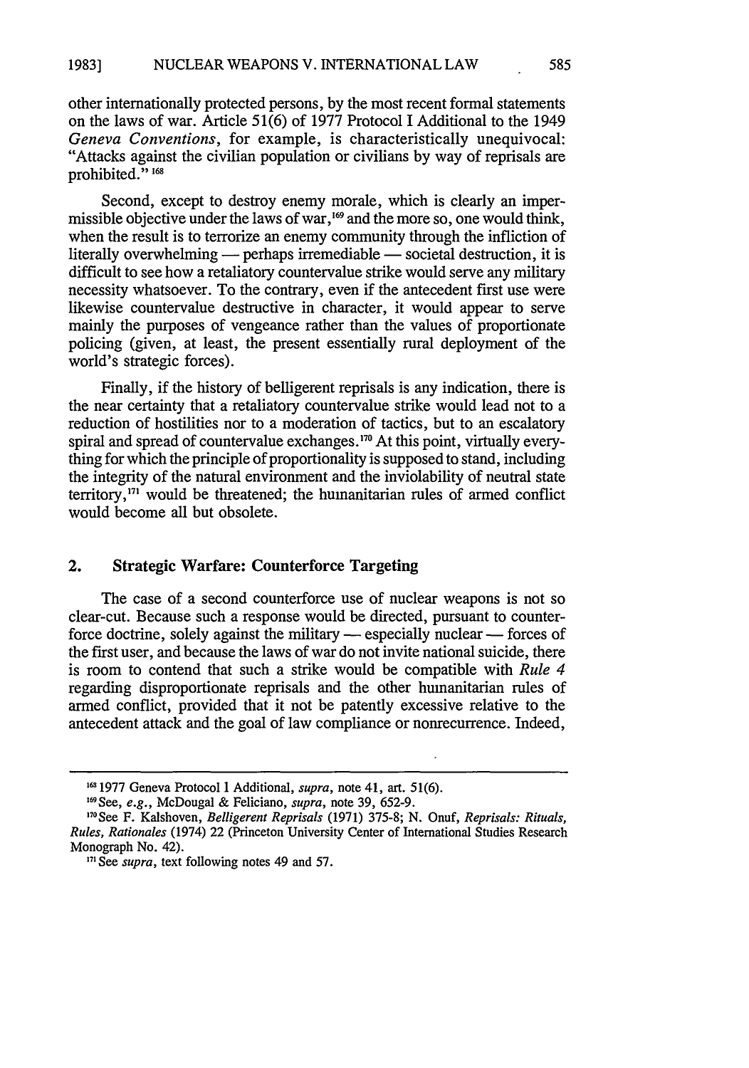other internationally protected persons, by the most recent formal statements on the laws of war. Article 51(6) of 1977 Protocol I Additional to the 1949 *Geneva Conventions*, for example, is characteristically unequivocal: "Attacks against the civilian population or civilians by way of reprisals are prohibited."[168]

Second, except to destroy enemy morale, which is clearly an impermissible objective under the laws of war,[169] and the more so, one would think, when the result is to terrorize an enemy community through the infliction of literally overwhelming — perhaps irremediable — societal destruction, it is difficult to see how a retaliatory countervalue strike would serve any military necessity whatsoever. To the contrary, even if the antecedent first use were likewise countervalue destructive in character, it would appear to serve mainly the purposes of vengeance rather than the values of proportionate policing (given, at least, the present essentially rural deployment of the world's strategic forces).

Finally, if the history of belligerent reprisals is any indication, there is the near certainty that a retaliatory countervalue strike would lead not to a reduction of hostilities nor to a moderation of tactics, but to an escalatory spiral and spread of countervalue exchanges.[170] At this point, virtually everything for which the principle of proportionality is supposed to stand, including the integrity of the natural environment and the inviolability of neutral state territory,[171] would be threatened; the humanitarian rules of armed conflict would become all but obsolete.

## 2. Strategic Warfare: Counterforce Targeting

The case of a second counterforce use of nuclear weapons is not so clear-cut. Because such a response would be directed, pursuant to counterforce doctrine, solely against the military — especially nuclear — forces of the first user, and because the laws of war do not invite national suicide, there is room to contend that such a strike would be compatible with *Rule 4* regarding disproportionate reprisals and the other humanitarian rules of armed conflict, provided that it not be patently excessive relative to the antecedent attack and the goal of law compliance or nonrecurrence. Indeed,

---

[168] 1977 Geneva Protocol I Additional, *supra*, note 41, art. 51(6).

[169] See, *e.g.*, McDougal & Feliciano, *supra*, note 39, 652-9.

[170] See F. Kalshoven, *Belligerent Reprisals* (1971) 375-8; N. Onuf, *Reprisals: Rituals, Rules, Rationales* (1974) 22 (Princeton University Center of International Studies Research Monograph No. 42).

[171] See *supra*, text following notes 49 and 57.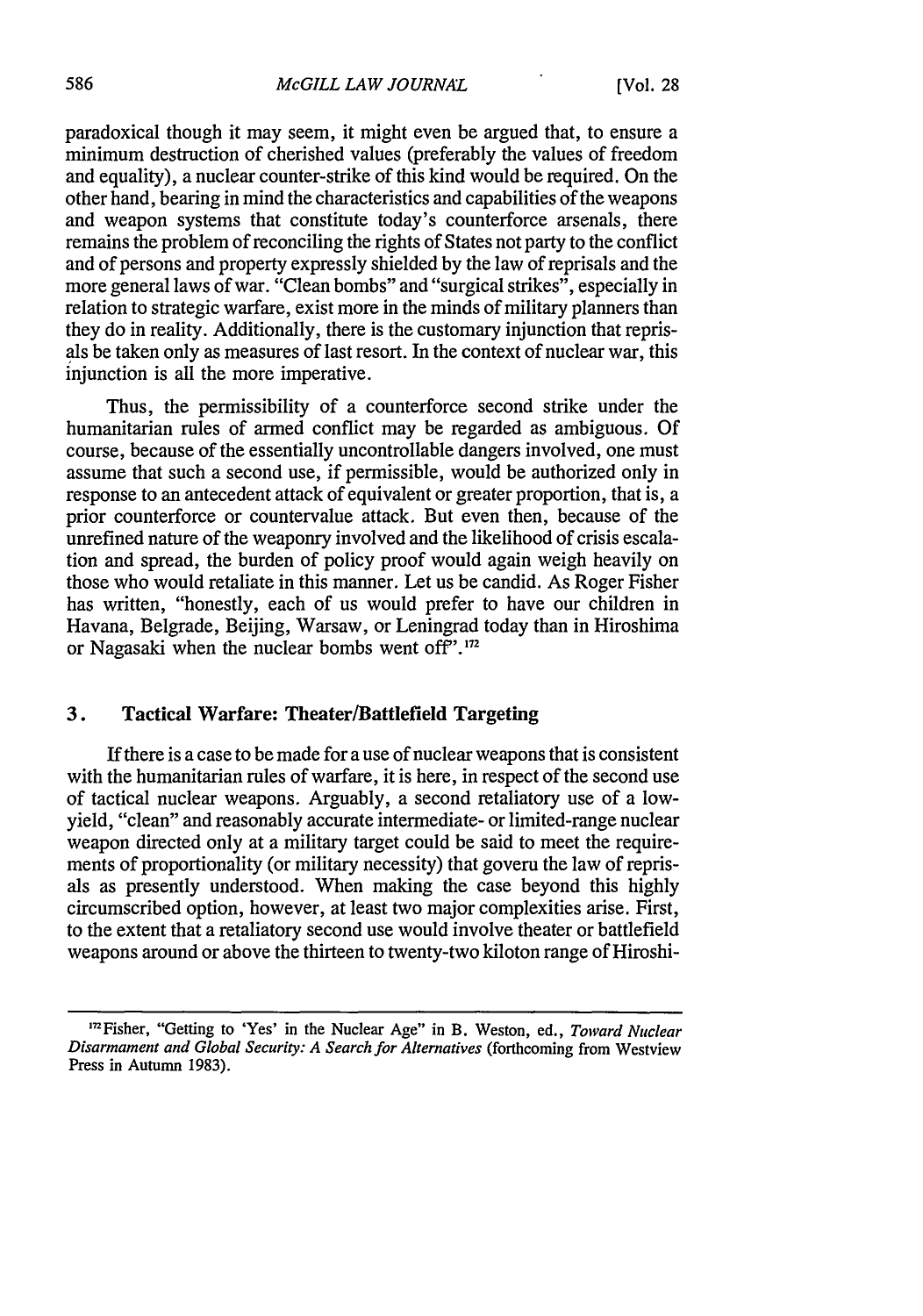paradoxical though it may seem, it might even be argued that, to ensure a minimum destruction of cherished values (preferably the values of freedom and equality), a nuclear counter-strike of this kind would be required. On the other hand, bearing in mind the characteristics and capabilities of the weapons and weapon systems that constitute today's counterforce arsenals, there remains the problem of reconciling the rights of States not party to the conflict and of persons and property expressly shielded by the law of reprisals and the more general laws of war. "Clean bombs" and "surgical strikes", especially in relation to strategic warfare, exist more in the minds of military planners than they do in reality. Additionally, there is the customary injunction that reprisals be taken only as measures of last resort. In the context of nuclear war, this injunction is all the more imperative.

Thus, the permissibility of a counterforce second strike under the humanitarian rules of armed conflict may be regarded as ambiguous. Of course, because of the essentially uncontrollable dangers involved, one must assume that such a second use, if permissible, would be authorized only in response to an antecedent attack of equivalent or greater proportion, that is, a prior counterforce or countervalue attack. But even then, because of the unrefined nature of the weaponry involved and the likelihood of crisis escalation and spread, the burden of policy proof would again weigh heavily on those who would retaliate in this manner. Let us be candid. As Roger Fisher has written, "honestly, each of us would prefer to have our children in Havana, Belgrade, Beijing, Warsaw, or Leningrad today than in Hiroshima or Nagasaki when the nuclear bombs went off".[172]

### 3. Tactical Warfare: Theater/Battlefield Targeting

If there is a case to be made for a use of nuclear weapons that is consistent with the humanitarian rules of warfare, it is here, in respect of the second use of tactical nuclear weapons. Arguably, a second retaliatory use of a low-yield, "clean" and reasonably accurate intermediate- or limited-range nuclear weapon directed only at a military target could be said to meet the requirements of proportionality (or military necessity) that govern the law of reprisals as presently understood. When making the case beyond this highly circumscribed option, however, at least two major complexities arise. First, to the extent that a retaliatory second use would involve theater or battlefield weapons around or above the thirteen to twenty-two kiloton range of Hiroshi-

---

[172] Fisher, "Getting to 'Yes' in the Nuclear Age" in B. Weston, ed., *Toward Nuclear Disarmament and Global Security: A Search for Alternatives* (forthcoming from Westview Press in Autumn 1983).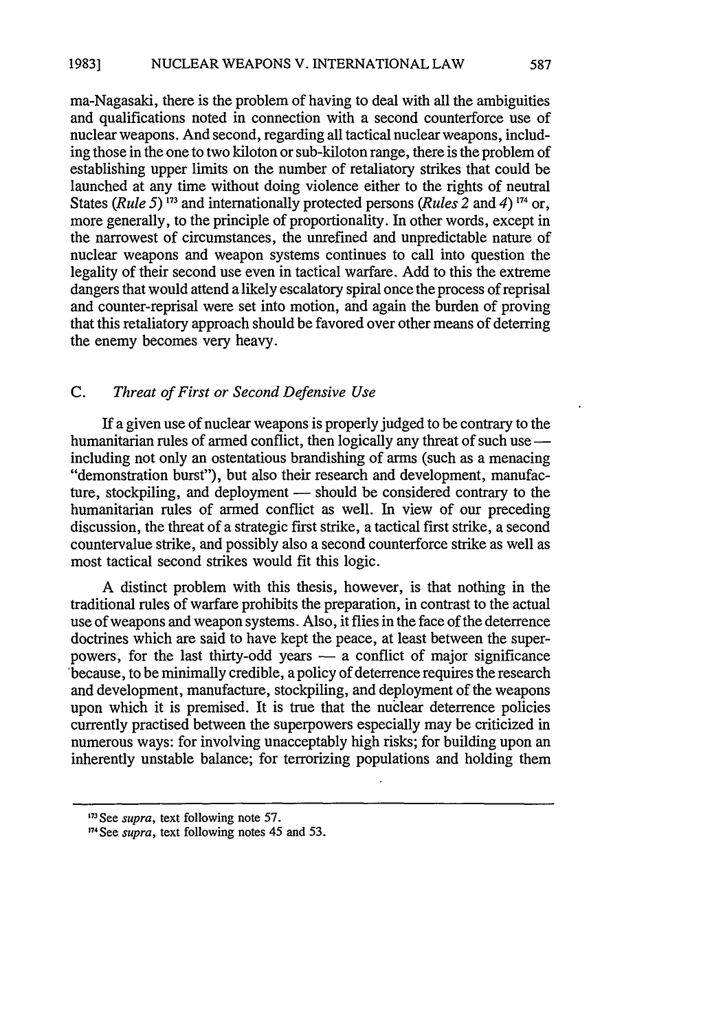ma-Nagasaki, there is the problem of having to deal with all the ambiguities and qualifications noted in connection with a second counterforce use of nuclear weapons. And second, regarding all tactical nuclear weapons, including those in the one to two kiloton or sub-kiloton range, there is the problem of establishing upper limits on the number of retaliatory strikes that could be launched at any time without doing violence either to the rights of neutral States (*Rule 5*) [173] and internationally protected persons (*Rules 2* and *4*) [174] or, more generally, to the principle of proportionality. In other words, except in the narrowest of circumstances, the unrefined and unpredictable nature of nuclear weapons and weapon systems continues to call into question the legality of their second use even in tactical warfare. Add to this the extreme dangers that would attend a likely escalatory spiral once the process of reprisal and counter-reprisal were set into motion, and again the burden of proving that this retaliatory approach should be favored over other means of deterring the enemy becomes very heavy.

### C. *Threat of First or Second Defensive Use*

If a given use of nuclear weapons is properly judged to be contrary to the humanitarian rules of armed conflict, then logically any threat of such use — including not only an ostentatious brandishing of arms (such as a menacing "demonstration burst"), but also their research and development, manufacture, stockpiling, and deployment — should be considered contrary to the humanitarian rules of armed conflict as well. In view of our preceding discussion, the threat of a strategic first strike, a tactical first strike, a second countervalue strike, and possibly also a second counterforce strike as well as most tactical second strikes would fit this logic.

A distinct problem with this thesis, however, is that nothing in the traditional rules of warfare prohibits the preparation, in contrast to the actual use of weapons and weapon systems. Also, it flies in the face of the deterrence doctrines which are said to have kept the peace, at least between the superpowers, for the last thirty-odd years — a conflict of major significance because, to be minimally credible, a policy of deterrence requires the research and development, manufacture, stockpiling, and deployment of the weapons upon which it is premised. It is true that the nuclear deterrence policies currently practised between the superpowers especially may be criticized in numerous ways: for involving unacceptably high risks; for building upon an inherently unstable balance; for terrorizing populations and holding them

---

[173] See *supra*, text following note 57.

[174] See *supra*, text following notes 45 and 53.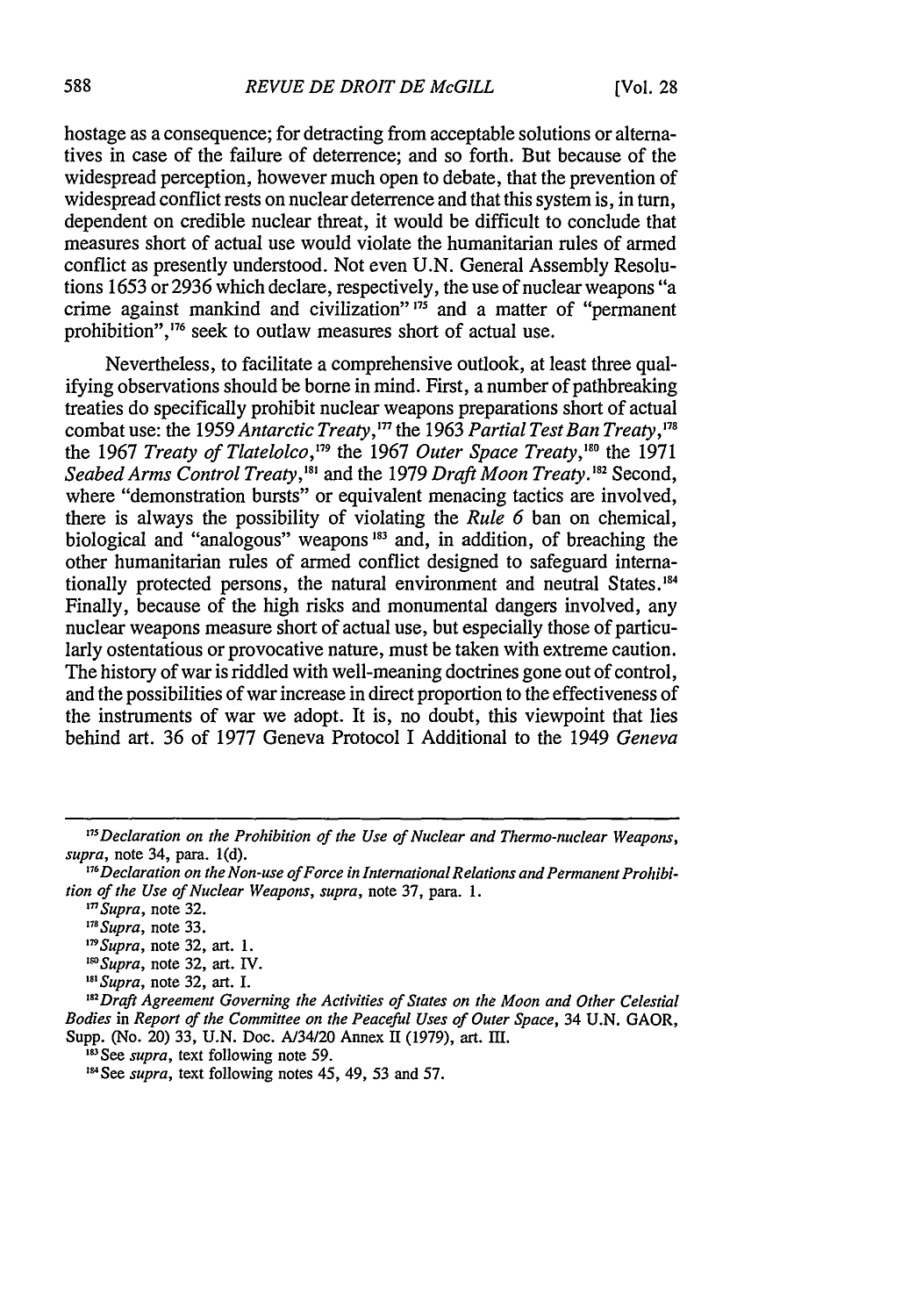hostage as a consequence; for detracting from acceptable solutions or alternatives in case of the failure of deterrence; and so forth. But because of the widespread perception, however much open to debate, that the prevention of widespread conflict rests on nuclear deterrence and that this system is, in turn, dependent on credible nuclear threat, it would be difficult to conclude that measures short of actual use would violate the humanitarian rules of armed conflict as presently understood. Not even U.N. General Assembly Resolutions 1653 or 2936 which declare, respectively, the use of nuclear weapons "a crime against mankind and civilization"[175] and a matter of "permanent prohibition",[176] seek to outlaw measures short of actual use.

Nevertheless, to facilitate a comprehensive outlook, at least three qualifying observations should be borne in mind. First, a number of pathbreaking treaties do specifically prohibit nuclear weapons preparations short of actual combat use: the 1959 *Antarctic Treaty*,[177] the 1963 *Partial Test Ban Treaty*,[178] the 1967 *Treaty of Tlatelolco*,[179] the 1967 *Outer Space Treaty*,[180] the 1971 *Seabed Arms Control Treaty*,[181] and the 1979 *Draft Moon Treaty*.[182] Second, where "demonstration bursts" or equivalent menacing tactics are involved, there is always the possibility of violating the *Rule 6* ban on chemical, biological and "analogous" weapons[183] and, in addition, of breaching the other humanitarian rules of armed conflict designed to safeguard internationally protected persons, the natural environment and neutral States.[184] Finally, because of the high risks and monumental dangers involved, any nuclear weapons measure short of actual use, but especially those of particularly ostentatious or provocative nature, must be taken with extreme caution. The history of war is riddled with well-meaning doctrines gone out of control, and the possibilities of war increase in direct proportion to the effectiveness of the instruments of war we adopt. It is, no doubt, this viewpoint that lies behind art. 36 of 1977 Geneva Protocol I Additional to the 1949 *Geneva*

---

[175] *Declaration on the Prohibition of the Use of Nuclear and Thermo-nuclear Weapons*, *supra*, note 34, para. 1(d).

[176] *Declaration on the Non-use of Force in International Relations and Permanent Prohibition of the Use of Nuclear Weapons*, *supra*, note 37, para. 1.

[177] *Supra*, note 32.

[178] *Supra*, note 33.

[179] *Supra*, note 32, art. 1.

[180] *Supra*, note 32, art. IV.

[181] *Supra*, note 32, art. I.

[182] *Draft Agreement Governing the Activities of States on the Moon and Other Celestial Bodies* in *Report of the Committee on the Peaceful Uses of Outer Space*, 34 U.N. GAOR, Supp. (No. 20) 33, U.N. Doc. A/34/20 Annex II (1979), art. III.

[183] See *supra*, text following note 59.

[184] See *supra*, text following notes 45, 49, 53 and 57.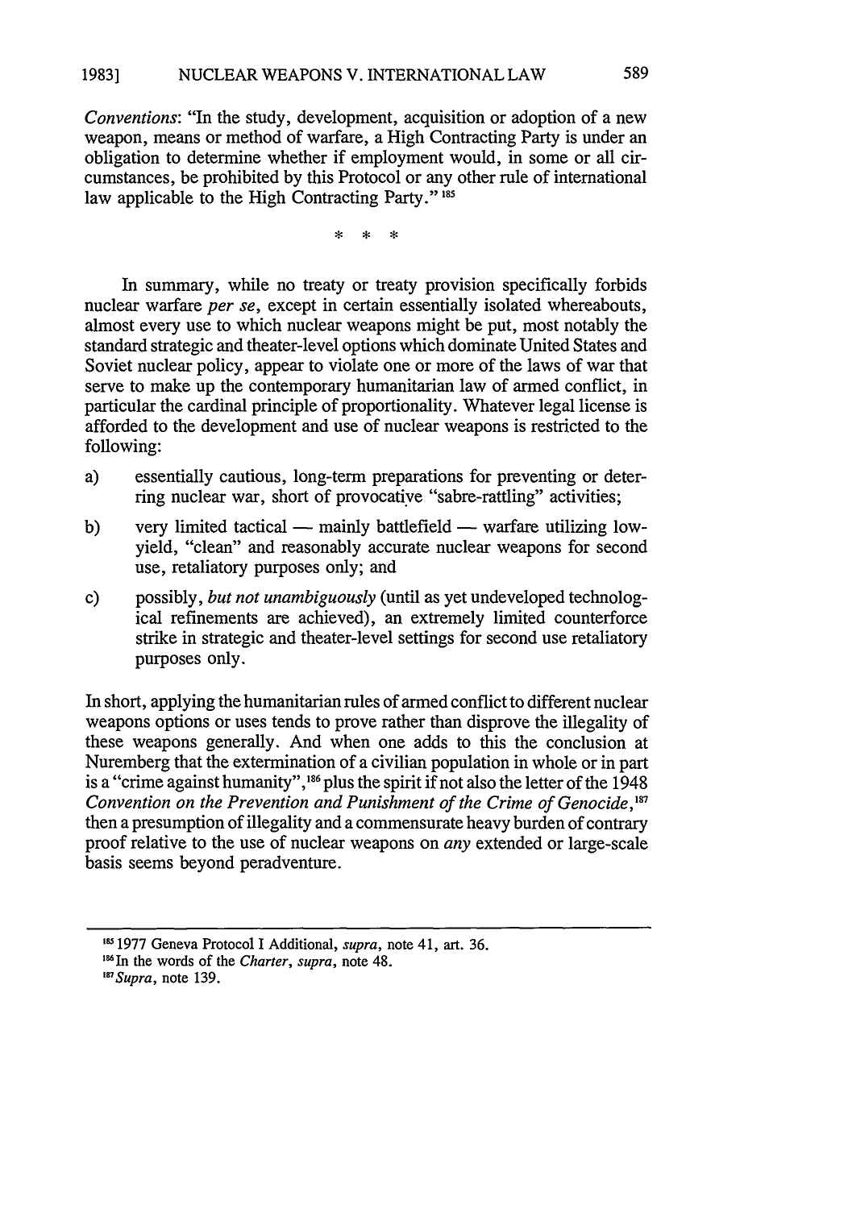*Conventions*: "In the study, development, acquisition or adoption of a new weapon, means or method of warfare, a High Contracting Party is under an obligation to determine whether if employment would, in some or all circumstances, be prohibited by this Protocol or any other rule of international law applicable to the High Contracting Party."[185]

\* \* \*

In summary, while no treaty or treaty provision specifically forbids nuclear warfare *per se*, except in certain essentially isolated whereabouts, almost every use to which nuclear weapons might be put, most notably the standard strategic and theater-level options which dominate United States and Soviet nuclear policy, appear to violate one or more of the laws of war that serve to make up the contemporary humanitarian law of armed conflict, in particular the cardinal principle of proportionality. Whatever legal license is afforded to the development and use of nuclear weapons is restricted to the following:

a) essentially cautious, long-term preparations for preventing or deterring nuclear war, short of provocative "sabre-rattling" activities;

b) very limited tactical — mainly battlefield — warfare utilizing low-yield, "clean" and reasonably accurate nuclear weapons for second use, retaliatory purposes only; and

c) possibly, *but not unambiguously* (until as yet undeveloped technological refinements are achieved), an extremely limited counterforce strike in strategic and theater-level settings for second use retaliatory purposes only.

In short, applying the humanitarian rules of armed conflict to different nuclear weapons options or uses tends to prove rather than disprove the illegality of these weapons generally. And when one adds to this the conclusion at Nuremberg that the extermination of a civilian population in whole or in part is a "crime against humanity",[186] plus the spirit if not also the letter of the 1948 *Convention on the Prevention and Punishment of the Crime of Genocide*,[187] then a presumption of illegality and a commensurate heavy burden of contrary proof relative to the use of nuclear weapons on *any* extended or large-scale basis seems beyond peradventure.

---

[185] 1977 Geneva Protocol I Additional, *supra*, note 41, art. 36.

[186] In the words of the *Charter*, *supra*, note 48.

[187] *Supra*, note 139.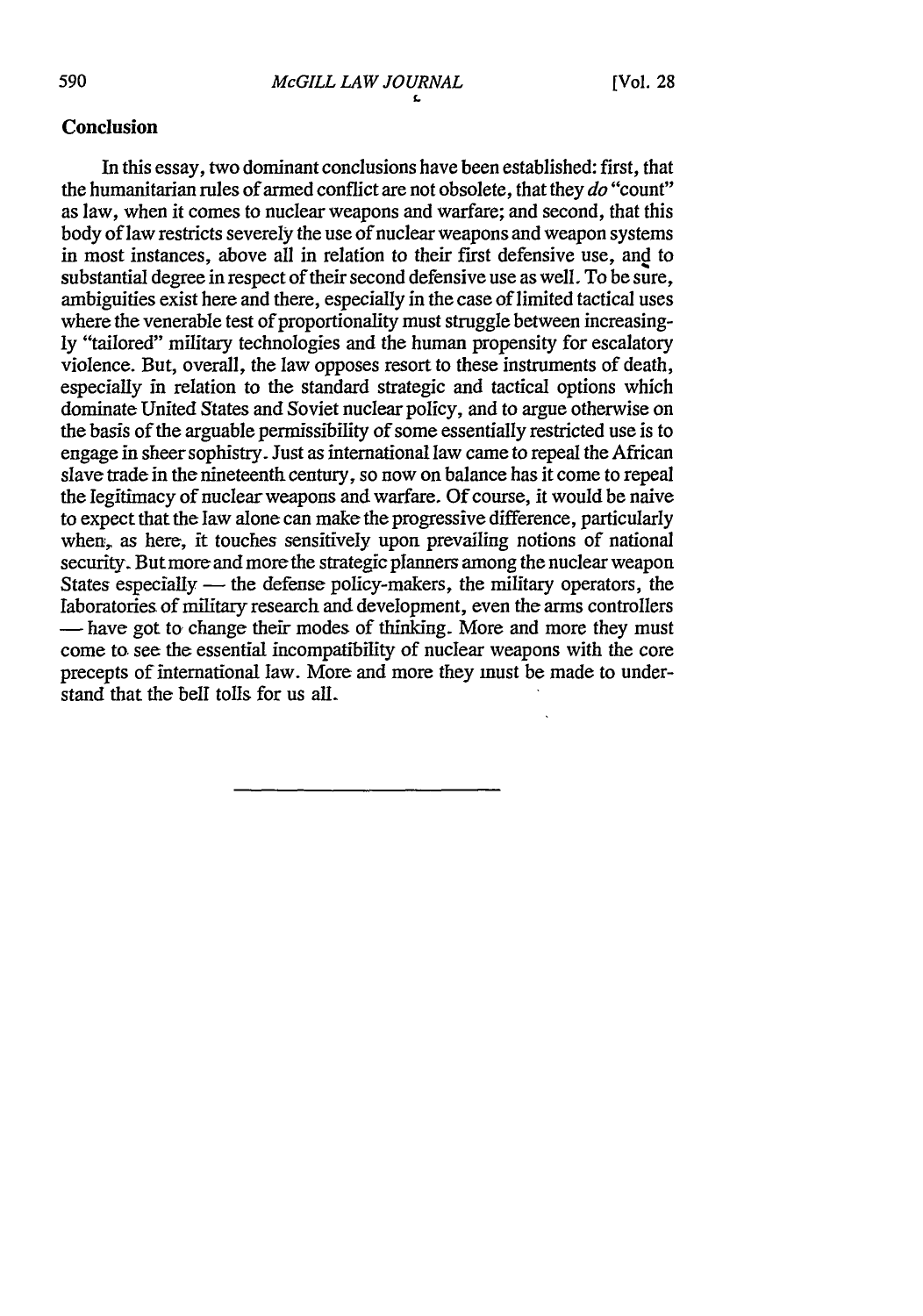## Conclusion

In this essay, two dominant conclusions have been established: first, that the humanitarian rules of armed conflict are not obsolete, that they *do* "count" as law, when it comes to nuclear weapons and warfare; and second, that this body of law restricts severely the use of nuclear weapons and weapon systems in most instances, above all in relation to their first defensive use, and to substantial degree in respect of their second defensive use as well. To be sure, ambiguities exist here and there, especially in the case of limited tactical uses where the venerable test of proportionality must struggle between increasingly "tailored" military technologies and the human propensity for escalatory violence. But, overall, the law opposes resort to these instruments of death, especially in relation to the standard strategic and tactical options which dominate United States and Soviet nuclear policy, and to argue otherwise on the basis of the arguable permissibility of some essentially restricted use is to engage in sheer sophistry. Just as international law came to repeal the African slave trade in the nineteenth century, so now on balance has it come to repeal the legitimacy of nuclear weapons and warfare. Of course, it would be naive to expect that the law alone can make the progressive difference, particularly when, as here, it touches sensitively upon prevailing notions of national security. But more and more the strategic planners among the nuclear weapon States especially — the defense policy-makers, the military operators, the laboratories of military research and development, even the arms controllers — have got to change their modes of thinking. More and more they must come to see the essential incompatibility of nuclear weapons with the core precepts of international law. More and more they must be made to understand that the bell tolls for us all.